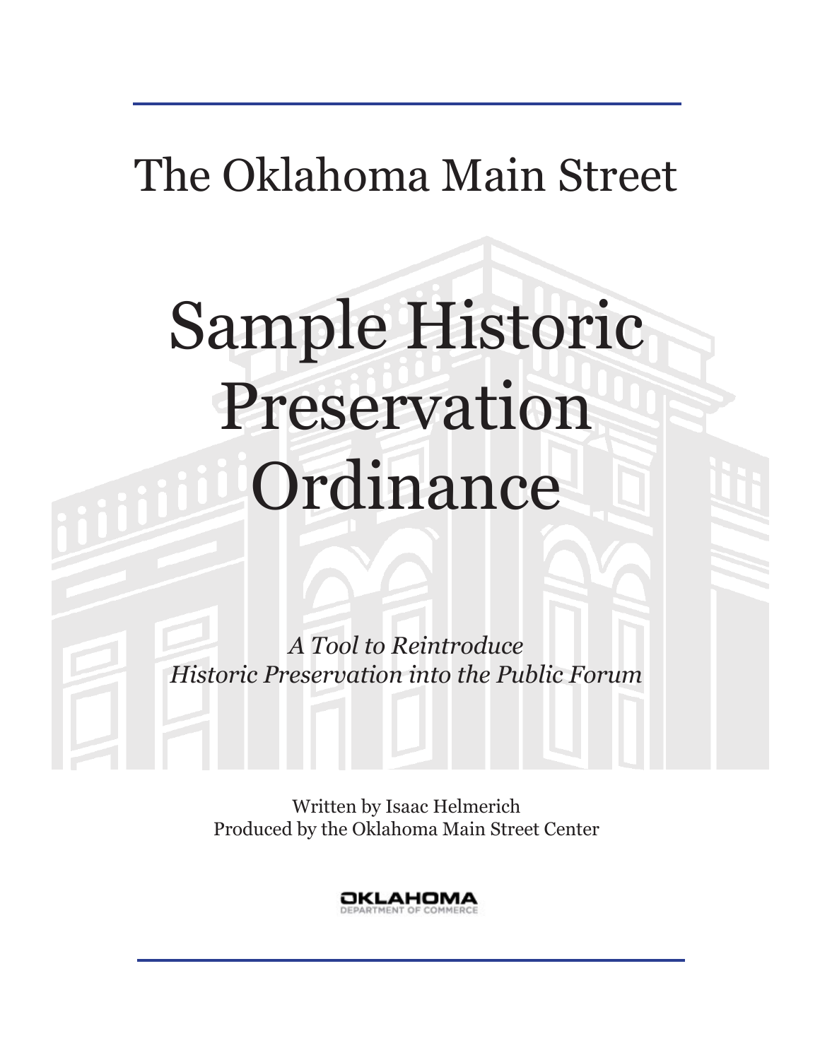The Oklahoma Main Street

# Sample Historic Preservation Ordinance

*A Tool to Reintroduce Historic Preservation into the Public Forum*

Written by Isaac Helmerich
Produced by the Oklahoma Main Street Center

OKLAHOMA
DEPARTMENT OF COMMERCE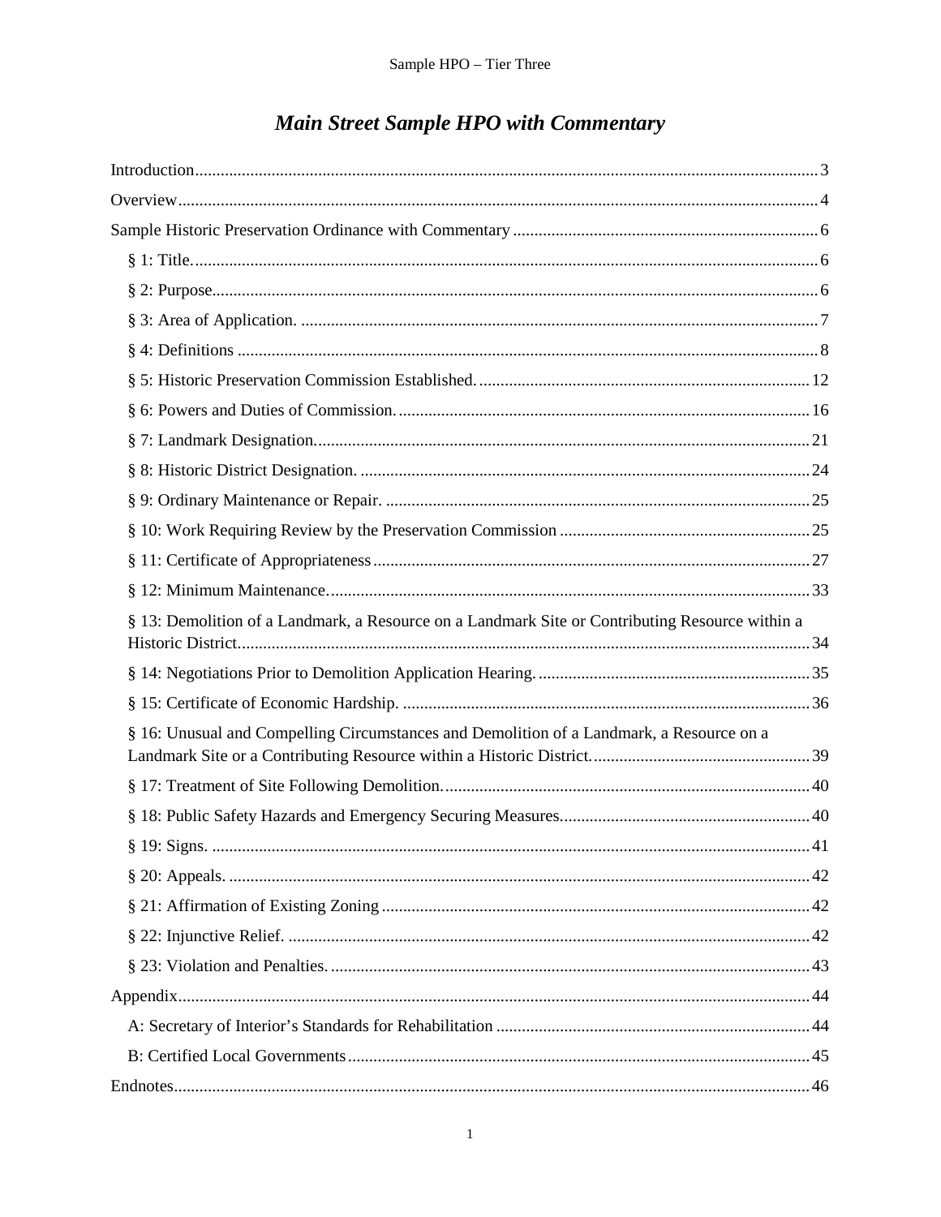# Main Street Sample HPO with Commentary

- Introduction ... 3
- Overview ... 4
- Sample Historic Preservation Ordinance with Commentary ... 6
  - § 1: Title. ... 6
  - § 2: Purpose ... 6
  - § 3: Area of Application. ... 7
  - § 4: Definitions ... 8
  - § 5: Historic Preservation Commission Established. ... 12
  - § 6: Powers and Duties of Commission. ... 16
  - § 7: Landmark Designation. ... 21
  - § 8: Historic District Designation. ... 24
  - § 9: Ordinary Maintenance or Repair. ... 25
  - § 10: Work Requiring Review by the Preservation Commission ... 25
  - § 11: Certificate of Appropriateness ... 27
  - § 12: Minimum Maintenance. ... 33
  - § 13: Demolition of a Landmark, a Resource on a Landmark Site or Contributing Resource within a Historic District. ... 34
  - § 14: Negotiations Prior to Demolition Application Hearing. ... 35
  - § 15: Certificate of Economic Hardship. ... 36
  - § 16: Unusual and Compelling Circumstances and Demolition of a Landmark, a Resource on a Landmark Site or a Contributing Resource within a Historic District. ... 39
  - § 17: Treatment of Site Following Demolition. ... 40
  - § 18: Public Safety Hazards and Emergency Securing Measures. ... 40
  - § 19: Signs. ... 41
  - § 20: Appeals. ... 42
  - § 21: Affirmation of Existing Zoning ... 42
  - § 22: Injunctive Relief. ... 42
  - § 23: Violation and Penalties. ... 43
- Appendix ... 44
  - A: Secretary of Interior's Standards for Rehabilitation ... 44
  - B: Certified Local Governments ... 45
- Endnotes ... 46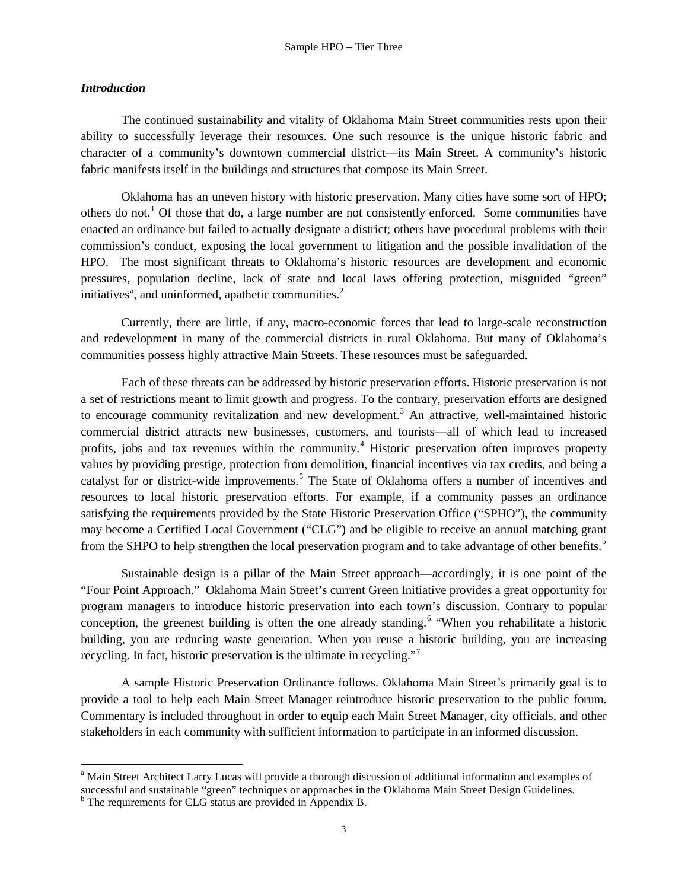### *Introduction*

The continued sustainability and vitality of Oklahoma Main Street communities rests upon their ability to successfully leverage their resources. One such resource is the unique historic fabric and character of a community's downtown commercial district—its Main Street. A community's historic fabric manifests itself in the buildings and structures that compose its Main Street.

Oklahoma has an uneven history with historic preservation. Many cities have some sort of HPO; others do not.[1] Of those that do, a large number are not consistently enforced. Some communities have enacted an ordinance but failed to actually designate a district; others have procedural problems with their commission's conduct, exposing the local government to litigation and the possible invalidation of the HPO. The most significant threats to Oklahoma's historic resources are development and economic pressures, population decline, lack of state and local laws offering protection, misguided "green" initiatives[a], and uninformed, apathetic communities.[2]

Currently, there are little, if any, macro-economic forces that lead to large-scale reconstruction and redevelopment in many of the commercial districts in rural Oklahoma. But many of Oklahoma's communities possess highly attractive Main Streets. These resources must be safeguarded.

Each of these threats can be addressed by historic preservation efforts. Historic preservation is not a set of restrictions meant to limit growth and progress. To the contrary, preservation efforts are designed to encourage community revitalization and new development.[3] An attractive, well-maintained historic commercial district attracts new businesses, customers, and tourists—all of which lead to increased profits, jobs and tax revenues within the community.[4] Historic preservation often improves property values by providing prestige, protection from demolition, financial incentives via tax credits, and being a catalyst for or district-wide improvements.[5] The State of Oklahoma offers a number of incentives and resources to local historic preservation efforts. For example, if a community passes an ordinance satisfying the requirements provided by the State Historic Preservation Office ("SPHO"), the community may become a Certified Local Government ("CLG") and be eligible to receive an annual matching grant from the SHPO to help strengthen the local preservation program and to take advantage of other benefits.[b]

Sustainable design is a pillar of the Main Street approach—accordingly, it is one point of the "Four Point Approach." Oklahoma Main Street's current Green Initiative provides a great opportunity for program managers to introduce historic preservation into each town's discussion. Contrary to popular conception, the greenest building is often the one already standing.[6] "When you rehabilitate a historic building, you are reducing waste generation. When you reuse a historic building, you are increasing recycling. In fact, historic preservation is the ultimate in recycling."[7]

A sample Historic Preservation Ordinance follows. Oklahoma Main Street's primarily goal is to provide a tool to help each Main Street Manager reintroduce historic preservation to the public forum. Commentary is included throughout in order to equip each Main Street Manager, city officials, and other stakeholders in each community with sufficient information to participate in an informed discussion.

---

[a] Main Street Architect Larry Lucas will provide a thorough discussion of additional information and examples of successful and sustainable "green" techniques or approaches in the Oklahoma Main Street Design Guidelines.

[b] The requirements for CLG status are provided in Appendix B.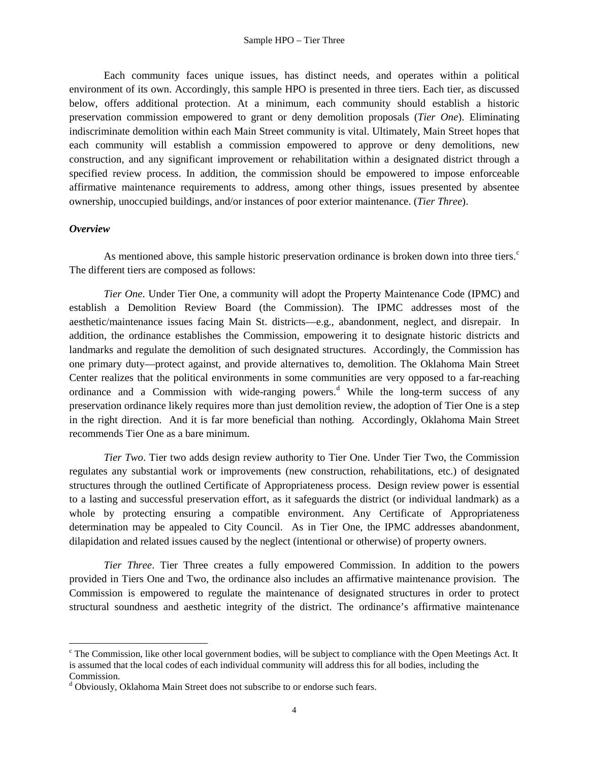Each community faces unique issues, has distinct needs, and operates within a political environment of its own. Accordingly, this sample HPO is presented in three tiers. Each tier, as discussed below, offers additional protection. At a minimum, each community should establish a historic preservation commission empowered to grant or deny demolition proposals (*Tier One*). Eliminating indiscriminate demolition within each Main Street community is vital. Ultimately, Main Street hopes that each community will establish a commission empowered to approve or deny demolitions, new construction, and any significant improvement or rehabilitation within a designated district through a specified review process. In addition, the commission should be empowered to impose enforceable affirmative maintenance requirements to address, among other things, issues presented by absentee ownership, unoccupied buildings, and/or instances of poor exterior maintenance. (*Tier Three*).

***Overview***

As mentioned above, this sample historic preservation ordinance is broken down into three tiers.[c] The different tiers are composed as follows:

*Tier One*. Under Tier One, a community will adopt the Property Maintenance Code (IPMC) and establish a Demolition Review Board (the Commission). The IPMC addresses most of the aesthetic/maintenance issues facing Main St. districts—e.g., abandonment, neglect, and disrepair. In addition, the ordinance establishes the Commission, empowering it to designate historic districts and landmarks and regulate the demolition of such designated structures. Accordingly, the Commission has one primary duty—protect against, and provide alternatives to, demolition. The Oklahoma Main Street Center realizes that the political environments in some communities are very opposed to a far-reaching ordinance and a Commission with wide-ranging powers.[d] While the long-term success of any preservation ordinance likely requires more than just demolition review, the adoption of Tier One is a step in the right direction. And it is far more beneficial than nothing. Accordingly, Oklahoma Main Street recommends Tier One as a bare minimum.

*Tier Two*. Tier two adds design review authority to Tier One. Under Tier Two, the Commission regulates any substantial work or improvements (new construction, rehabilitations, etc.) of designated structures through the outlined Certificate of Appropriateness process. Design review power is essential to a lasting and successful preservation effort, as it safeguards the district (or individual landmark) as a whole by protecting ensuring a compatible environment. Any Certificate of Appropriateness determination may be appealed to City Council. As in Tier One, the IPMC addresses abandonment, dilapidation and related issues caused by the neglect (intentional or otherwise) of property owners.

*Tier Three*. Tier Three creates a fully empowered Commission. In addition to the powers provided in Tiers One and Two, the ordinance also includes an affirmative maintenance provision. The Commission is empowered to regulate the maintenance of designated structures in order to protect structural soundness and aesthetic integrity of the district. The ordinance's affirmative maintenance

---

[c] The Commission, like other local government bodies, will be subject to compliance with the Open Meetings Act. It is assumed that the local codes of each individual community will address this for all bodies, including the Commission.

[d] Obviously, Oklahoma Main Street does not subscribe to or endorse such fears.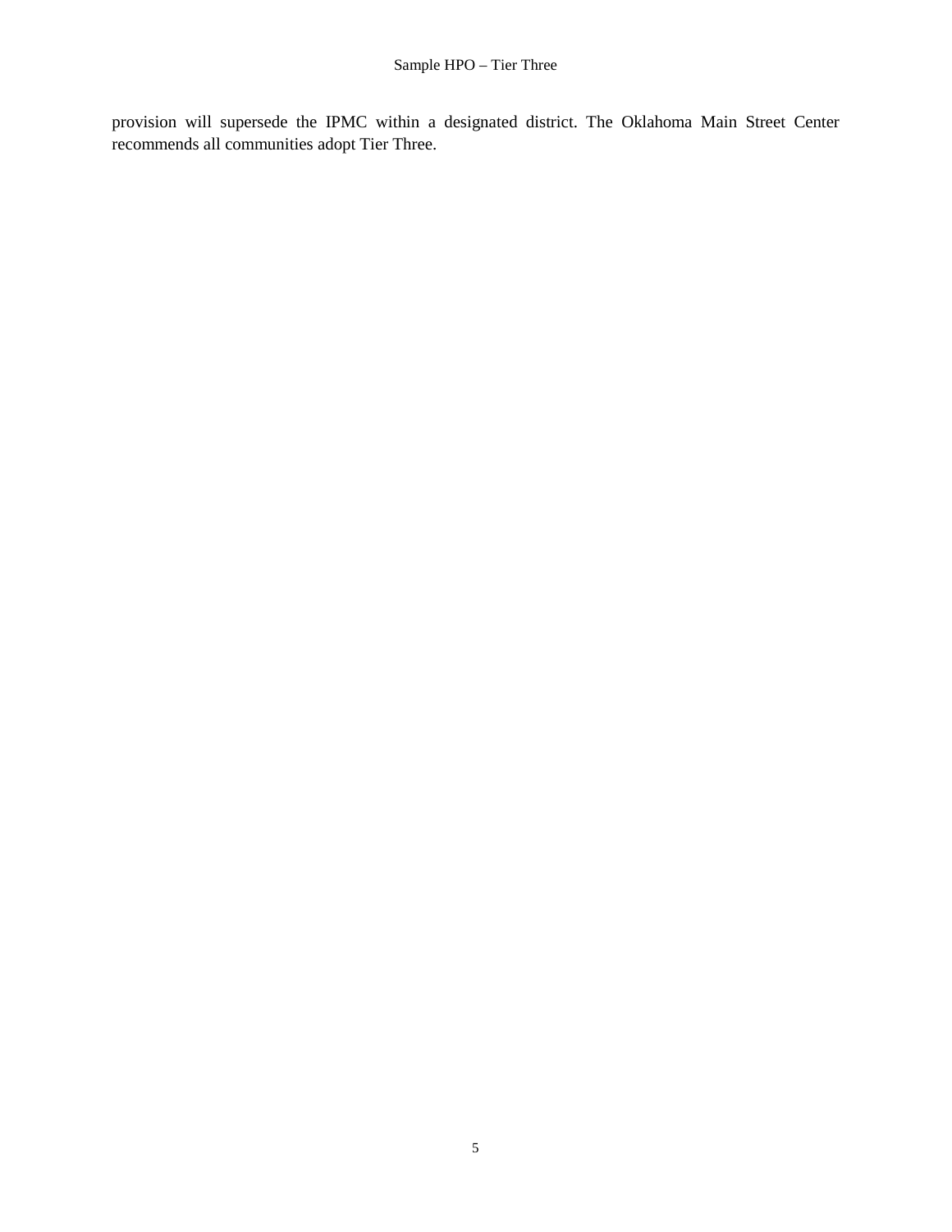provision will supersede the IPMC within a designated district. The Oklahoma Main Street Center recommends all communities adopt Tier Three.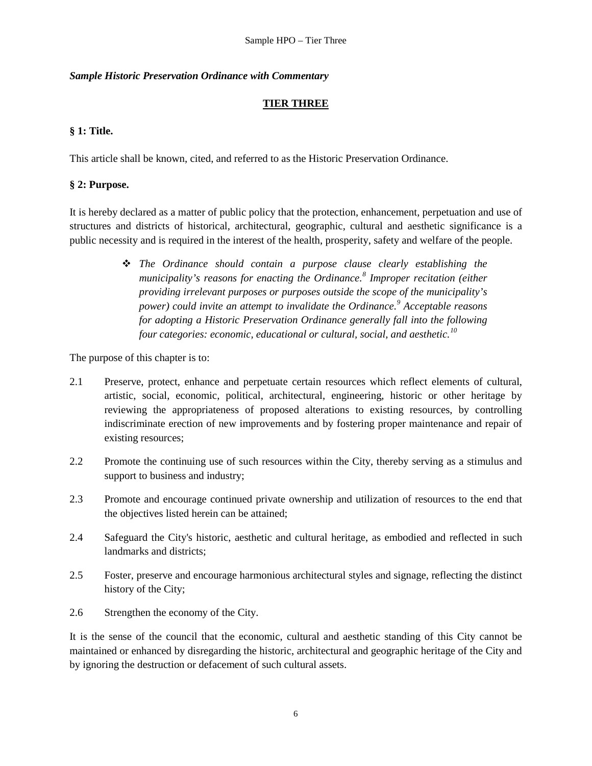*Sample Historic Preservation Ordinance with Commentary*

## TIER THREE

### § 1: Title.

This article shall be known, cited, and referred to as the Historic Preservation Ordinance.

### § 2: Purpose.

It is hereby declared as a matter of public policy that the protection, enhancement, perpetuation and use of structures and districts of historical, architectural, geographic, cultural and aesthetic significance is a public necessity and is required in the interest of the health, prosperity, safety and welfare of the people.

> ❖ *The Ordinance should contain a purpose clause clearly establishing the municipality's reasons for enacting the Ordinance.[8] Improper recitation (either providing irrelevant purposes or purposes outside the scope of the municipality's power) could invite an attempt to invalidate the Ordinance.[9] Acceptable reasons for adopting a Historic Preservation Ordinance generally fall into the following four categories: economic, educational or cultural, social, and aesthetic.[10]*

The purpose of this chapter is to:

2.1 Preserve, protect, enhance and perpetuate certain resources which reflect elements of cultural, artistic, social, economic, political, architectural, engineering, historic or other heritage by reviewing the appropriateness of proposed alterations to existing resources, by controlling indiscriminate erection of new improvements and by fostering proper maintenance and repair of existing resources;

2.2 Promote the continuing use of such resources within the City, thereby serving as a stimulus and support to business and industry;

2.3 Promote and encourage continued private ownership and utilization of resources to the end that the objectives listed herein can be attained;

2.4 Safeguard the City's historic, aesthetic and cultural heritage, as embodied and reflected in such landmarks and districts;

2.5 Foster, preserve and encourage harmonious architectural styles and signage, reflecting the distinct history of the City;

2.6 Strengthen the economy of the City.

It is the sense of the council that the economic, cultural and aesthetic standing of this City cannot be maintained or enhanced by disregarding the historic, architectural and geographic heritage of the City and by ignoring the destruction or defacement of such cultural assets.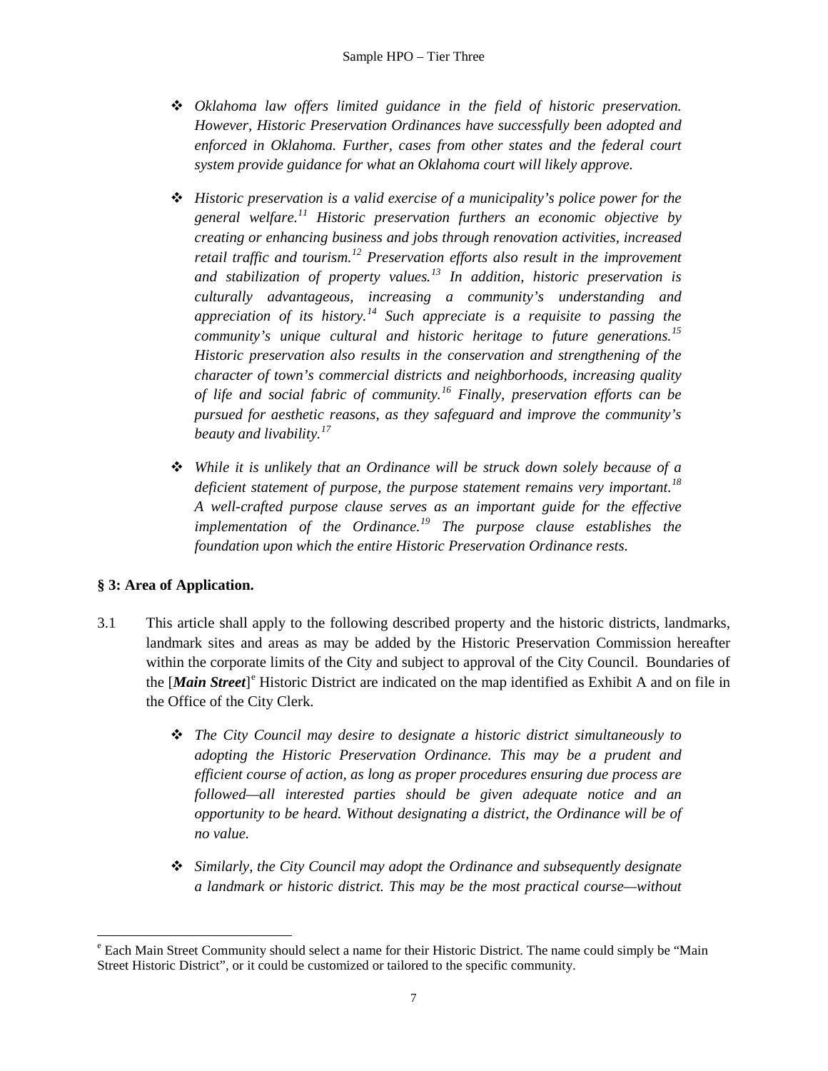- *Oklahoma law offers limited guidance in the field of historic preservation. However, Historic Preservation Ordinances have successfully been adopted and enforced in Oklahoma. Further, cases from other states and the federal court system provide guidance for what an Oklahoma court will likely approve.*

- *Historic preservation is a valid exercise of a municipality's police power for the general welfare.[11] Historic preservation furthers an economic objective by creating or enhancing business and jobs through renovation activities, increased retail traffic and tourism.[12] Preservation efforts also result in the improvement and stabilization of property values.[13] In addition, historic preservation is culturally advantageous, increasing a community's understanding and appreciation of its history.[14] Such appreciate is a requisite to passing the community's unique cultural and historic heritage to future generations.[15] Historic preservation also results in the conservation and strengthening of the character of town's commercial districts and neighborhoods, increasing quality of life and social fabric of community.[16] Finally, preservation efforts can be pursued for aesthetic reasons, as they safeguard and improve the community's beauty and livability.[17]*

- *While it is unlikely that an Ordinance will be struck down solely because of a deficient statement of purpose, the purpose statement remains very important.[18] A well-crafted purpose clause serves as an important guide for the effective implementation of the Ordinance.[19] The purpose clause establishes the foundation upon which the entire Historic Preservation Ordinance rests.*

## § 3: Area of Application.

3.1 This article shall apply to the following described property and the historic districts, landmarks, landmark sites and areas as may be added by the Historic Preservation Commission hereafter within the corporate limits of the City and subject to approval of the City Council. Boundaries of the [***Main Street***][e] Historic District are indicated on the map identified as Exhibit A and on file in the Office of the City Clerk.

- *The City Council may desire to designate a historic district simultaneously to adopting the Historic Preservation Ordinance. This may be a prudent and efficient course of action, as long as proper procedures ensuring due process are followed—all interested parties should be given adequate notice and an opportunity to be heard. Without designating a district, the Ordinance will be of no value.*

- *Similarly, the City Council may adopt the Ordinance and subsequently designate a landmark or historic district. This may be the most practical course—without*

---

[e] Each Main Street Community should select a name for their Historic District. The name could simply be "Main Street Historic District", or it could be customized or tailored to the specific community.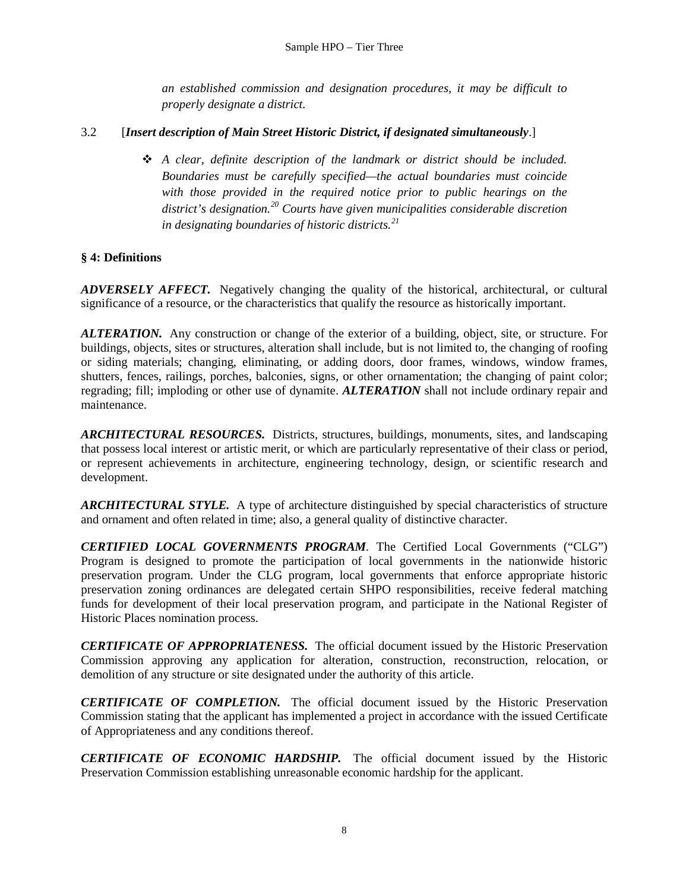*an established commission and designation procedures, it may be difficult to properly designate a district.*

3.2 [***Insert description of Main Street Historic District, if designated simultaneously***.]

- *A clear, definite description of the landmark or district should be included. Boundaries must be carefully specified—the actual boundaries must coincide with those provided in the required notice prior to public hearings on the district's designation.[20] Courts have given municipalities considerable discretion in designating boundaries of historic districts.[21]*

## § 4: Definitions

***ADVERSELY AFFECT.*** Negatively changing the quality of the historical, architectural, or cultural significance of a resource, or the characteristics that qualify the resource as historically important.

***ALTERATION.*** Any construction or change of the exterior of a building, object, site, or structure. For buildings, objects, sites or structures, alteration shall include, but is not limited to, the changing of roofing or siding materials; changing, eliminating, or adding doors, door frames, windows, window frames, shutters, fences, railings, porches, balconies, signs, or other ornamentation; the changing of paint color; regrading; fill; imploding or other use of dynamite. ***ALTERATION*** shall not include ordinary repair and maintenance.

***ARCHITECTURAL RESOURCES.*** Districts, structures, buildings, monuments, sites, and landscaping that possess local interest or artistic merit, or which are particularly representative of their class or period, or represent achievements in architecture, engineering technology, design, or scientific research and development.

***ARCHITECTURAL STYLE.*** A type of architecture distinguished by special characteristics of structure and ornament and often related in time; also, a general quality of distinctive character.

***CERTIFIED LOCAL GOVERNMENTS PROGRAM***. The Certified Local Governments ("CLG") Program is designed to promote the participation of local governments in the nationwide historic preservation program. Under the CLG program, local governments that enforce appropriate historic preservation zoning ordinances are delegated certain SHPO responsibilities, receive federal matching funds for development of their local preservation program, and participate in the National Register of Historic Places nomination process.

***CERTIFICATE OF APPROPRIATENESS.*** The official document issued by the Historic Preservation Commission approving any application for alteration, construction, reconstruction, relocation, or demolition of any structure or site designated under the authority of this article.

***CERTIFICATE OF COMPLETION.*** The official document issued by the Historic Preservation Commission stating that the applicant has implemented a project in accordance with the issued Certificate of Appropriateness and any conditions thereof.

***CERTIFICATE OF ECONOMIC HARDSHIP.*** The official document issued by the Historic Preservation Commission establishing unreasonable economic hardship for the applicant.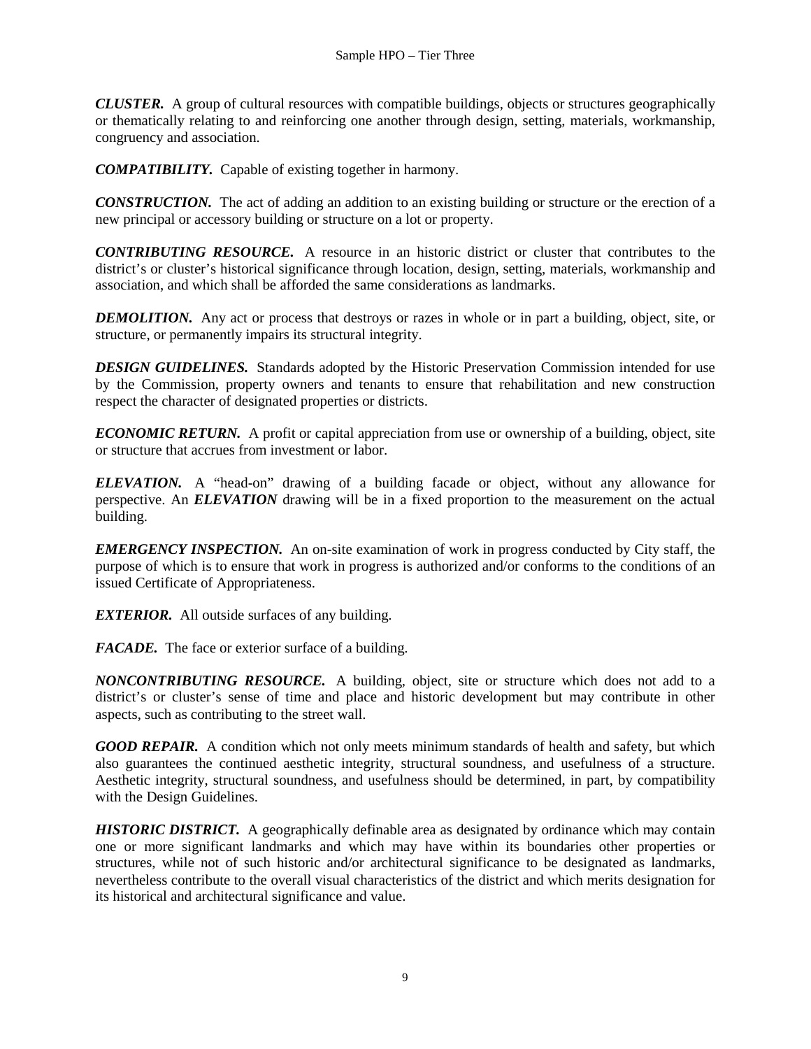***CLUSTER.*** A group of cultural resources with compatible buildings, objects or structures geographically or thematically relating to and reinforcing one another through design, setting, materials, workmanship, congruency and association.

***COMPATIBILITY.*** Capable of existing together in harmony.

***CONSTRUCTION.*** The act of adding an addition to an existing building or structure or the erection of a new principal or accessory building or structure on a lot or property.

***CONTRIBUTING RESOURCE.*** A resource in an historic district or cluster that contributes to the district's or cluster's historical significance through location, design, setting, materials, workmanship and association, and which shall be afforded the same considerations as landmarks.

***DEMOLITION.*** Any act or process that destroys or razes in whole or in part a building, object, site, or structure, or permanently impairs its structural integrity.

***DESIGN GUIDELINES.*** Standards adopted by the Historic Preservation Commission intended for use by the Commission, property owners and tenants to ensure that rehabilitation and new construction respect the character of designated properties or districts.

***ECONOMIC RETURN.*** A profit or capital appreciation from use or ownership of a building, object, site or structure that accrues from investment or labor.

***ELEVATION.*** A "head-on" drawing of a building facade or object, without any allowance for perspective. An ***ELEVATION*** drawing will be in a fixed proportion to the measurement on the actual building.

***EMERGENCY INSPECTION.*** An on-site examination of work in progress conducted by City staff, the purpose of which is to ensure that work in progress is authorized and/or conforms to the conditions of an issued Certificate of Appropriateness.

***EXTERIOR.*** All outside surfaces of any building.

***FACADE.*** The face or exterior surface of a building.

***NONCONTRIBUTING RESOURCE.*** A building, object, site or structure which does not add to a district's or cluster's sense of time and place and historic development but may contribute in other aspects, such as contributing to the street wall.

***GOOD REPAIR.*** A condition which not only meets minimum standards of health and safety, but which also guarantees the continued aesthetic integrity, structural soundness, and usefulness of a structure. Aesthetic integrity, structural soundness, and usefulness should be determined, in part, by compatibility with the Design Guidelines.

***HISTORIC DISTRICT.*** A geographically definable area as designated by ordinance which may contain one or more significant landmarks and which may have within its boundaries other properties or structures, while not of such historic and/or architectural significance to be designated as landmarks, nevertheless contribute to the overall visual characteristics of the district and which merits designation for its historical and architectural significance and value.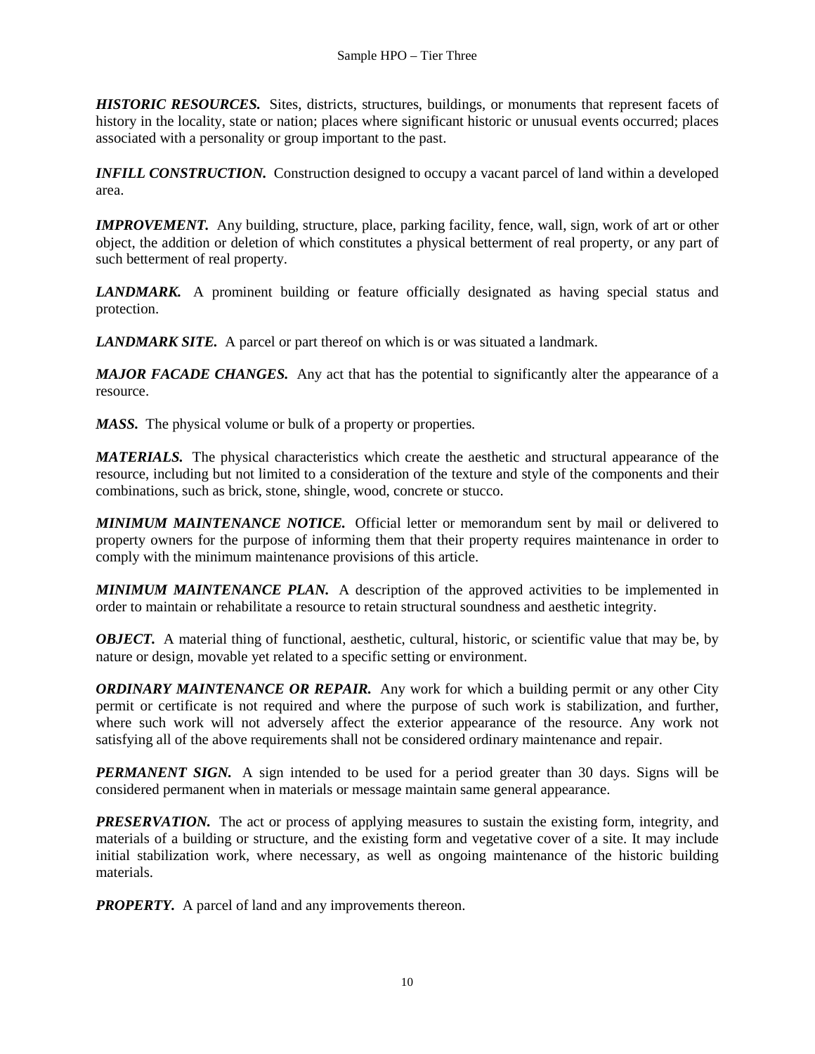***HISTORIC RESOURCES.*** Sites, districts, structures, buildings, or monuments that represent facets of history in the locality, state or nation; places where significant historic or unusual events occurred; places associated with a personality or group important to the past.

***INFILL CONSTRUCTION.*** Construction designed to occupy a vacant parcel of land within a developed area.

***IMPROVEMENT.*** Any building, structure, place, parking facility, fence, wall, sign, work of art or other object, the addition or deletion of which constitutes a physical betterment of real property, or any part of such betterment of real property.

***LANDMARK.*** A prominent building or feature officially designated as having special status and protection.

***LANDMARK SITE.*** A parcel or part thereof on which is or was situated a landmark.

***MAJOR FACADE CHANGES.*** Any act that has the potential to significantly alter the appearance of a resource.

***MASS.*** The physical volume or bulk of a property or properties.

***MATERIALS.*** The physical characteristics which create the aesthetic and structural appearance of the resource, including but not limited to a consideration of the texture and style of the components and their combinations, such as brick, stone, shingle, wood, concrete or stucco.

***MINIMUM MAINTENANCE NOTICE.*** Official letter or memorandum sent by mail or delivered to property owners for the purpose of informing them that their property requires maintenance in order to comply with the minimum maintenance provisions of this article.

***MINIMUM MAINTENANCE PLAN.*** A description of the approved activities to be implemented in order to maintain or rehabilitate a resource to retain structural soundness and aesthetic integrity.

***OBJECT.*** A material thing of functional, aesthetic, cultural, historic, or scientific value that may be, by nature or design, movable yet related to a specific setting or environment.

***ORDINARY MAINTENANCE OR REPAIR.*** Any work for which a building permit or any other City permit or certificate is not required and where the purpose of such work is stabilization, and further, where such work will not adversely affect the exterior appearance of the resource. Any work not satisfying all of the above requirements shall not be considered ordinary maintenance and repair.

***PERMANENT SIGN.*** A sign intended to be used for a period greater than 30 days. Signs will be considered permanent when in materials or message maintain same general appearance.

***PRESERVATION.*** The act or process of applying measures to sustain the existing form, integrity, and materials of a building or structure, and the existing form and vegetative cover of a site. It may include initial stabilization work, where necessary, as well as ongoing maintenance of the historic building materials.

***PROPERTY.*** A parcel of land and any improvements thereon.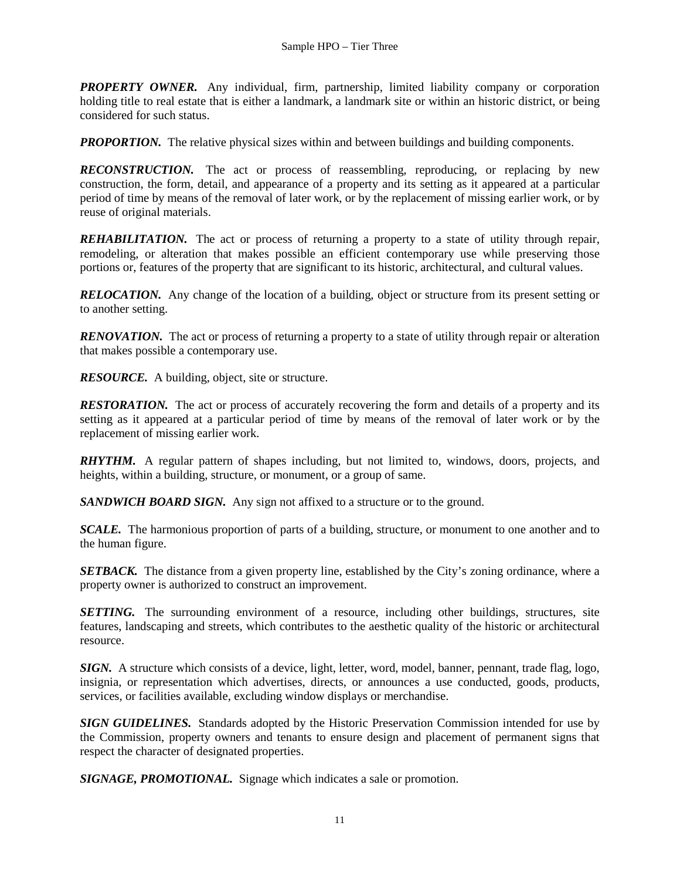***PROPERTY OWNER.*** Any individual, firm, partnership, limited liability company or corporation holding title to real estate that is either a landmark, a landmark site or within an historic district, or being considered for such status.

***PROPORTION.*** The relative physical sizes within and between buildings and building components.

***RECONSTRUCTION.*** The act or process of reassembling, reproducing, or replacing by new construction, the form, detail, and appearance of a property and its setting as it appeared at a particular period of time by means of the removal of later work, or by the replacement of missing earlier work, or by reuse of original materials.

***REHABILITATION.*** The act or process of returning a property to a state of utility through repair, remodeling, or alteration that makes possible an efficient contemporary use while preserving those portions or, features of the property that are significant to its historic, architectural, and cultural values.

***RELOCATION.*** Any change of the location of a building, object or structure from its present setting or to another setting.

***RENOVATION.*** The act or process of returning a property to a state of utility through repair or alteration that makes possible a contemporary use.

***RESOURCE.*** A building, object, site or structure.

***RESTORATION.*** The act or process of accurately recovering the form and details of a property and its setting as it appeared at a particular period of time by means of the removal of later work or by the replacement of missing earlier work.

***RHYTHM.*** A regular pattern of shapes including, but not limited to, windows, doors, projects, and heights, within a building, structure, or monument, or a group of same.

***SANDWICH BOARD SIGN.*** Any sign not affixed to a structure or to the ground.

***SCALE.*** The harmonious proportion of parts of a building, structure, or monument to one another and to the human figure.

***SETBACK.*** The distance from a given property line, established by the City's zoning ordinance, where a property owner is authorized to construct an improvement.

***SETTING.*** The surrounding environment of a resource, including other buildings, structures, site features, landscaping and streets, which contributes to the aesthetic quality of the historic or architectural resource.

***SIGN.*** A structure which consists of a device, light, letter, word, model, banner, pennant, trade flag, logo, insignia, or representation which advertises, directs, or announces a use conducted, goods, products, services, or facilities available, excluding window displays or merchandise.

***SIGN GUIDELINES.*** Standards adopted by the Historic Preservation Commission intended for use by the Commission, property owners and tenants to ensure design and placement of permanent signs that respect the character of designated properties.

***SIGNAGE, PROMOTIONAL.*** Signage which indicates a sale or promotion.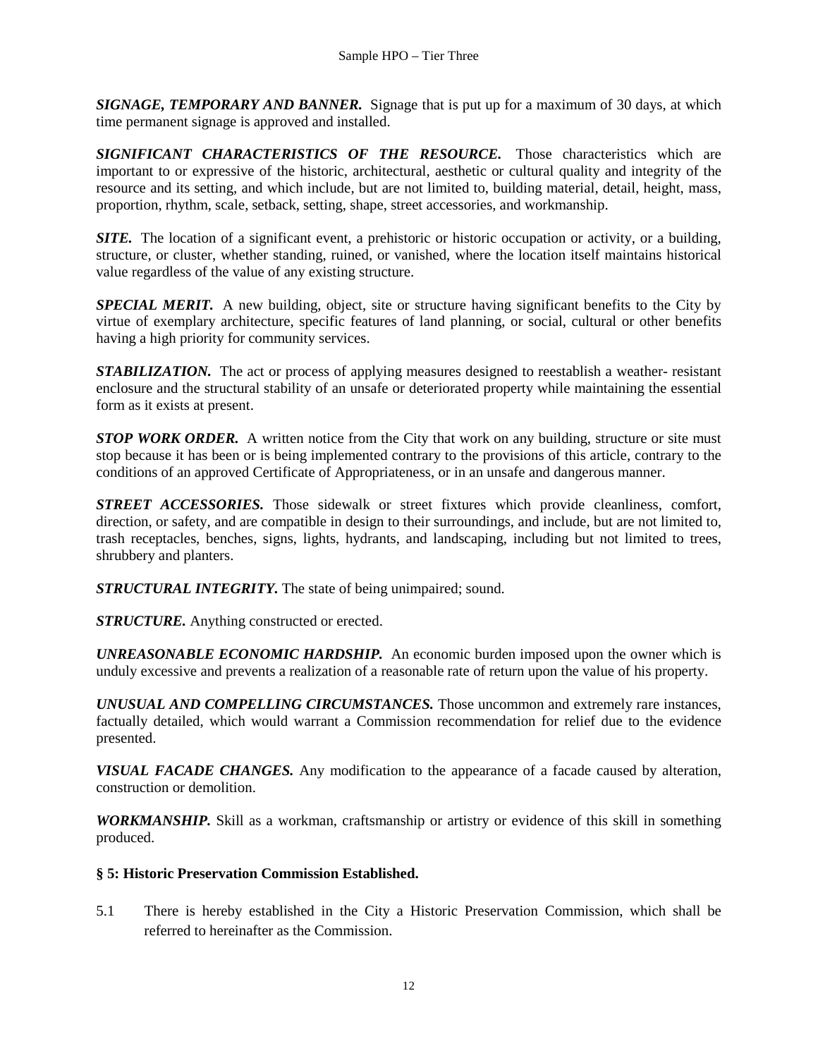***SIGNAGE, TEMPORARY AND BANNER.*** Signage that is put up for a maximum of 30 days, at which time permanent signage is approved and installed.

***SIGNIFICANT CHARACTERISTICS OF THE RESOURCE.*** Those characteristics which are important to or expressive of the historic, architectural, aesthetic or cultural quality and integrity of the resource and its setting, and which include, but are not limited to, building material, detail, height, mass, proportion, rhythm, scale, setback, setting, shape, street accessories, and workmanship.

***SITE.*** The location of a significant event, a prehistoric or historic occupation or activity, or a building, structure, or cluster, whether standing, ruined, or vanished, where the location itself maintains historical value regardless of the value of any existing structure.

***SPECIAL MERIT.*** A new building, object, site or structure having significant benefits to the City by virtue of exemplary architecture, specific features of land planning, or social, cultural or other benefits having a high priority for community services.

***STABILIZATION.*** The act or process of applying measures designed to reestablish a weather- resistant enclosure and the structural stability of an unsafe or deteriorated property while maintaining the essential form as it exists at present.

***STOP WORK ORDER.*** A written notice from the City that work on any building, structure or site must stop because it has been or is being implemented contrary to the provisions of this article, contrary to the conditions of an approved Certificate of Appropriateness, or in an unsafe and dangerous manner.

***STREET ACCESSORIES.*** Those sidewalk or street fixtures which provide cleanliness, comfort, direction, or safety, and are compatible in design to their surroundings, and include, but are not limited to, trash receptacles, benches, signs, lights, hydrants, and landscaping, including but not limited to trees, shrubbery and planters.

***STRUCTURAL INTEGRITY.*** The state of being unimpaired; sound.

***STRUCTURE.*** Anything constructed or erected.

***UNREASONABLE ECONOMIC HARDSHIP.*** An economic burden imposed upon the owner which is unduly excessive and prevents a realization of a reasonable rate of return upon the value of his property.

***UNUSUAL AND COMPELLING CIRCUMSTANCES.*** Those uncommon and extremely rare instances, factually detailed, which would warrant a Commission recommendation for relief due to the evidence presented.

***VISUAL FACADE CHANGES.*** Any modification to the appearance of a facade caused by alteration, construction or demolition.

***WORKMANSHIP.*** Skill as a workman, craftsmanship or artistry or evidence of this skill in something produced.

**§ 5: Historic Preservation Commission Established.**

5.1 There is hereby established in the City a Historic Preservation Commission, which shall be referred to hereinafter as the Commission.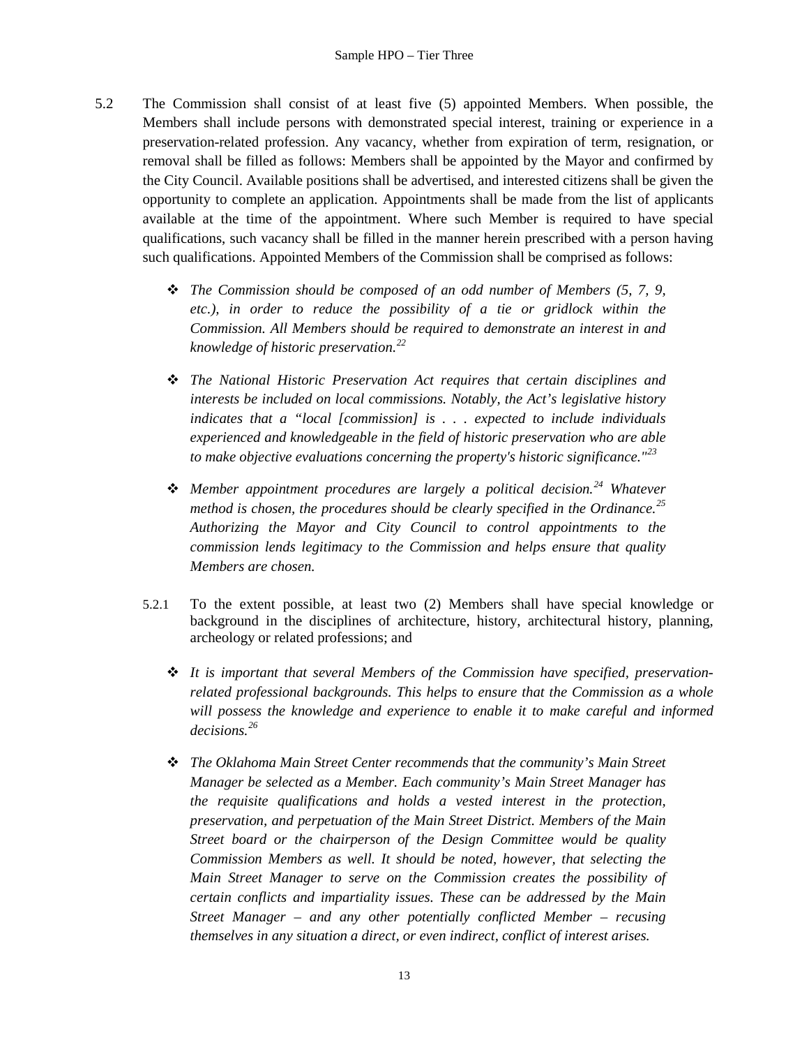5.2 The Commission shall consist of at least five (5) appointed Members. When possible, the Members shall include persons with demonstrated special interest, training or experience in a preservation-related profession. Any vacancy, whether from expiration of term, resignation, or removal shall be filled as follows: Members shall be appointed by the Mayor and confirmed by the City Council. Available positions shall be advertised, and interested citizens shall be given the opportunity to complete an application. Appointments shall be made from the list of applicants available at the time of the appointment. Where such Member is required to have special qualifications, such vacancy shall be filled in the manner herein prescribed with a person having such qualifications. Appointed Members of the Commission shall be comprised as follows:

- ❖ *The Commission should be composed of an odd number of Members (5, 7, 9, etc.), in order to reduce the possibility of a tie or gridlock within the Commission. All Members should be required to demonstrate an interest in and knowledge of historic preservation.*[22]

- ❖ *The National Historic Preservation Act requires that certain disciplines and interests be included on local commissions. Notably, the Act's legislative history indicates that a "local [commission] is . . . expected to include individuals experienced and knowledgeable in the field of historic preservation who are able to make objective evaluations concerning the property's historic significance."*[23]

- ❖ *Member appointment procedures are largely a political decision.*[24] *Whatever method is chosen, the procedures should be clearly specified in the Ordinance.*[25] *Authorizing the Mayor and City Council to control appointments to the commission lends legitimacy to the Commission and helps ensure that quality Members are chosen.*

5.2.1 To the extent possible, at least two (2) Members shall have special knowledge or background in the disciplines of architecture, history, architectural history, planning, archeology or related professions; and

- ❖ *It is important that several Members of the Commission have specified, preservation-related professional backgrounds. This helps to ensure that the Commission as a whole will possess the knowledge and experience to enable it to make careful and informed decisions.*[26]

- ❖ *The Oklahoma Main Street Center recommends that the community's Main Street Manager be selected as a Member. Each community's Main Street Manager has the requisite qualifications and holds a vested interest in the protection, preservation, and perpetuation of the Main Street District. Members of the Main Street board or the chairperson of the Design Committee would be quality Commission Members as well. It should be noted, however, that selecting the Main Street Manager to serve on the Commission creates the possibility of certain conflicts and impartiality issues. These can be addressed by the Main Street Manager – and any other potentially conflicted Member – recusing themselves in any situation a direct, or even indirect, conflict of interest arises.*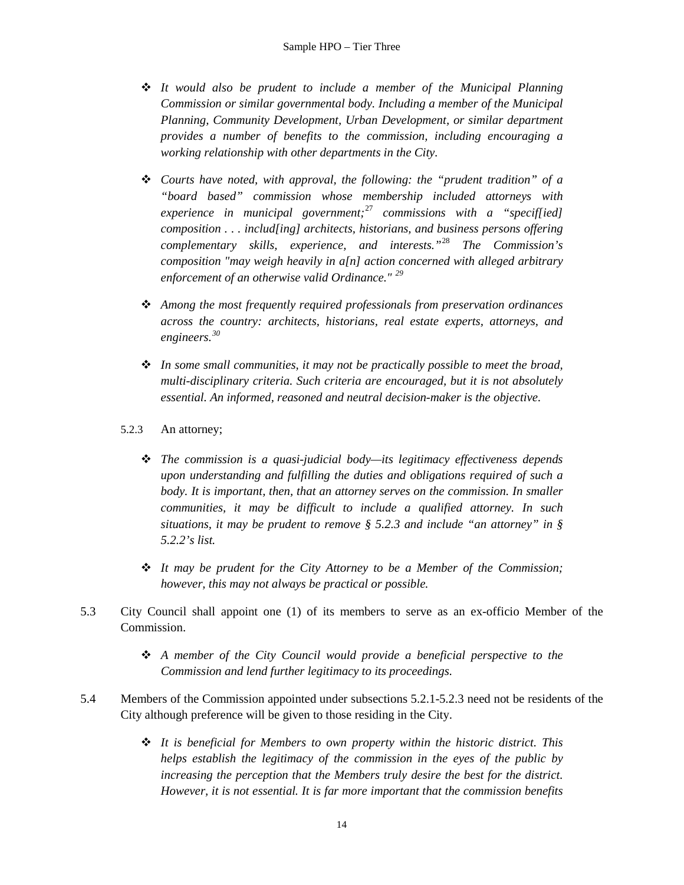- *It would also be prudent to include a member of the Municipal Planning Commission or similar governmental body. Including a member of the Municipal Planning, Community Development, Urban Development, or similar department provides a number of benefits to the commission, including encouraging a working relationship with other departments in the City.*

- *Courts have noted, with approval, the following: the "prudent tradition" of a "board based" commission whose membership included attorneys with experience in municipal government;*[27] *commissions with a "specif[ied] composition . . . includ[ing] architects, historians, and business persons offering complementary skills, experience, and interests."*[28] *The Commission's composition "may weigh heavily in a[n] action concerned with alleged arbitrary enforcement of an otherwise valid Ordinance."* [29]

- *Among the most frequently required professionals from preservation ordinances across the country: architects, historians, real estate experts, attorneys, and engineers.*[30]

- *In some small communities, it may not be practically possible to meet the broad, multi-disciplinary criteria. Such criteria are encouraged, but it is not absolutely essential. An informed, reasoned and neutral decision-maker is the objective.*

5.2.3 An attorney;

- *The commission is a quasi-judicial body—its legitimacy effectiveness depends upon understanding and fulfilling the duties and obligations required of such a body. It is important, then, that an attorney serves on the commission. In smaller communities, it may be difficult to include a qualified attorney. In such situations, it may be prudent to remove § 5.2.3 and include "an attorney" in § 5.2.2's list.*

- *It may be prudent for the City Attorney to be a Member of the Commission; however, this may not always be practical or possible.*

5.3 City Council shall appoint one (1) of its members to serve as an ex-officio Member of the Commission.

- *A member of the City Council would provide a beneficial perspective to the Commission and lend further legitimacy to its proceedings.*

5.4 Members of the Commission appointed under subsections 5.2.1-5.2.3 need not be residents of the City although preference will be given to those residing in the City.

- *It is beneficial for Members to own property within the historic district. This helps establish the legitimacy of the commission in the eyes of the public by increasing the perception that the Members truly desire the best for the district. However, it is not essential. It is far more important that the commission benefits*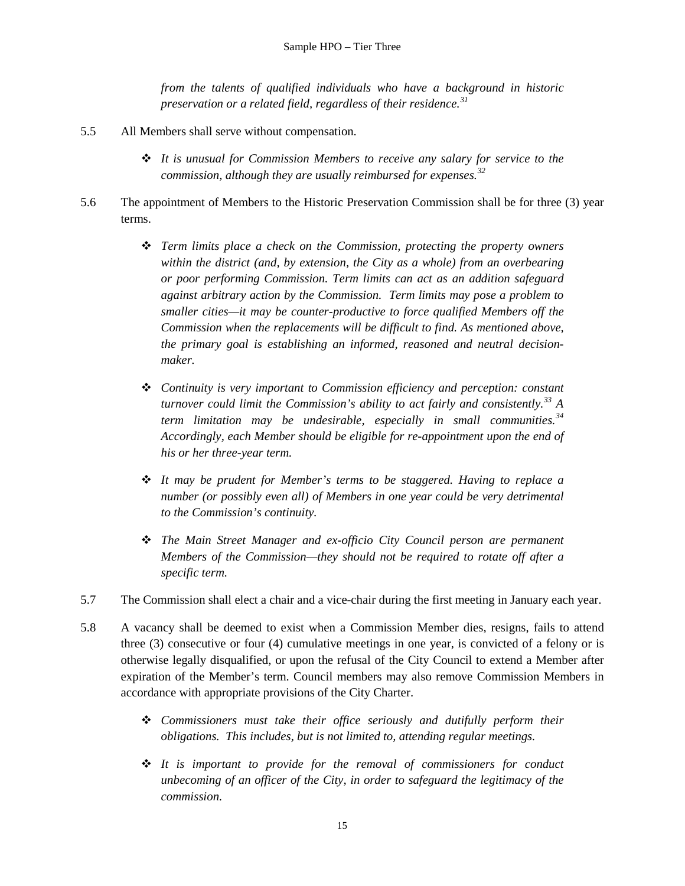*from the talents of qualified individuals who have a background in historic preservation or a related field, regardless of their residence.*[31]

5.5 All Members shall serve without compensation.

- ❖ *It is unusual for Commission Members to receive any salary for service to the commission, although they are usually reimbursed for expenses.*[32]

5.6 The appointment of Members to the Historic Preservation Commission shall be for three (3) year terms.

- ❖ *Term limits place a check on the Commission, protecting the property owners within the district (and, by extension, the City as a whole) from an overbearing or poor performing Commission. Term limits can act as an addition safeguard against arbitrary action by the Commission. Term limits may pose a problem to smaller cities—it may be counter-productive to force qualified Members off the Commission when the replacements will be difficult to find. As mentioned above, the primary goal is establishing an informed, reasoned and neutral decision-maker.*

- ❖ *Continuity is very important to Commission efficiency and perception: constant turnover could limit the Commission's ability to act fairly and consistently.*[33] *A term limitation may be undesirable, especially in small communities.*[34] *Accordingly, each Member should be eligible for re-appointment upon the end of his or her three-year term.*

- ❖ *It may be prudent for Member's terms to be staggered. Having to replace a number (or possibly even all) of Members in one year could be very detrimental to the Commission's continuity.*

- ❖ *The Main Street Manager and ex-officio City Council person are permanent Members of the Commission—they should not be required to rotate off after a specific term.*

5.7 The Commission shall elect a chair and a vice-chair during the first meeting in January each year.

5.8 A vacancy shall be deemed to exist when a Commission Member dies, resigns, fails to attend three (3) consecutive or four (4) cumulative meetings in one year, is convicted of a felony or is otherwise legally disqualified, or upon the refusal of the City Council to extend a Member after expiration of the Member's term. Council members may also remove Commission Members in accordance with appropriate provisions of the City Charter.

- ❖ *Commissioners must take their office seriously and dutifully perform their obligations. This includes, but is not limited to, attending regular meetings.*

- ❖ *It is important to provide for the removal of commissioners for conduct unbecoming of an officer of the City, in order to safeguard the legitimacy of the commission.*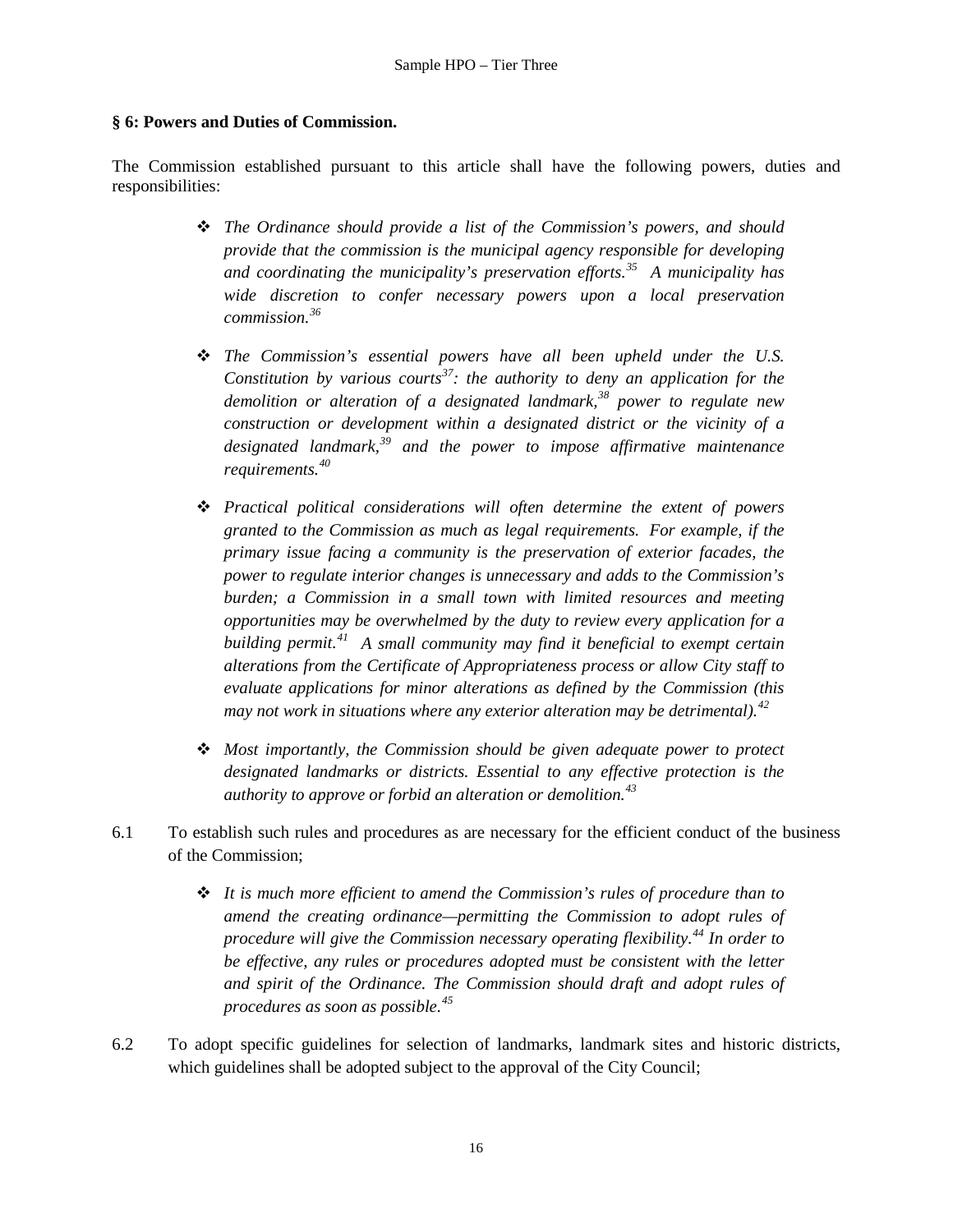**§ 6: Powers and Duties of Commission.**

The Commission established pursuant to this article shall have the following powers, duties and responsibilities:

- *The Ordinance should provide a list of the Commission's powers, and should provide that the commission is the municipal agency responsible for developing and coordinating the municipality's preservation efforts.[35] A municipality has wide discretion to confer necessary powers upon a local preservation commission.[36]*

- *The Commission's essential powers have all been upheld under the U.S. Constitution by various courts[37]: the authority to deny an application for the demolition or alteration of a designated landmark,[38] power to regulate new construction or development within a designated district or the vicinity of a designated landmark,[39] and the power to impose affirmative maintenance requirements.[40]*

- *Practical political considerations will often determine the extent of powers granted to the Commission as much as legal requirements. For example, if the primary issue facing a community is the preservation of exterior facades, the power to regulate interior changes is unnecessary and adds to the Commission's burden; a Commission in a small town with limited resources and meeting opportunities may be overwhelmed by the duty to review every application for a building permit.[41] A small community may find it beneficial to exempt certain alterations from the Certificate of Appropriateness process or allow City staff to evaluate applications for minor alterations as defined by the Commission (this may not work in situations where any exterior alteration may be detrimental).[42]*

- *Most importantly, the Commission should be given adequate power to protect designated landmarks or districts. Essential to any effective protection is the authority to approve or forbid an alteration or demolition.[43]*

6.1 To establish such rules and procedures as are necessary for the efficient conduct of the business of the Commission;

- *It is much more efficient to amend the Commission's rules of procedure than to amend the creating ordinance—permitting the Commission to adopt rules of procedure will give the Commission necessary operating flexibility.[44] In order to be effective, any rules or procedures adopted must be consistent with the letter and spirit of the Ordinance. The Commission should draft and adopt rules of procedures as soon as possible.[45]*

6.2 To adopt specific guidelines for selection of landmarks, landmark sites and historic districts, which guidelines shall be adopted subject to the approval of the City Council;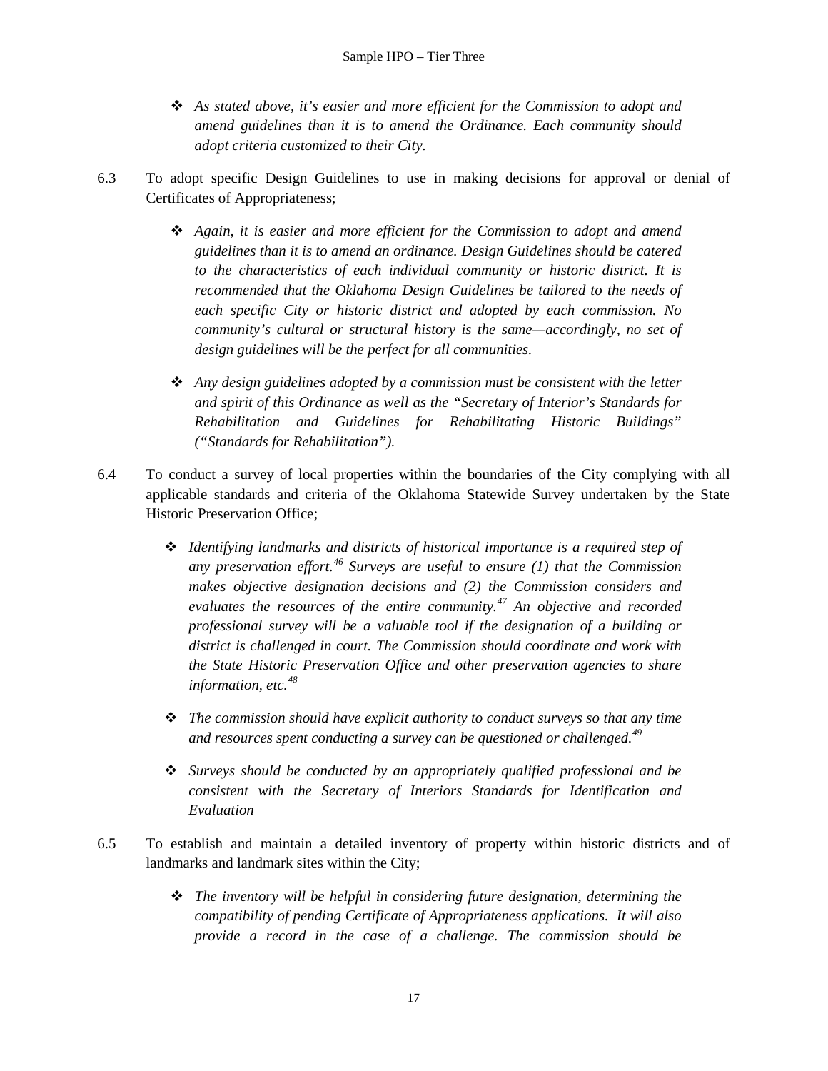- *As stated above, it's easier and more efficient for the Commission to adopt and amend guidelines than it is to amend the Ordinance. Each community should adopt criteria customized to their City.*

6.3 To adopt specific Design Guidelines to use in making decisions for approval or denial of Certificates of Appropriateness;

- *Again, it is easier and more efficient for the Commission to adopt and amend guidelines than it is to amend an ordinance. Design Guidelines should be catered to the characteristics of each individual community or historic district. It is recommended that the Oklahoma Design Guidelines be tailored to the needs of each specific City or historic district and adopted by each commission. No community's cultural or structural history is the same—accordingly, no set of design guidelines will be the perfect for all communities.*

- *Any design guidelines adopted by a commission must be consistent with the letter and spirit of this Ordinance as well as the "Secretary of Interior's Standards for Rehabilitation and Guidelines for Rehabilitating Historic Buildings" ("Standards for Rehabilitation").*

6.4 To conduct a survey of local properties within the boundaries of the City complying with all applicable standards and criteria of the Oklahoma Statewide Survey undertaken by the State Historic Preservation Office;

- *Identifying landmarks and districts of historical importance is a required step of any preservation effort.[46] Surveys are useful to ensure (1) that the Commission makes objective designation decisions and (2) the Commission considers and evaluates the resources of the entire community.[47] An objective and recorded professional survey will be a valuable tool if the designation of a building or district is challenged in court. The Commission should coordinate and work with the State Historic Preservation Office and other preservation agencies to share information, etc.[48]*

- *The commission should have explicit authority to conduct surveys so that any time and resources spent conducting a survey can be questioned or challenged.[49]*

- *Surveys should be conducted by an appropriately qualified professional and be consistent with the Secretary of Interiors Standards for Identification and Evaluation*

6.5 To establish and maintain a detailed inventory of property within historic districts and of landmarks and landmark sites within the City;

- *The inventory will be helpful in considering future designation, determining the compatibility of pending Certificate of Appropriateness applications. It will also provide a record in the case of a challenge. The commission should be*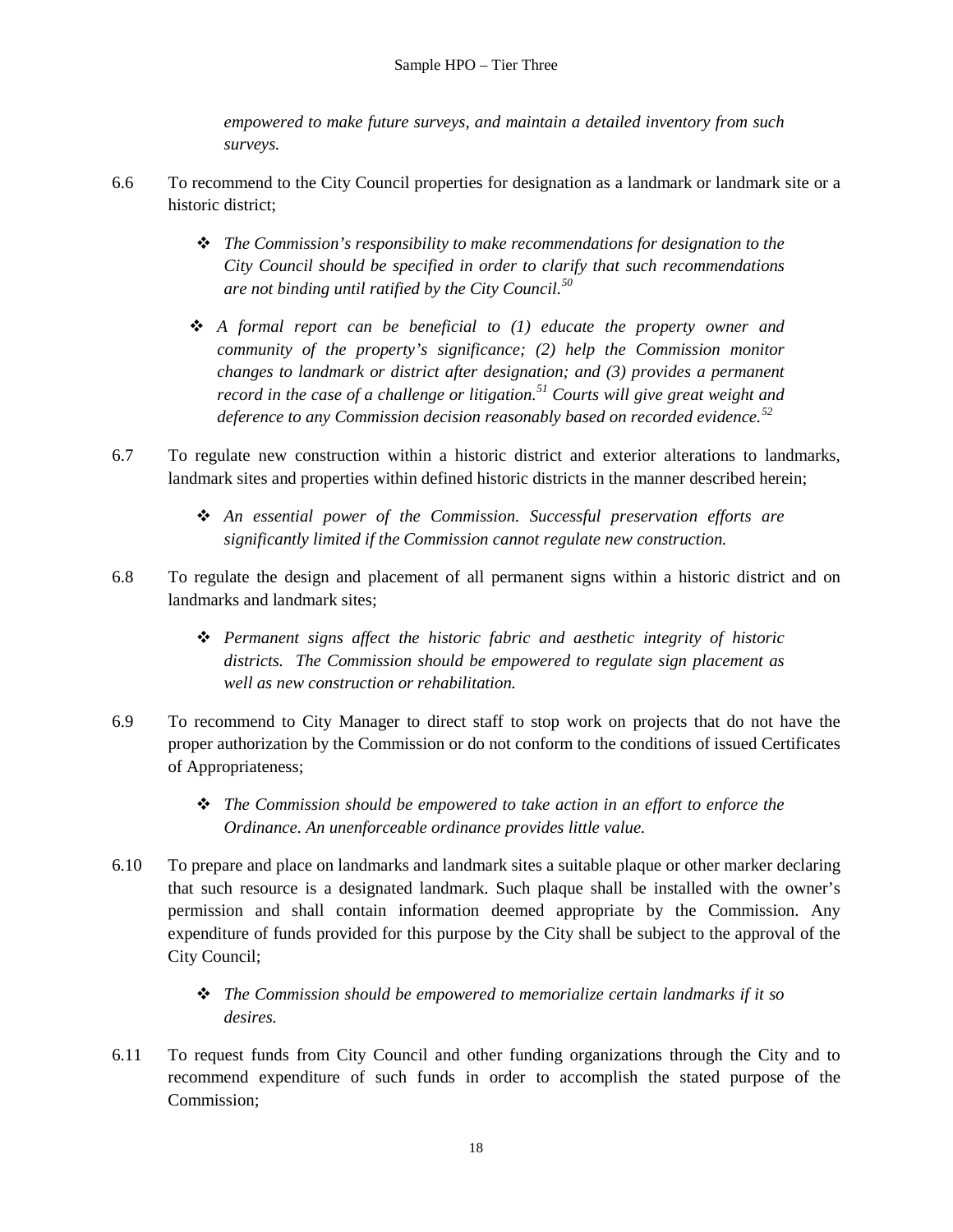*empowered to make future surveys, and maintain a detailed inventory from such surveys.*

6.6 To recommend to the City Council properties for designation as a landmark or landmark site or a historic district;

- ❖ *The Commission's responsibility to make recommendations for designation to the City Council should be specified in order to clarify that such recommendations are not binding until ratified by the City Council.*[50]

- ❖ *A formal report can be beneficial to (1) educate the property owner and community of the property's significance; (2) help the Commission monitor changes to landmark or district after designation; and (3) provides a permanent record in the case of a challenge or litigation.*[51] *Courts will give great weight and deference to any Commission decision reasonably based on recorded evidence.*[52]

6.7 To regulate new construction within a historic district and exterior alterations to landmarks, landmark sites and properties within defined historic districts in the manner described herein;

- ❖ *An essential power of the Commission. Successful preservation efforts are significantly limited if the Commission cannot regulate new construction.*

6.8 To regulate the design and placement of all permanent signs within a historic district and on landmarks and landmark sites;

- ❖ *Permanent signs affect the historic fabric and aesthetic integrity of historic districts. The Commission should be empowered to regulate sign placement as well as new construction or rehabilitation.*

6.9 To recommend to City Manager to direct staff to stop work on projects that do not have the proper authorization by the Commission or do not conform to the conditions of issued Certificates of Appropriateness;

- ❖ *The Commission should be empowered to take action in an effort to enforce the Ordinance. An unenforceable ordinance provides little value.*

6.10 To prepare and place on landmarks and landmark sites a suitable plaque or other marker declaring that such resource is a designated landmark. Such plaque shall be installed with the owner's permission and shall contain information deemed appropriate by the Commission. Any expenditure of funds provided for this purpose by the City shall be subject to the approval of the City Council;

- ❖ *The Commission should be empowered to memorialize certain landmarks if it so desires.*

6.11 To request funds from City Council and other funding organizations through the City and to recommend expenditure of such funds in order to accomplish the stated purpose of the Commission;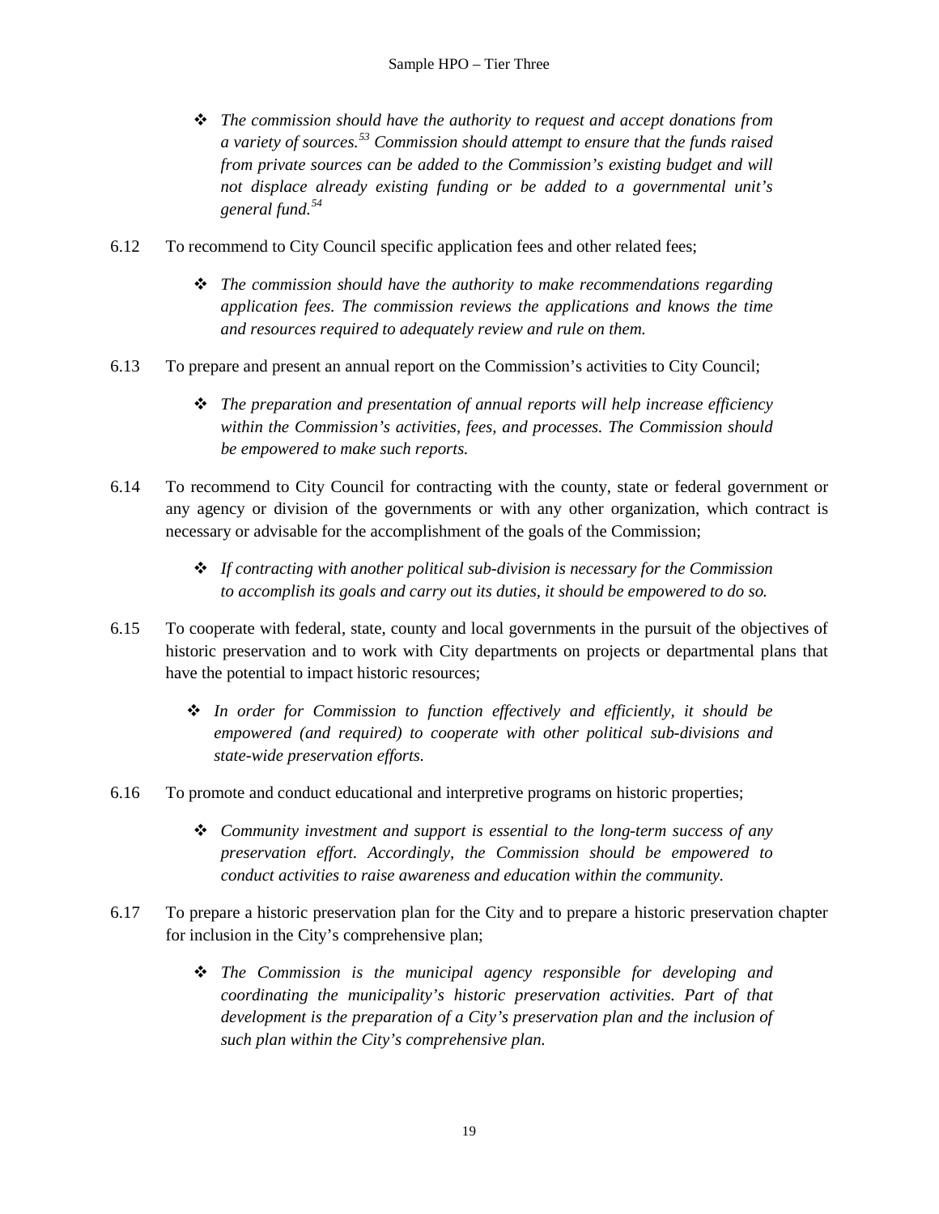- *The commission should have the authority to request and accept donations from a variety of sources.[53] Commission should attempt to ensure that the funds raised from private sources can be added to the Commission's existing budget and will not displace already existing funding or be added to a governmental unit's general fund.[54]*

6.12 To recommend to City Council specific application fees and other related fees;

- *The commission should have the authority to make recommendations regarding application fees. The commission reviews the applications and knows the time and resources required to adequately review and rule on them.*

6.13 To prepare and present an annual report on the Commission's activities to City Council;

- *The preparation and presentation of annual reports will help increase efficiency within the Commission's activities, fees, and processes. The Commission should be empowered to make such reports.*

6.14 To recommend to City Council for contracting with the county, state or federal government or any agency or division of the governments or with any other organization, which contract is necessary or advisable for the accomplishment of the goals of the Commission;

- *If contracting with another political sub-division is necessary for the Commission to accomplish its goals and carry out its duties, it should be empowered to do so.*

6.15 To cooperate with federal, state, county and local governments in the pursuit of the objectives of historic preservation and to work with City departments on projects or departmental plans that have the potential to impact historic resources;

- *In order for Commission to function effectively and efficiently, it should be empowered (and required) to cooperate with other political sub-divisions and state-wide preservation efforts.*

6.16 To promote and conduct educational and interpretive programs on historic properties;

- *Community investment and support is essential to the long-term success of any preservation effort. Accordingly, the Commission should be empowered to conduct activities to raise awareness and education within the community.*

6.17 To prepare a historic preservation plan for the City and to prepare a historic preservation chapter for inclusion in the City's comprehensive plan;

- *The Commission is the municipal agency responsible for developing and coordinating the municipality's historic preservation activities. Part of that development is the preparation of a City's preservation plan and the inclusion of such plan within the City's comprehensive plan.*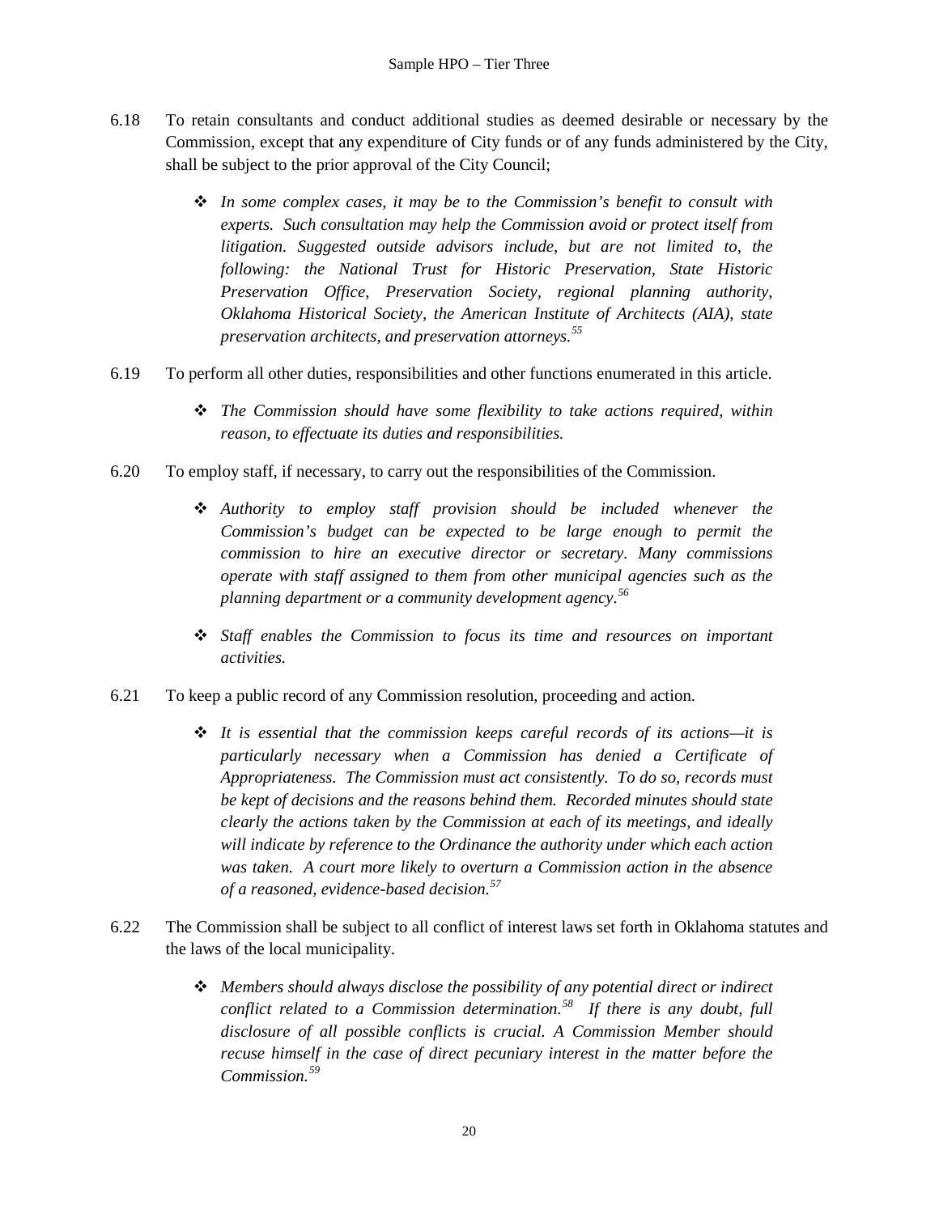6.18 To retain consultants and conduct additional studies as deemed desirable or necessary by the Commission, except that any expenditure of City funds or of any funds administered by the City, shall be subject to the prior approval of the City Council;

- *In some complex cases, it may be to the Commission's benefit to consult with experts. Such consultation may help the Commission avoid or protect itself from litigation. Suggested outside advisors include, but are not limited to, the following: the National Trust for Historic Preservation, State Historic Preservation Office, Preservation Society, regional planning authority, Oklahoma Historical Society, the American Institute of Architects (AIA), state preservation architects, and preservation attorneys.*[55]

6.19 To perform all other duties, responsibilities and other functions enumerated in this article.

- *The Commission should have some flexibility to take actions required, within reason, to effectuate its duties and responsibilities.*

6.20 To employ staff, if necessary, to carry out the responsibilities of the Commission.

- *Authority to employ staff provision should be included whenever the Commission's budget can be expected to be large enough to permit the commission to hire an executive director or secretary. Many commissions operate with staff assigned to them from other municipal agencies such as the planning department or a community development agency.*[56]
- *Staff enables the Commission to focus its time and resources on important activities.*

6.21 To keep a public record of any Commission resolution, proceeding and action.

- *It is essential that the commission keeps careful records of its actions—it is particularly necessary when a Commission has denied a Certificate of Appropriateness. The Commission must act consistently. To do so, records must be kept of decisions and the reasons behind them. Recorded minutes should state clearly the actions taken by the Commission at each of its meetings, and ideally will indicate by reference to the Ordinance the authority under which each action was taken. A court more likely to overturn a Commission action in the absence of a reasoned, evidence-based decision.*[57]

6.22 The Commission shall be subject to all conflict of interest laws set forth in Oklahoma statutes and the laws of the local municipality.

- *Members should always disclose the possibility of any potential direct or indirect conflict related to a Commission determination.*[58] *If there is any doubt, full disclosure of all possible conflicts is crucial. A Commission Member should recuse himself in the case of direct pecuniary interest in the matter before the Commission.*[59]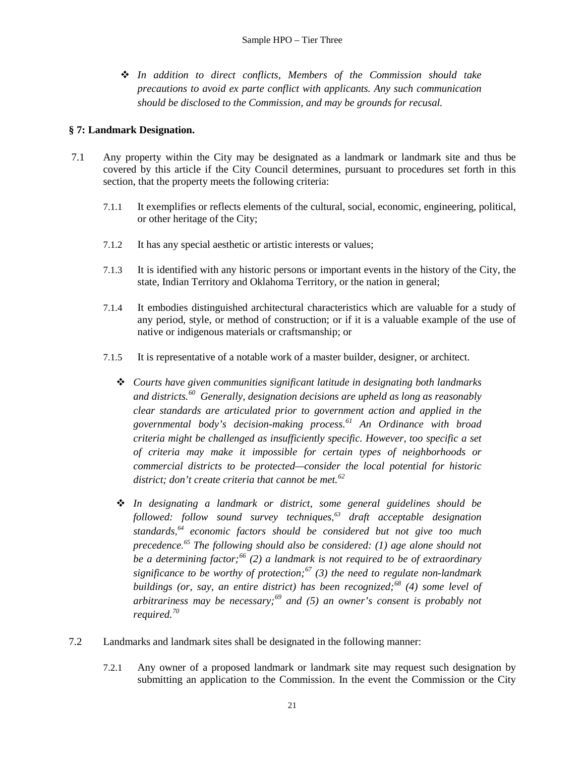- *In addition to direct conflicts, Members of the Commission should take precautions to avoid ex parte conflict with applicants. Any such communication should be disclosed to the Commission, and may be grounds for recusal.*

**§ 7: Landmark Designation.**

7.1 Any property within the City may be designated as a landmark or landmark site and thus be covered by this article if the City Council determines, pursuant to procedures set forth in this section, that the property meets the following criteria:

7.1.1 It exemplifies or reflects elements of the cultural, social, economic, engineering, political, or other heritage of the City;

7.1.2 It has any special aesthetic or artistic interests or values;

7.1.3 It is identified with any historic persons or important events in the history of the City, the state, Indian Territory and Oklahoma Territory, or the nation in general;

7.1.4 It embodies distinguished architectural characteristics which are valuable for a study of any period, style, or method of construction; or if it is a valuable example of the use of native or indigenous materials or craftsmanship; or

7.1.5 It is representative of a notable work of a master builder, designer, or architect.

- *Courts have given communities significant latitude in designating both landmarks and districts.[60] Generally, designation decisions are upheld as long as reasonably clear standards are articulated prior to government action and applied in the governmental body's decision-making process.[61] An Ordinance with broad criteria might be challenged as insufficiently specific. However, too specific a set of criteria may make it impossible for certain types of neighborhoods or commercial districts to be protected—consider the local potential for historic district; don't create criteria that cannot be met.[62]*

- *In designating a landmark or district, some general guidelines should be followed: follow sound survey techniques,[63] draft acceptable designation standards,[64] economic factors should be considered but not give too much precedence.[65] The following should also be considered: (1) age alone should not be a determining factor;[66] (2) a landmark is not required to be of extraordinary significance to be worthy of protection;[67] (3) the need to regulate non-landmark buildings (or, say, an entire district) has been recognized;[68] (4) some level of arbitrariness may be necessary;[69] and (5) an owner's consent is probably not required.[70]*

7.2 Landmarks and landmark sites shall be designated in the following manner:

7.2.1 Any owner of a proposed landmark or landmark site may request such designation by submitting an application to the Commission. In the event the Commission or the City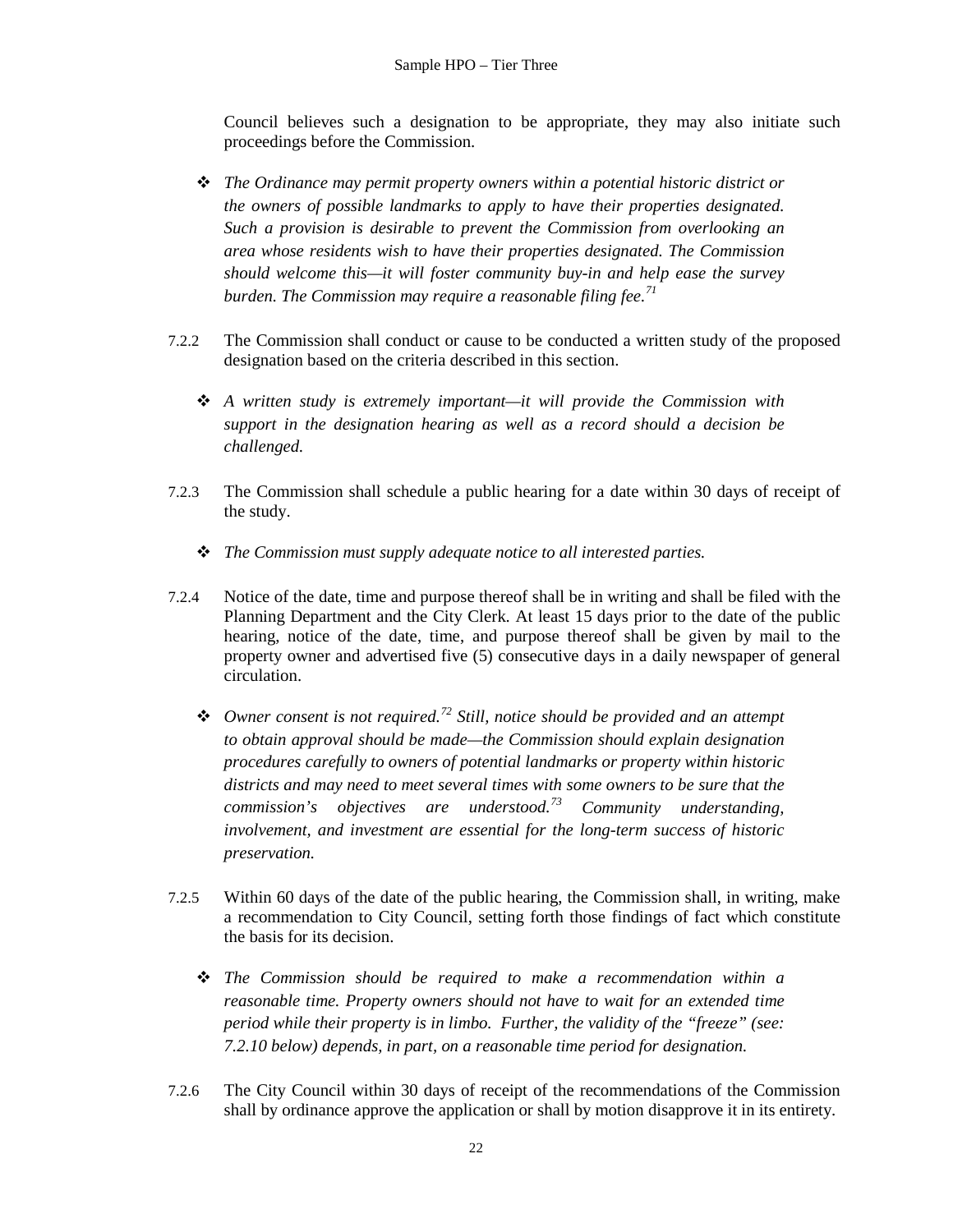Council believes such a designation to be appropriate, they may also initiate such proceedings before the Commission.

- *The Ordinance may permit property owners within a potential historic district or the owners of possible landmarks to apply to have their properties designated. Such a provision is desirable to prevent the Commission from overlooking an area whose residents wish to have their properties designated. The Commission should welcome this—it will foster community buy-in and help ease the survey burden. The Commission may require a reasonable filing fee.*[71]

7.2.2 The Commission shall conduct or cause to be conducted a written study of the proposed designation based on the criteria described in this section.

- *A written study is extremely important—it will provide the Commission with support in the designation hearing as well as a record should a decision be challenged.*

7.2.3 The Commission shall schedule a public hearing for a date within 30 days of receipt of the study.

- *The Commission must supply adequate notice to all interested parties.*

7.2.4 Notice of the date, time and purpose thereof shall be in writing and shall be filed with the Planning Department and the City Clerk. At least 15 days prior to the date of the public hearing, notice of the date, time, and purpose thereof shall be given by mail to the property owner and advertised five (5) consecutive days in a daily newspaper of general circulation.

- *Owner consent is not required.*[72] *Still, notice should be provided and an attempt to obtain approval should be made—the Commission should explain designation procedures carefully to owners of potential landmarks or property within historic districts and may need to meet several times with some owners to be sure that the commission's objectives are understood.*[73] *Community understanding, involvement, and investment are essential for the long-term success of historic preservation.*

7.2.5 Within 60 days of the date of the public hearing, the Commission shall, in writing, make a recommendation to City Council, setting forth those findings of fact which constitute the basis for its decision.

- *The Commission should be required to make a recommendation within a reasonable time. Property owners should not have to wait for an extended time period while their property is in limbo. Further, the validity of the "freeze" (see: 7.2.10 below) depends, in part, on a reasonable time period for designation.*

7.2.6 The City Council within 30 days of receipt of the recommendations of the Commission shall by ordinance approve the application or shall by motion disapprove it in its entirety.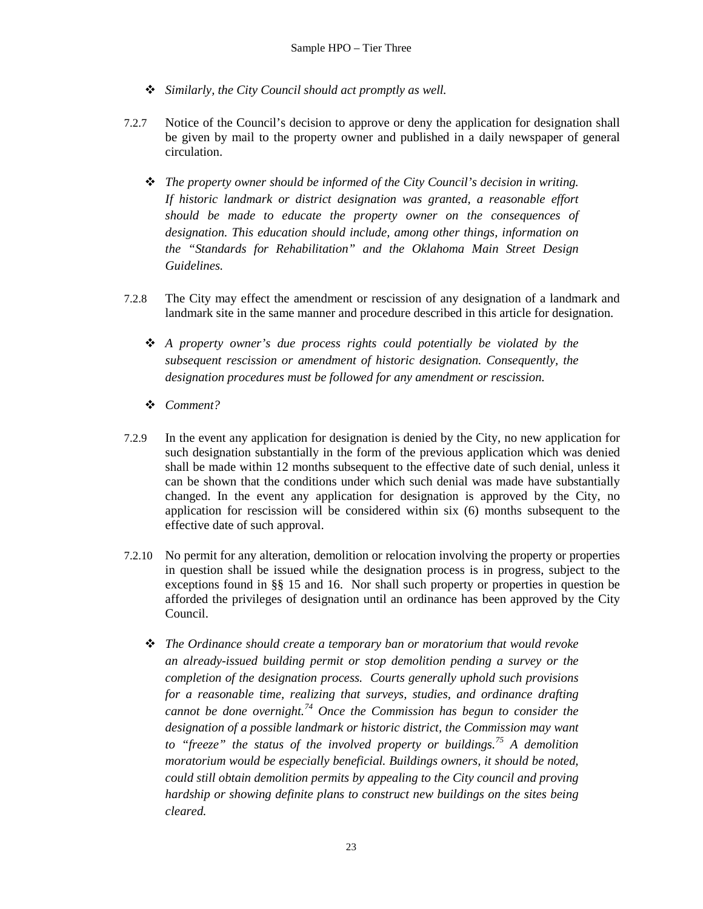- *Similarly, the City Council should act promptly as well.*

7.2.7 Notice of the Council's decision to approve or deny the application for designation shall be given by mail to the property owner and published in a daily newspaper of general circulation.

- *The property owner should be informed of the City Council's decision in writing. If historic landmark or district designation was granted, a reasonable effort should be made to educate the property owner on the consequences of designation. This education should include, among other things, information on the "Standards for Rehabilitation" and the Oklahoma Main Street Design Guidelines.*

7.2.8 The City may effect the amendment or rescission of any designation of a landmark and landmark site in the same manner and procedure described in this article for designation.

- *A property owner's due process rights could potentially be violated by the subsequent rescission or amendment of historic designation. Consequently, the designation procedures must be followed for any amendment or rescission.*

- *Comment?*

7.2.9 In the event any application for designation is denied by the City, no new application for such designation substantially in the form of the previous application which was denied shall be made within 12 months subsequent to the effective date of such denial, unless it can be shown that the conditions under which such denial was made have substantially changed. In the event any application for designation is approved by the City, no application for rescission will be considered within six (6) months subsequent to the effective date of such approval.

7.2.10 No permit for any alteration, demolition or relocation involving the property or properties in question shall be issued while the designation process is in progress, subject to the exceptions found in §§ 15 and 16. Nor shall such property or properties in question be afforded the privileges of designation until an ordinance has been approved by the City Council.

- *The Ordinance should create a temporary ban or moratorium that would revoke an already-issued building permit or stop demolition pending a survey or the completion of the designation process. Courts generally uphold such provisions for a reasonable time, realizing that surveys, studies, and ordinance drafting cannot be done overnight.[74] Once the Commission has begun to consider the designation of a possible landmark or historic district, the Commission may want to "freeze" the status of the involved property or buildings.[75] A demolition moratorium would be especially beneficial. Buildings owners, it should be noted, could still obtain demolition permits by appealing to the City council and proving hardship or showing definite plans to construct new buildings on the sites being cleared.*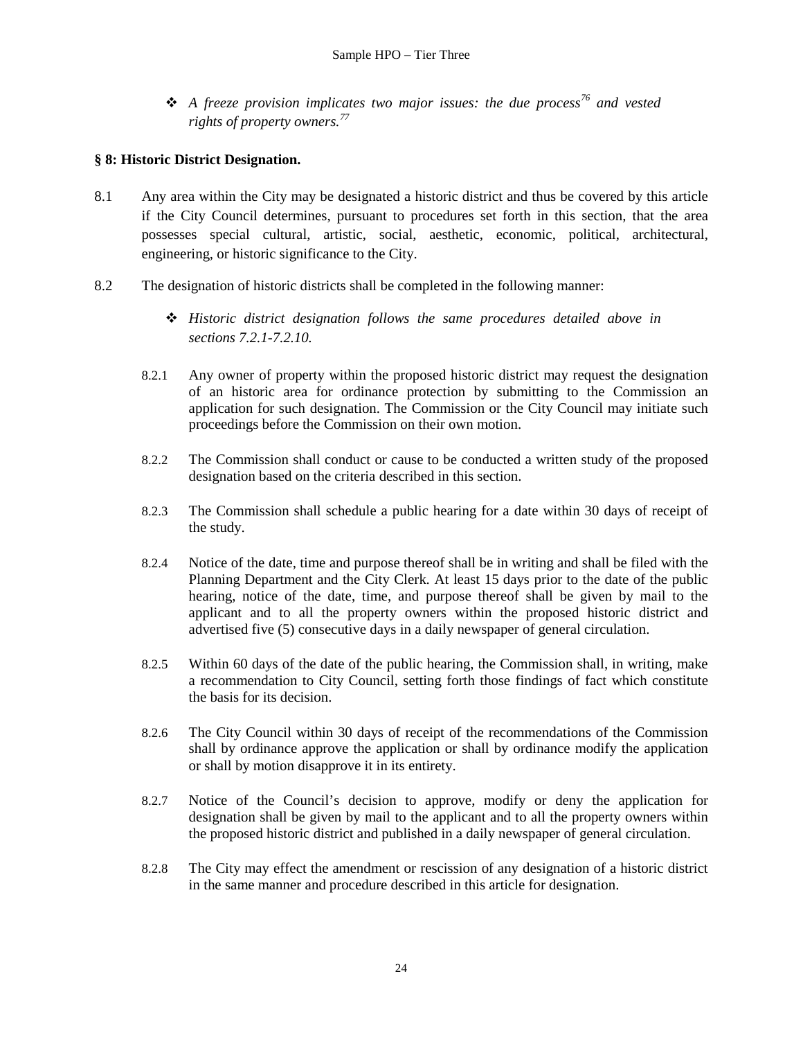- *A freeze provision implicates two major issues: the due process[76] and vested rights of property owners.[77]*

**§ 8: Historic District Designation.**

8.1 Any area within the City may be designated a historic district and thus be covered by this article if the City Council determines, pursuant to procedures set forth in this section, that the area possesses special cultural, artistic, social, aesthetic, economic, political, architectural, engineering, or historic significance to the City.

8.2 The designation of historic districts shall be completed in the following manner:

- *Historic district designation follows the same procedures detailed above in sections 7.2.1-7.2.10.*

8.2.1 Any owner of property within the proposed historic district may request the designation of an historic area for ordinance protection by submitting to the Commission an application for such designation. The Commission or the City Council may initiate such proceedings before the Commission on their own motion.

8.2.2 The Commission shall conduct or cause to be conducted a written study of the proposed designation based on the criteria described in this section.

8.2.3 The Commission shall schedule a public hearing for a date within 30 days of receipt of the study.

8.2.4 Notice of the date, time and purpose thereof shall be in writing and shall be filed with the Planning Department and the City Clerk. At least 15 days prior to the date of the public hearing, notice of the date, time, and purpose thereof shall be given by mail to the applicant and to all the property owners within the proposed historic district and advertised five (5) consecutive days in a daily newspaper of general circulation.

8.2.5 Within 60 days of the date of the public hearing, the Commission shall, in writing, make a recommendation to City Council, setting forth those findings of fact which constitute the basis for its decision.

8.2.6 The City Council within 30 days of receipt of the recommendations of the Commission shall by ordinance approve the application or shall by ordinance modify the application or shall by motion disapprove it in its entirety.

8.2.7 Notice of the Council's decision to approve, modify or deny the application for designation shall be given by mail to the applicant and to all the property owners within the proposed historic district and published in a daily newspaper of general circulation.

8.2.8 The City may effect the amendment or rescission of any designation of a historic district in the same manner and procedure described in this article for designation.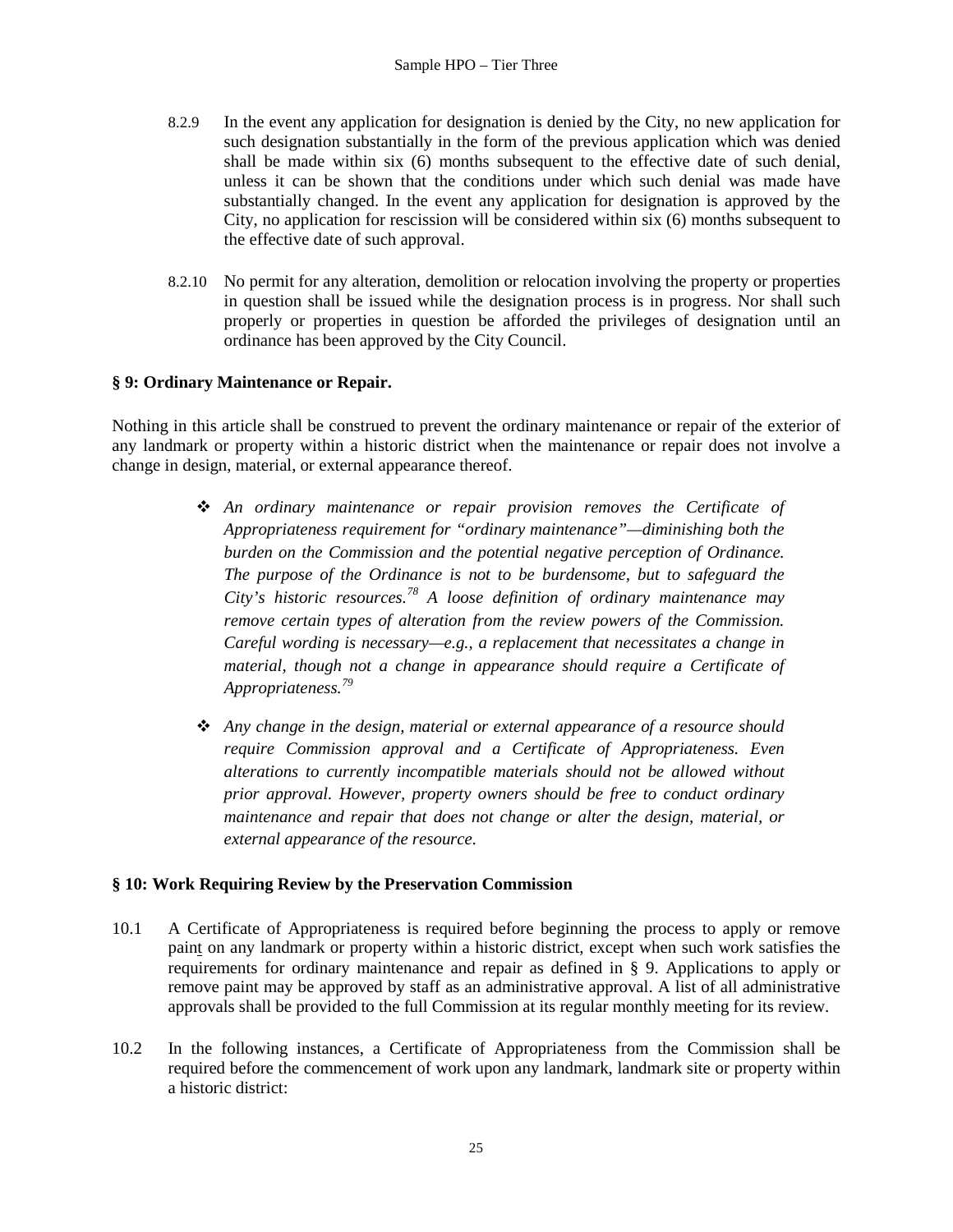8.2.9 In the event any application for designation is denied by the City, no new application for such designation substantially in the form of the previous application which was denied shall be made within six (6) months subsequent to the effective date of such denial, unless it can be shown that the conditions under which such denial was made have substantially changed. In the event any application for designation is approved by the City, no application for rescission will be considered within six (6) months subsequent to the effective date of such approval.

8.2.10 No permit for any alteration, demolition or relocation involving the property or properties in question shall be issued while the designation process is in progress. Nor shall such properly or properties in question be afforded the privileges of designation until an ordinance has been approved by the City Council.

**§ 9: Ordinary Maintenance or Repair.**

Nothing in this article shall be construed to prevent the ordinary maintenance or repair of the exterior of any landmark or property within a historic district when the maintenance or repair does not involve a change in design, material, or external appearance thereof.

- *An ordinary maintenance or repair provision removes the Certificate of Appropriateness requirement for "ordinary maintenance"—diminishing both the burden on the Commission and the potential negative perception of Ordinance. The purpose of the Ordinance is not to be burdensome, but to safeguard the City's historic resources.[78] A loose definition of ordinary maintenance may remove certain types of alteration from the review powers of the Commission. Careful wording is necessary—e.g., a replacement that necessitates a change in material, though not a change in appearance should require a Certificate of Appropriateness.[79]*

- *Any change in the design, material or external appearance of a resource should require Commission approval and a Certificate of Appropriateness. Even alterations to currently incompatible materials should not be allowed without prior approval. However, property owners should be free to conduct ordinary maintenance and repair that does not change or alter the design, material, or external appearance of the resource.*

**§ 10: Work Requiring Review by the Preservation Commission**

10.1 A Certificate of Appropriateness is required before beginning the process to apply or remove paint on any landmark or property within a historic district, except when such work satisfies the requirements for ordinary maintenance and repair as defined in § 9. Applications to apply or remove paint may be approved by staff as an administrative approval. A list of all administrative approvals shall be provided to the full Commission at its regular monthly meeting for its review.

10.2 In the following instances, a Certificate of Appropriateness from the Commission shall be required before the commencement of work upon any landmark, landmark site or property within a historic district: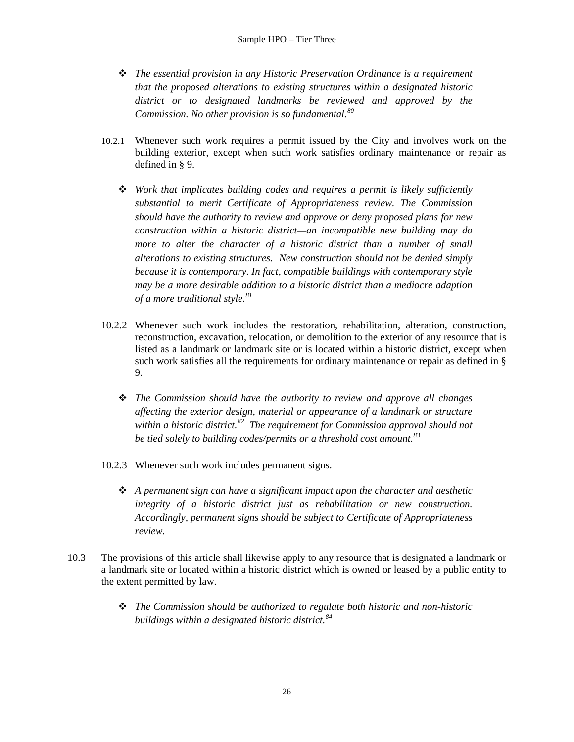- *The essential provision in any Historic Preservation Ordinance is a requirement that the proposed alterations to existing structures within a designated historic district or to designated landmarks be reviewed and approved by the Commission. No other provision is so fundamental.*[80]

10.2.1 Whenever such work requires a permit issued by the City and involves work on the building exterior, except when such work satisfies ordinary maintenance or repair as defined in § 9.

- *Work that implicates building codes and requires a permit is likely sufficiently substantial to merit Certificate of Appropriateness review. The Commission should have the authority to review and approve or deny proposed plans for new construction within a historic district—an incompatible new building may do more to alter the character of a historic district than a number of small alterations to existing structures. New construction should not be denied simply because it is contemporary. In fact, compatible buildings with contemporary style may be a more desirable addition to a historic district than a mediocre adaption of a more traditional style.*[81]

10.2.2 Whenever such work includes the restoration, rehabilitation, alteration, construction, reconstruction, excavation, relocation, or demolition to the exterior of any resource that is listed as a landmark or landmark site or is located within a historic district, except when such work satisfies all the requirements for ordinary maintenance or repair as defined in § 9.

- *The Commission should have the authority to review and approve all changes affecting the exterior design, material or appearance of a landmark or structure within a historic district.*[82] *The requirement for Commission approval should not be tied solely to building codes/permits or a threshold cost amount.*[83]

10.2.3 Whenever such work includes permanent signs.

- *A permanent sign can have a significant impact upon the character and aesthetic integrity of a historic district just as rehabilitation or new construction. Accordingly, permanent signs should be subject to Certificate of Appropriateness review.*

10.3 The provisions of this article shall likewise apply to any resource that is designated a landmark or a landmark site or located within a historic district which is owned or leased by a public entity to the extent permitted by law.

- *The Commission should be authorized to regulate both historic and non-historic buildings within a designated historic district.*[84]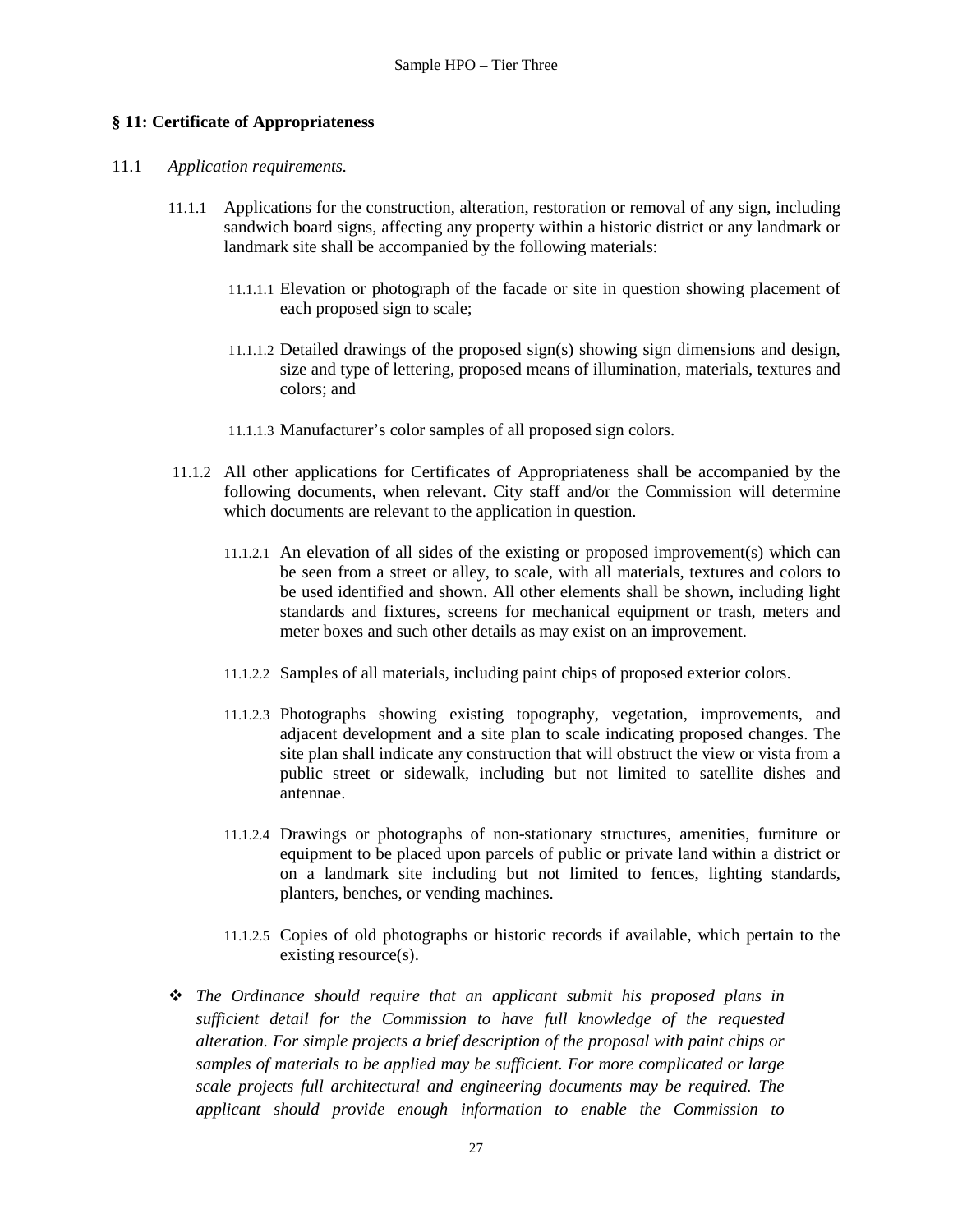## § 11: Certificate of Appropriateness

11.1 *Application requirements.*

11.1.1 Applications for the construction, alteration, restoration or removal of any sign, including sandwich board signs, affecting any property within a historic district or any landmark or landmark site shall be accompanied by the following materials:

11.1.1.1 Elevation or photograph of the facade or site in question showing placement of each proposed sign to scale;

11.1.1.2 Detailed drawings of the proposed sign(s) showing sign dimensions and design, size and type of lettering, proposed means of illumination, materials, textures and colors; and

11.1.1.3 Manufacturer's color samples of all proposed sign colors.

11.1.2 All other applications for Certificates of Appropriateness shall be accompanied by the following documents, when relevant. City staff and/or the Commission will determine which documents are relevant to the application in question.

11.1.2.1 An elevation of all sides of the existing or proposed improvement(s) which can be seen from a street or alley, to scale, with all materials, textures and colors to be used identified and shown. All other elements shall be shown, including light standards and fixtures, screens for mechanical equipment or trash, meters and meter boxes and such other details as may exist on an improvement.

11.1.2.2 Samples of all materials, including paint chips of proposed exterior colors.

11.1.2.3 Photographs showing existing topography, vegetation, improvements, and adjacent development and a site plan to scale indicating proposed changes. The site plan shall indicate any construction that will obstruct the view or vista from a public street or sidewalk, including but not limited to satellite dishes and antennae.

11.1.2.4 Drawings or photographs of non-stationary structures, amenities, furniture or equipment to be placed upon parcels of public or private land within a district or on a landmark site including but not limited to fences, lighting standards, planters, benches, or vending machines.

11.1.2.5 Copies of old photographs or historic records if available, which pertain to the existing resource(s).

❖ *The Ordinance should require that an applicant submit his proposed plans in sufficient detail for the Commission to have full knowledge of the requested alteration. For simple projects a brief description of the proposal with paint chips or samples of materials to be applied may be sufficient. For more complicated or large scale projects full architectural and engineering documents may be required. The applicant should provide enough information to enable the Commission to*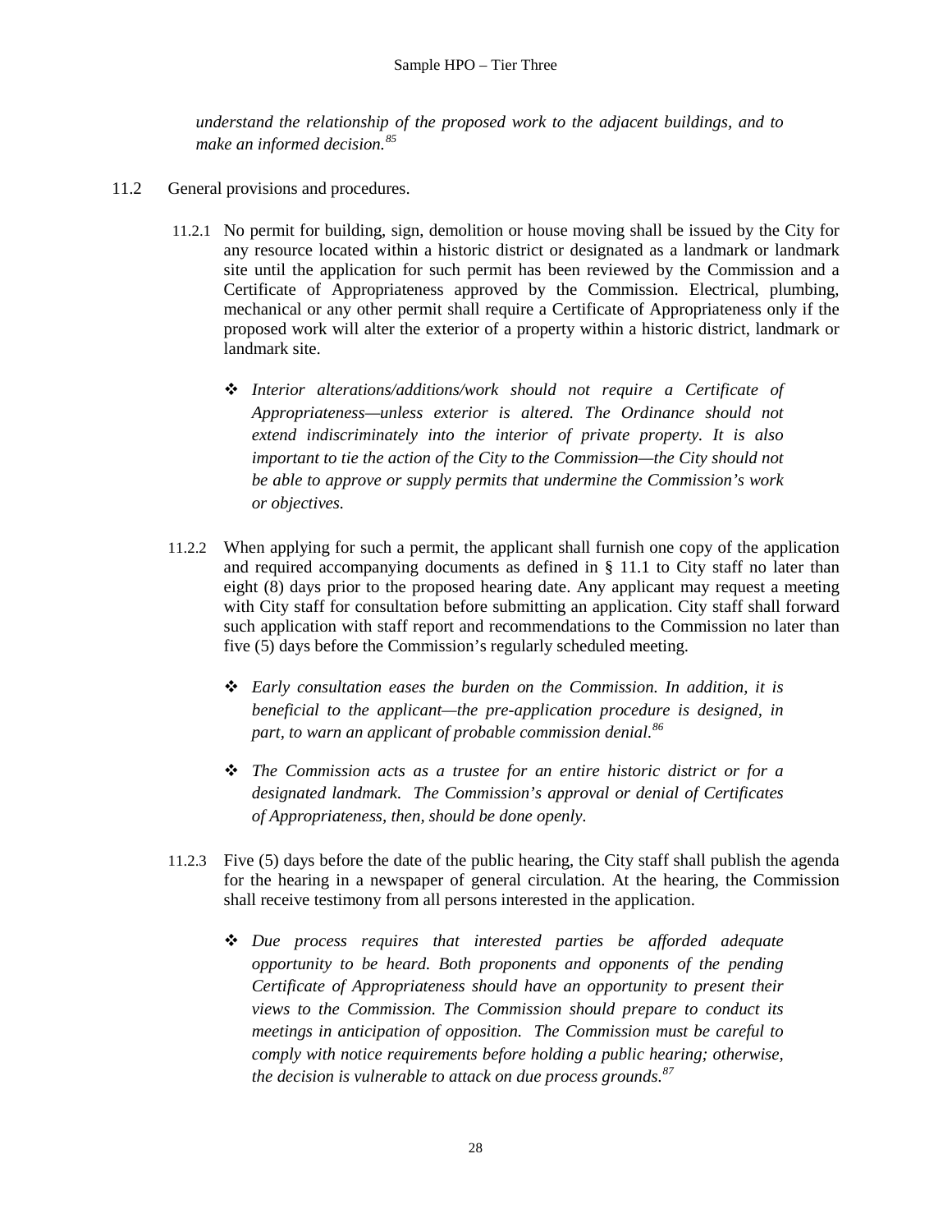*understand the relationship of the proposed work to the adjacent buildings, and to make an informed decision.*[85]

11.2 General provisions and procedures.

11.2.1 No permit for building, sign, demolition or house moving shall be issued by the City for any resource located within a historic district or designated as a landmark or landmark site until the application for such permit has been reviewed by the Commission and a Certificate of Appropriateness approved by the Commission. Electrical, plumbing, mechanical or any other permit shall require a Certificate of Appropriateness only if the proposed work will alter the exterior of a property within a historic district, landmark or landmark site.

- ❖ *Interior alterations/additions/work should not require a Certificate of Appropriateness—unless exterior is altered. The Ordinance should not extend indiscriminately into the interior of private property. It is also important to tie the action of the City to the Commission—the City should not be able to approve or supply permits that undermine the Commission's work or objectives.*

11.2.2 When applying for such a permit, the applicant shall furnish one copy of the application and required accompanying documents as defined in § 11.1 to City staff no later than eight (8) days prior to the proposed hearing date. Any applicant may request a meeting with City staff for consultation before submitting an application. City staff shall forward such application with staff report and recommendations to the Commission no later than five (5) days before the Commission's regularly scheduled meeting.

- ❖ *Early consultation eases the burden on the Commission. In addition, it is beneficial to the applicant—the pre-application procedure is designed, in part, to warn an applicant of probable commission denial.*[86]

- ❖ *The Commission acts as a trustee for an entire historic district or for a designated landmark. The Commission's approval or denial of Certificates of Appropriateness, then, should be done openly.*

11.2.3 Five (5) days before the date of the public hearing, the City staff shall publish the agenda for the hearing in a newspaper of general circulation. At the hearing, the Commission shall receive testimony from all persons interested in the application.

- ❖ *Due process requires that interested parties be afforded adequate opportunity to be heard. Both proponents and opponents of the pending Certificate of Appropriateness should have an opportunity to present their views to the Commission. The Commission should prepare to conduct its meetings in anticipation of opposition. The Commission must be careful to comply with notice requirements before holding a public hearing; otherwise, the decision is vulnerable to attack on due process grounds.*[87]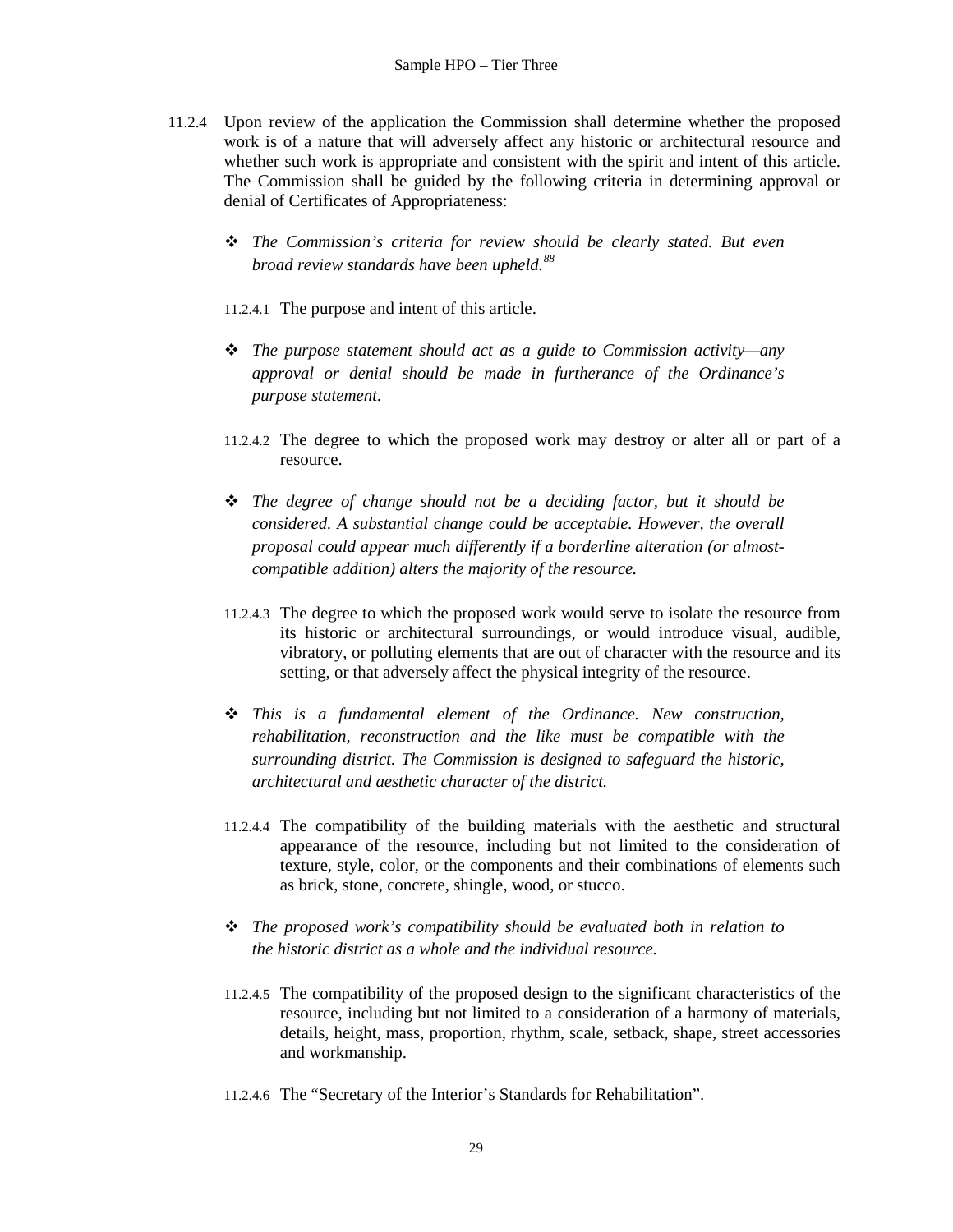11.2.4 Upon review of the application the Commission shall determine whether the proposed work is of a nature that will adversely affect any historic or architectural resource and whether such work is appropriate and consistent with the spirit and intent of this article. The Commission shall be guided by the following criteria in determining approval or denial of Certificates of Appropriateness:

- *The Commission's criteria for review should be clearly stated. But even broad review standards have been upheld.*[88]

11.2.4.1 The purpose and intent of this article.

- *The purpose statement should act as a guide to Commission activity—any approval or denial should be made in furtherance of the Ordinance's purpose statement.*

11.2.4.2 The degree to which the proposed work may destroy or alter all or part of a resource.

- *The degree of change should not be a deciding factor, but it should be considered. A substantial change could be acceptable. However, the overall proposal could appear much differently if a borderline alteration (or almost-compatible addition) alters the majority of the resource.*

11.2.4.3 The degree to which the proposed work would serve to isolate the resource from its historic or architectural surroundings, or would introduce visual, audible, vibratory, or polluting elements that are out of character with the resource and its setting, or that adversely affect the physical integrity of the resource.

- *This is a fundamental element of the Ordinance. New construction, rehabilitation, reconstruction and the like must be compatible with the surrounding district. The Commission is designed to safeguard the historic, architectural and aesthetic character of the district.*

11.2.4.4 The compatibility of the building materials with the aesthetic and structural appearance of the resource, including but not limited to the consideration of texture, style, color, or the components and their combinations of elements such as brick, stone, concrete, shingle, wood, or stucco.

- *The proposed work's compatibility should be evaluated both in relation to the historic district as a whole and the individual resource.*

11.2.4.5 The compatibility of the proposed design to the significant characteristics of the resource, including but not limited to a consideration of a harmony of materials, details, height, mass, proportion, rhythm, scale, setback, shape, street accessories and workmanship.

11.2.4.6 The "Secretary of the Interior's Standards for Rehabilitation".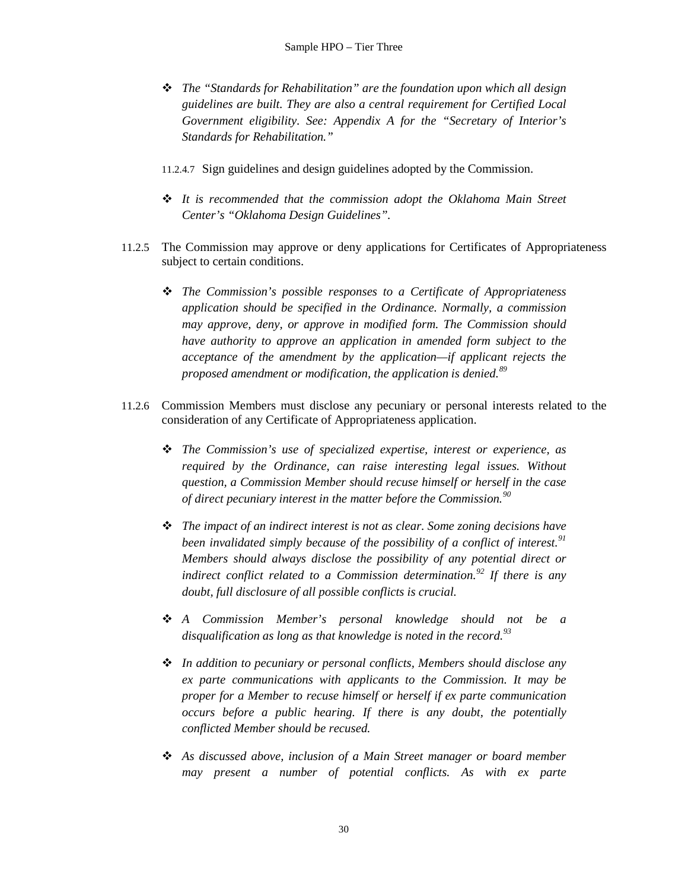- *The "Standards for Rehabilitation" are the foundation upon which all design guidelines are built. They are also a central requirement for Certified Local Government eligibility. See: Appendix A for the "Secretary of Interior's Standards for Rehabilitation."*

11.2.4.7 Sign guidelines and design guidelines adopted by the Commission.

- *It is recommended that the commission adopt the Oklahoma Main Street Center's "Oklahoma Design Guidelines".*

11.2.5 The Commission may approve or deny applications for Certificates of Appropriateness subject to certain conditions.

- *The Commission's possible responses to a Certificate of Appropriateness application should be specified in the Ordinance. Normally, a commission may approve, deny, or approve in modified form. The Commission should have authority to approve an application in amended form subject to the acceptance of the amendment by the application—if applicant rejects the proposed amendment or modification, the application is denied.[89]*

11.2.6 Commission Members must disclose any pecuniary or personal interests related to the consideration of any Certificate of Appropriateness application.

- *The Commission's use of specialized expertise, interest or experience, as required by the Ordinance, can raise interesting legal issues. Without question, a Commission Member should recuse himself or herself in the case of direct pecuniary interest in the matter before the Commission.[90]*

- *The impact of an indirect interest is not as clear. Some zoning decisions have been invalidated simply because of the possibility of a conflict of interest.[91] Members should always disclose the possibility of any potential direct or indirect conflict related to a Commission determination.[92] If there is any doubt, full disclosure of all possible conflicts is crucial.*

- *A Commission Member's personal knowledge should not be a disqualification as long as that knowledge is noted in the record.[93]*

- *In addition to pecuniary or personal conflicts, Members should disclose any ex parte communications with applicants to the Commission. It may be proper for a Member to recuse himself or herself if ex parte communication occurs before a public hearing. If there is any doubt, the potentially conflicted Member should be recused.*

- *As discussed above, inclusion of a Main Street manager or board member may present a number of potential conflicts. As with ex parte*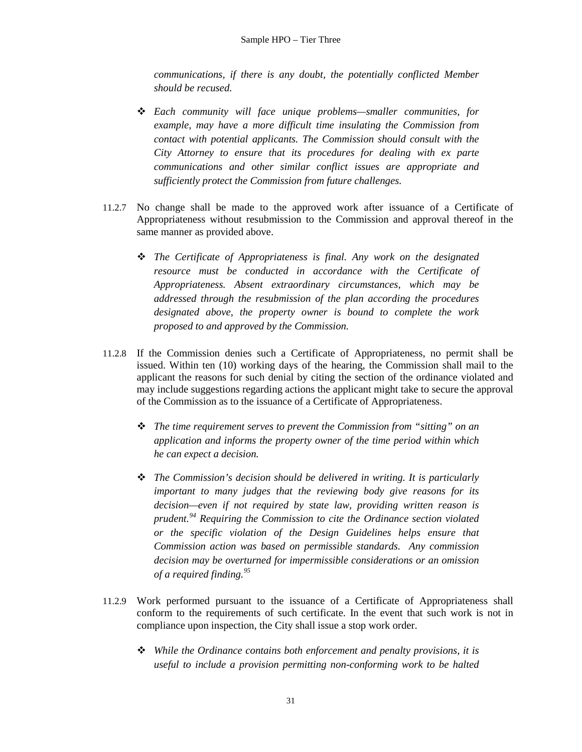*communications, if there is any doubt, the potentially conflicted Member should be recused.*

- ❖ *Each community will face unique problems—smaller communities, for example, may have a more difficult time insulating the Commission from contact with potential applicants. The Commission should consult with the City Attorney to ensure that its procedures for dealing with ex parte communications and other similar conflict issues are appropriate and sufficiently protect the Commission from future challenges.*

11.2.7 No change shall be made to the approved work after issuance of a Certificate of Appropriateness without resubmission to the Commission and approval thereof in the same manner as provided above.

- ❖ *The Certificate of Appropriateness is final. Any work on the designated resource must be conducted in accordance with the Certificate of Appropriateness. Absent extraordinary circumstances, which may be addressed through the resubmission of the plan according the procedures designated above, the property owner is bound to complete the work proposed to and approved by the Commission.*

11.2.8 If the Commission denies such a Certificate of Appropriateness, no permit shall be issued. Within ten (10) working days of the hearing, the Commission shall mail to the applicant the reasons for such denial by citing the section of the ordinance violated and may include suggestions regarding actions the applicant might take to secure the approval of the Commission as to the issuance of a Certificate of Appropriateness.

- ❖ *The time requirement serves to prevent the Commission from "sitting" on an application and informs the property owner of the time period within which he can expect a decision.*

- ❖ *The Commission's decision should be delivered in writing. It is particularly important to many judges that the reviewing body give reasons for its decision—even if not required by state law, providing written reason is prudent.[94] Requiring the Commission to cite the Ordinance section violated or the specific violation of the Design Guidelines helps ensure that Commission action was based on permissible standards. Any commission decision may be overturned for impermissible considerations or an omission of a required finding.[95]*

11.2.9 Work performed pursuant to the issuance of a Certificate of Appropriateness shall conform to the requirements of such certificate. In the event that such work is not in compliance upon inspection, the City shall issue a stop work order.

- ❖ *While the Ordinance contains both enforcement and penalty provisions, it is useful to include a provision permitting non-conforming work to be halted*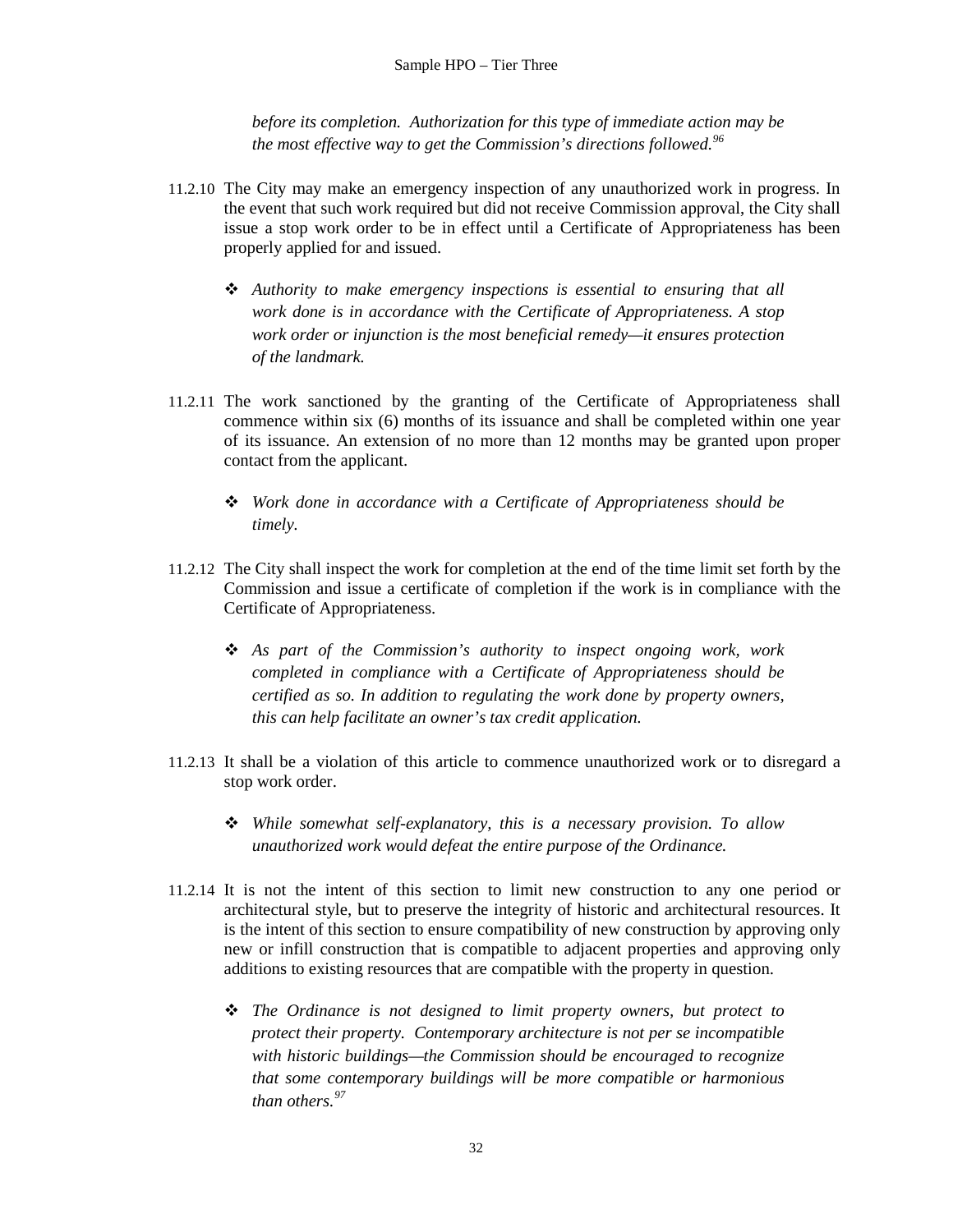*before its completion. Authorization for this type of immediate action may be the most effective way to get the Commission's directions followed.*[96]

11.2.10 The City may make an emergency inspection of any unauthorized work in progress. In the event that such work required but did not receive Commission approval, the City shall issue a stop work order to be in effect until a Certificate of Appropriateness has been properly applied for and issued.

- ❖ *Authority to make emergency inspections is essential to ensuring that all work done is in accordance with the Certificate of Appropriateness. A stop work order or injunction is the most beneficial remedy—it ensures protection of the landmark.*

11.2.11 The work sanctioned by the granting of the Certificate of Appropriateness shall commence within six (6) months of its issuance and shall be completed within one year of its issuance. An extension of no more than 12 months may be granted upon proper contact from the applicant.

- ❖ *Work done in accordance with a Certificate of Appropriateness should be timely.*

11.2.12 The City shall inspect the work for completion at the end of the time limit set forth by the Commission and issue a certificate of completion if the work is in compliance with the Certificate of Appropriateness.

- ❖ *As part of the Commission's authority to inspect ongoing work, work completed in compliance with a Certificate of Appropriateness should be certified as so. In addition to regulating the work done by property owners, this can help facilitate an owner's tax credit application.*

11.2.13 It shall be a violation of this article to commence unauthorized work or to disregard a stop work order.

- ❖ *While somewhat self-explanatory, this is a necessary provision. To allow unauthorized work would defeat the entire purpose of the Ordinance.*

11.2.14 It is not the intent of this section to limit new construction to any one period or architectural style, but to preserve the integrity of historic and architectural resources. It is the intent of this section to ensure compatibility of new construction by approving only new or infill construction that is compatible to adjacent properties and approving only additions to existing resources that are compatible with the property in question.

- ❖ *The Ordinance is not designed to limit property owners, but protect to protect their property. Contemporary architecture is not per se incompatible with historic buildings—the Commission should be encouraged to recognize that some contemporary buildings will be more compatible or harmonious than others.*[97]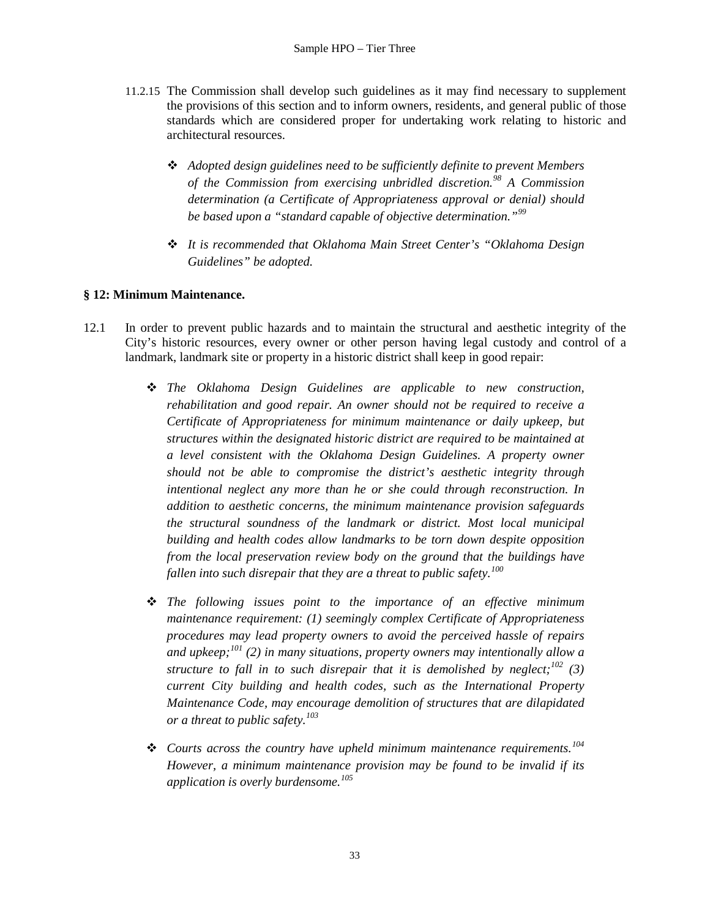11.2.15 The Commission shall develop such guidelines as it may find necessary to supplement the provisions of this section and to inform owners, residents, and general public of those standards which are considered proper for undertaking work relating to historic and architectural resources.

- ❖ *Adopted design guidelines need to be sufficiently definite to prevent Members of the Commission from exercising unbridled discretion.*[98] *A Commission determination (a Certificate of Appropriateness approval or denial) should be based upon a "standard capable of objective determination."*[99]

- ❖ *It is recommended that Oklahoma Main Street Center's "Oklahoma Design Guidelines" be adopted.*

**§ 12: Minimum Maintenance.**

12.1 In order to prevent public hazards and to maintain the structural and aesthetic integrity of the City's historic resources, every owner or other person having legal custody and control of a landmark, landmark site or property in a historic district shall keep in good repair:

- ❖ *The Oklahoma Design Guidelines are applicable to new construction, rehabilitation and good repair. An owner should not be required to receive a Certificate of Appropriateness for minimum maintenance or daily upkeep, but structures within the designated historic district are required to be maintained at a level consistent with the Oklahoma Design Guidelines. A property owner should not be able to compromise the district's aesthetic integrity through intentional neglect any more than he or she could through reconstruction. In addition to aesthetic concerns, the minimum maintenance provision safeguards the structural soundness of the landmark or district. Most local municipal building and health codes allow landmarks to be torn down despite opposition from the local preservation review body on the ground that the buildings have fallen into such disrepair that they are a threat to public safety.*[100]

- ❖ *The following issues point to the importance of an effective minimum maintenance requirement: (1) seemingly complex Certificate of Appropriateness procedures may lead property owners to avoid the perceived hassle of repairs and upkeep;*[101] *(2) in many situations, property owners may intentionally allow a structure to fall in to such disrepair that it is demolished by neglect;*[102] *(3) current City building and health codes, such as the International Property Maintenance Code, may encourage demolition of structures that are dilapidated or a threat to public safety.*[103]

- ❖ *Courts across the country have upheld minimum maintenance requirements.*[104] *However, a minimum maintenance provision may be found to be invalid if its application is overly burdensome.*[105]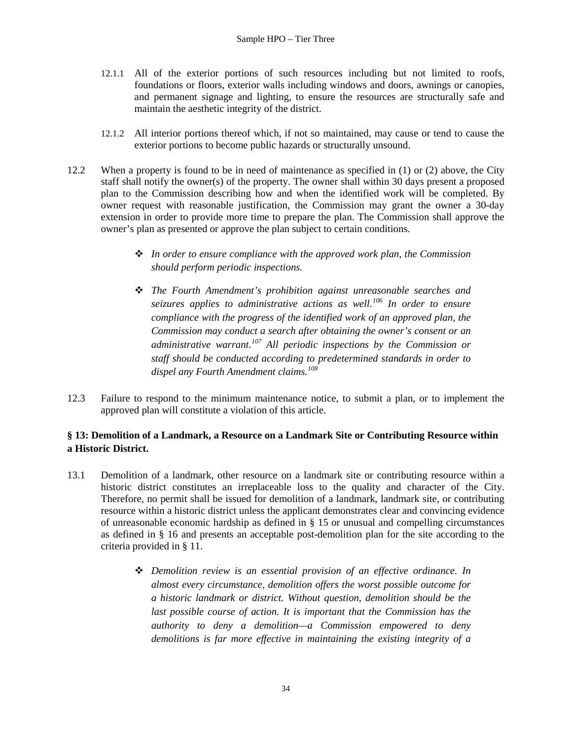12.1.1 All of the exterior portions of such resources including but not limited to roofs, foundations or floors, exterior walls including windows and doors, awnings or canopies, and permanent signage and lighting, to ensure the resources are structurally safe and maintain the aesthetic integrity of the district.

12.1.2 All interior portions thereof which, if not so maintained, may cause or tend to cause the exterior portions to become public hazards or structurally unsound.

12.2 When a property is found to be in need of maintenance as specified in (1) or (2) above, the City staff shall notify the owner(s) of the property. The owner shall within 30 days present a proposed plan to the Commission describing how and when the identified work will be completed. By owner request with reasonable justification, the Commission may grant the owner a 30-day extension in order to provide more time to prepare the plan. The Commission shall approve the owner's plan as presented or approve the plan subject to certain conditions.

> ❖ *In order to ensure compliance with the approved work plan, the Commission should perform periodic inspections.*
>
> ❖ *The Fourth Amendment's prohibition against unreasonable searches and seizures applies to administrative actions as well.[106] In order to ensure compliance with the progress of the identified work of an approved plan, the Commission may conduct a search after obtaining the owner's consent or an administrative warrant.[107] All periodic inspections by the Commission or staff should be conducted according to predetermined standards in order to dispel any Fourth Amendment claims.[108]*

12.3 Failure to respond to the minimum maintenance notice, to submit a plan, or to implement the approved plan will constitute a violation of this article.

**§ 13: Demolition of a Landmark, a Resource on a Landmark Site or Contributing Resource within a Historic District.**

13.1 Demolition of a landmark, other resource on a landmark site or contributing resource within a historic district constitutes an irreplaceable loss to the quality and character of the City. Therefore, no permit shall be issued for demolition of a landmark, landmark site, or contributing resource within a historic district unless the applicant demonstrates clear and convincing evidence of unreasonable economic hardship as defined in § 15 or unusual and compelling circumstances as defined in § 16 and presents an acceptable post-demolition plan for the site according to the criteria provided in § 11.

> ❖ *Demolition review is an essential provision of an effective ordinance. In almost every circumstance, demolition offers the worst possible outcome for a historic landmark or district. Without question, demolition should be the last possible course of action. It is important that the Commission has the authority to deny a demolition—a Commission empowered to deny demolitions is far more effective in maintaining the existing integrity of a*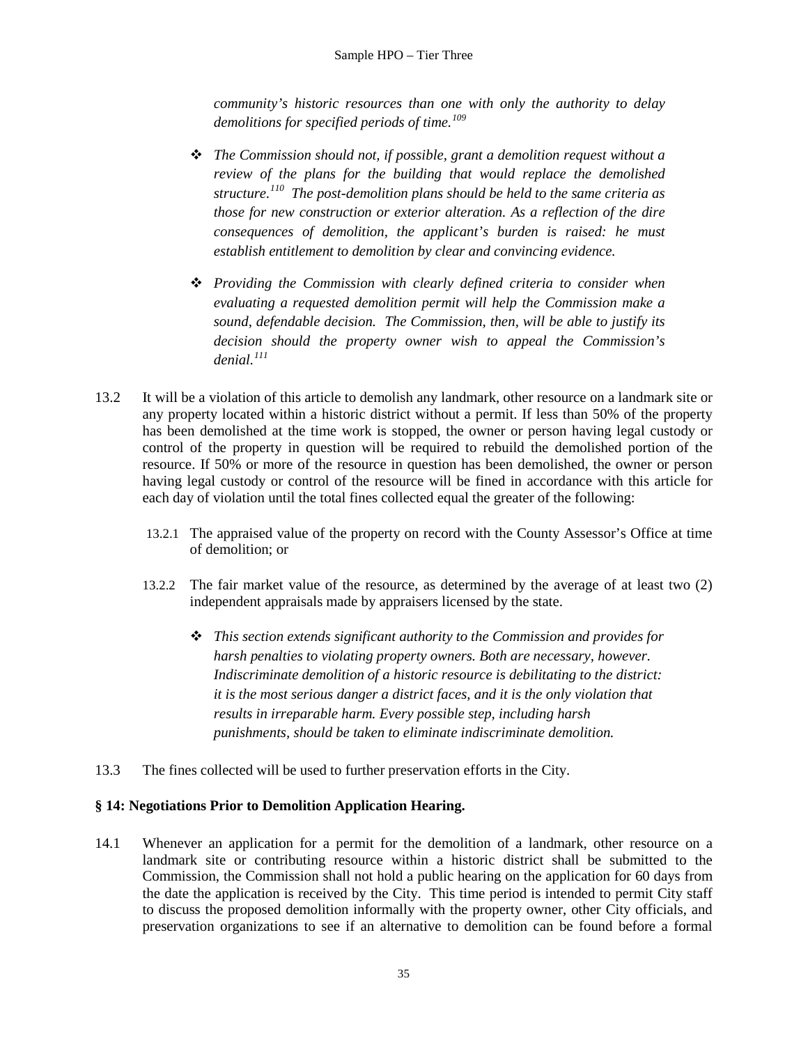*community's historic resources than one with only the authority to delay demolitions for specified periods of time.*[109]

- ❖ *The Commission should not, if possible, grant a demolition request without a review of the plans for the building that would replace the demolished structure.*[110] *The post-demolition plans should be held to the same criteria as those for new construction or exterior alteration. As a reflection of the dire consequences of demolition, the applicant's burden is raised: he must establish entitlement to demolition by clear and convincing evidence.*

- ❖ *Providing the Commission with clearly defined criteria to consider when evaluating a requested demolition permit will help the Commission make a sound, defendable decision. The Commission, then, will be able to justify its decision should the property owner wish to appeal the Commission's denial.*[111]

13.2 It will be a violation of this article to demolish any landmark, other resource on a landmark site or any property located within a historic district without a permit. If less than 50% of the property has been demolished at the time work is stopped, the owner or person having legal custody or control of the property in question will be required to rebuild the demolished portion of the resource. If 50% or more of the resource in question has been demolished, the owner or person having legal custody or control of the resource will be fined in accordance with this article for each day of violation until the total fines collected equal the greater of the following:

13.2.1 The appraised value of the property on record with the County Assessor's Office at time of demolition; or

13.2.2 The fair market value of the resource, as determined by the average of at least two (2) independent appraisals made by appraisers licensed by the state.

- ❖ *This section extends significant authority to the Commission and provides for harsh penalties to violating property owners. Both are necessary, however. Indiscriminate demolition of a historic resource is debilitating to the district: it is the most serious danger a district faces, and it is the only violation that results in irreparable harm. Every possible step, including harsh punishments, should be taken to eliminate indiscriminate demolition.*

13.3 The fines collected will be used to further preservation efforts in the City.

**§ 14: Negotiations Prior to Demolition Application Hearing.**

14.1 Whenever an application for a permit for the demolition of a landmark, other resource on a landmark site or contributing resource within a historic district shall be submitted to the Commission, the Commission shall not hold a public hearing on the application for 60 days from the date the application is received by the City. This time period is intended to permit City staff to discuss the proposed demolition informally with the property owner, other City officials, and preservation organizations to see if an alternative to demolition can be found before a formal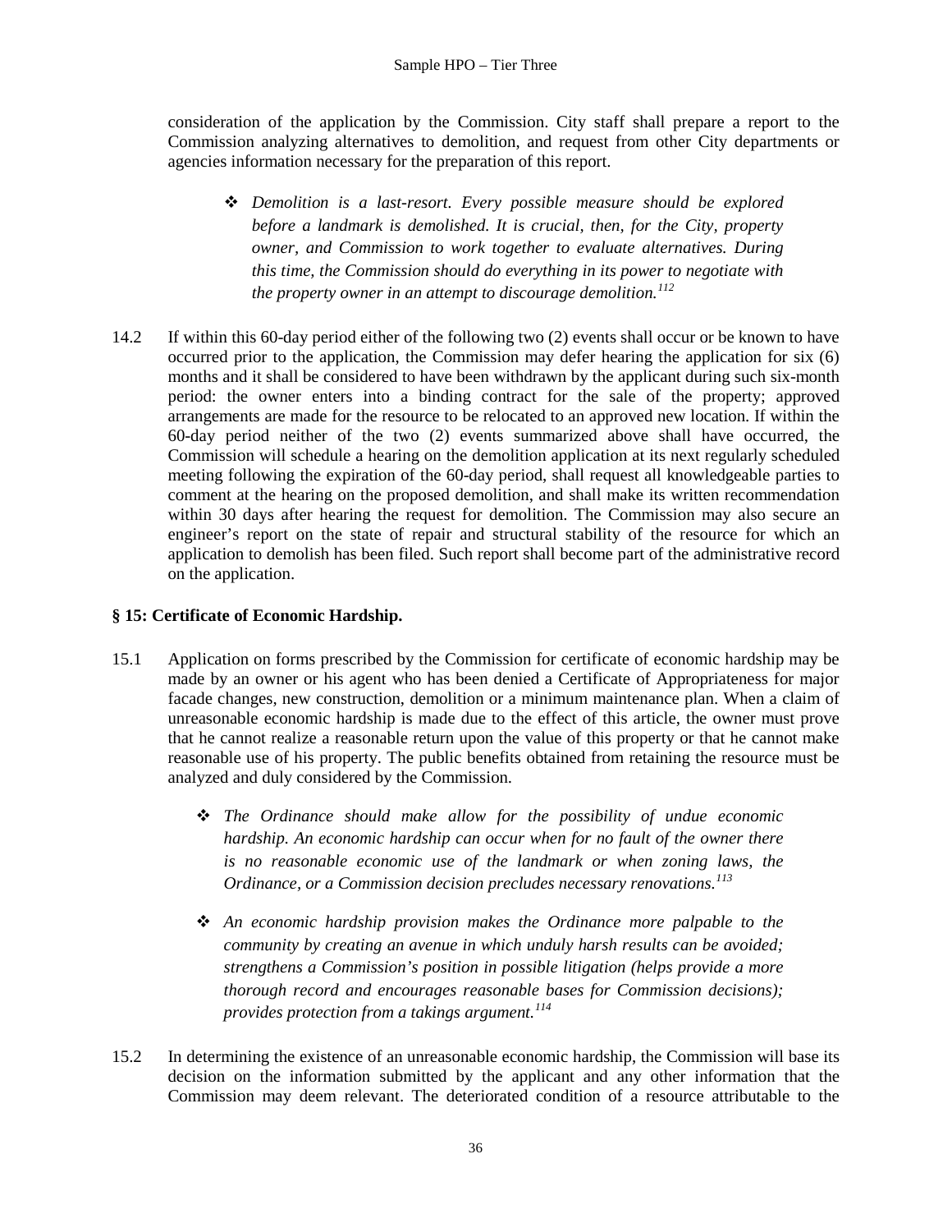consideration of the application by the Commission. City staff shall prepare a report to the Commission analyzing alternatives to demolition, and request from other City departments or agencies information necessary for the preparation of this report.

- *Demolition is a last-resort. Every possible measure should be explored before a landmark is demolished. It is crucial, then, for the City, property owner, and Commission to work together to evaluate alternatives. During this time, the Commission should do everything in its power to negotiate with the property owner in an attempt to discourage demolition.*[112]

14.2 If within this 60-day period either of the following two (2) events shall occur or be known to have occurred prior to the application, the Commission may defer hearing the application for six (6) months and it shall be considered to have been withdrawn by the applicant during such six-month period: the owner enters into a binding contract for the sale of the property; approved arrangements are made for the resource to be relocated to an approved new location. If within the 60-day period neither of the two (2) events summarized above shall have occurred, the Commission will schedule a hearing on the demolition application at its next regularly scheduled meeting following the expiration of the 60-day period, shall request all knowledgeable parties to comment at the hearing on the proposed demolition, and shall make its written recommendation within 30 days after hearing the request for demolition. The Commission may also secure an engineer's report on the state of repair and structural stability of the resource for which an application to demolish has been filed. Such report shall become part of the administrative record on the application.

**§ 15: Certificate of Economic Hardship.**

15.1 Application on forms prescribed by the Commission for certificate of economic hardship may be made by an owner or his agent who has been denied a Certificate of Appropriateness for major facade changes, new construction, demolition or a minimum maintenance plan. When a claim of unreasonable economic hardship is made due to the effect of this article, the owner must prove that he cannot realize a reasonable return upon the value of this property or that he cannot make reasonable use of his property. The public benefits obtained from retaining the resource must be analyzed and duly considered by the Commission.

- *The Ordinance should make allow for the possibility of undue economic hardship. An economic hardship can occur when for no fault of the owner there is no reasonable economic use of the landmark or when zoning laws, the Ordinance, or a Commission decision precludes necessary renovations.*[113]

- *An economic hardship provision makes the Ordinance more palpable to the community by creating an avenue in which unduly harsh results can be avoided; strengthens a Commission's position in possible litigation (helps provide a more thorough record and encourages reasonable bases for Commission decisions); provides protection from a takings argument.*[114]

15.2 In determining the existence of an unreasonable economic hardship, the Commission will base its decision on the information submitted by the applicant and any other information that the Commission may deem relevant. The deteriorated condition of a resource attributable to the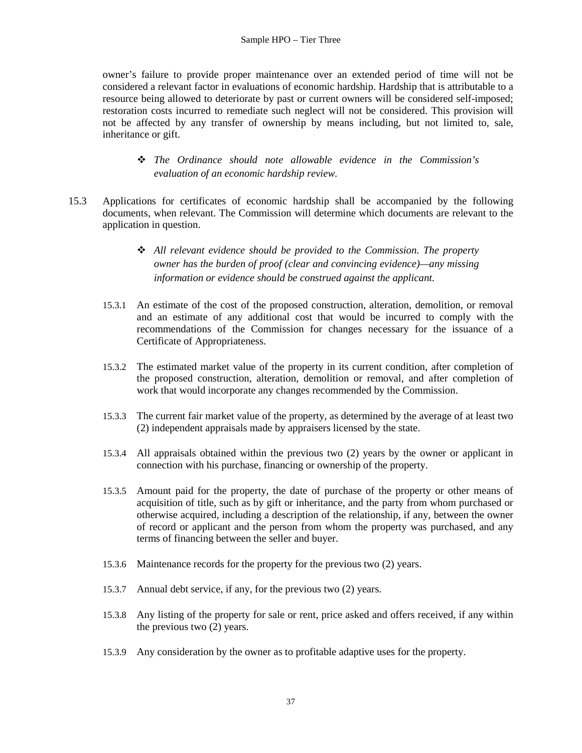owner's failure to provide proper maintenance over an extended period of time will not be considered a relevant factor in evaluations of economic hardship. Hardship that is attributable to a resource being allowed to deteriorate by past or current owners will be considered self-imposed; restoration costs incurred to remediate such neglect will not be considered. This provision will not be affected by any transfer of ownership by means including, but not limited to, sale, inheritance or gift.

- ❖ *The Ordinance should note allowable evidence in the Commission's evaluation of an economic hardship review.*

15.3 Applications for certificates of economic hardship shall be accompanied by the following documents, when relevant. The Commission will determine which documents are relevant to the application in question.

- ❖ *All relevant evidence should be provided to the Commission. The property owner has the burden of proof (clear and convincing evidence)—any missing information or evidence should be construed against the applicant.*

15.3.1 An estimate of the cost of the proposed construction, alteration, demolition, or removal and an estimate of any additional cost that would be incurred to comply with the recommendations of the Commission for changes necessary for the issuance of a Certificate of Appropriateness.

15.3.2 The estimated market value of the property in its current condition, after completion of the proposed construction, alteration, demolition or removal, and after completion of work that would incorporate any changes recommended by the Commission.

15.3.3 The current fair market value of the property, as determined by the average of at least two (2) independent appraisals made by appraisers licensed by the state.

15.3.4 All appraisals obtained within the previous two (2) years by the owner or applicant in connection with his purchase, financing or ownership of the property.

15.3.5 Amount paid for the property, the date of purchase of the property or other means of acquisition of title, such as by gift or inheritance, and the party from whom purchased or otherwise acquired, including a description of the relationship, if any, between the owner of record or applicant and the person from whom the property was purchased, and any terms of financing between the seller and buyer.

15.3.6 Maintenance records for the property for the previous two (2) years.

15.3.7 Annual debt service, if any, for the previous two (2) years.

15.3.8 Any listing of the property for sale or rent, price asked and offers received, if any within the previous two (2) years.

15.3.9 Any consideration by the owner as to profitable adaptive uses for the property.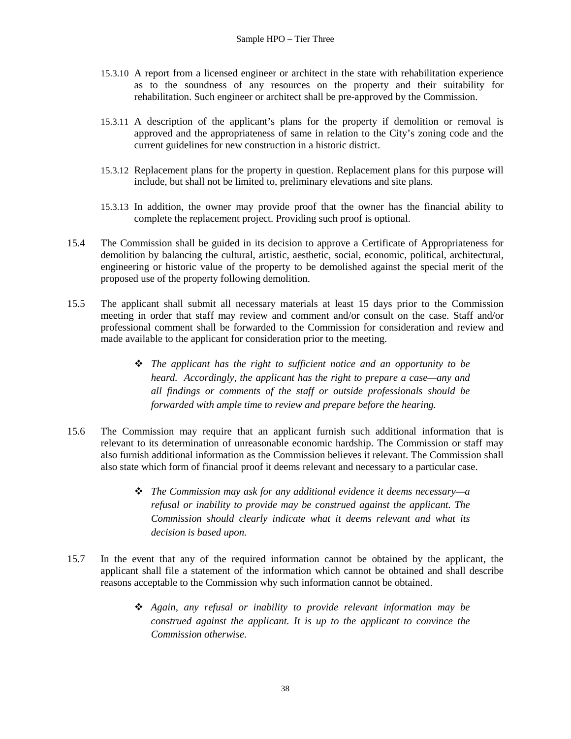15.3.10 A report from a licensed engineer or architect in the state with rehabilitation experience as to the soundness of any resources on the property and their suitability for rehabilitation. Such engineer or architect shall be pre-approved by the Commission.

15.3.11 A description of the applicant's plans for the property if demolition or removal is approved and the appropriateness of same in relation to the City's zoning code and the current guidelines for new construction in a historic district.

15.3.12 Replacement plans for the property in question. Replacement plans for this purpose will include, but shall not be limited to, preliminary elevations and site plans.

15.3.13 In addition, the owner may provide proof that the owner has the financial ability to complete the replacement project. Providing such proof is optional.

15.4 The Commission shall be guided in its decision to approve a Certificate of Appropriateness for demolition by balancing the cultural, artistic, aesthetic, social, economic, political, architectural, engineering or historic value of the property to be demolished against the special merit of the proposed use of the property following demolition.

15.5 The applicant shall submit all necessary materials at least 15 days prior to the Commission meeting in order that staff may review and comment and/or consult on the case. Staff and/or professional comment shall be forwarded to the Commission for consideration and review and made available to the applicant for consideration prior to the meeting.

- ❖ *The applicant has the right to sufficient notice and an opportunity to be heard. Accordingly, the applicant has the right to prepare a case—any and all findings or comments of the staff or outside professionals should be forwarded with ample time to review and prepare before the hearing.*

15.6 The Commission may require that an applicant furnish such additional information that is relevant to its determination of unreasonable economic hardship. The Commission or staff may also furnish additional information as the Commission believes it relevant. The Commission shall also state which form of financial proof it deems relevant and necessary to a particular case.

- ❖ *The Commission may ask for any additional evidence it deems necessary—a refusal or inability to provide may be construed against the applicant. The Commission should clearly indicate what it deems relevant and what its decision is based upon.*

15.7 In the event that any of the required information cannot be obtained by the applicant, the applicant shall file a statement of the information which cannot be obtained and shall describe reasons acceptable to the Commission why such information cannot be obtained.

- ❖ *Again, any refusal or inability to provide relevant information may be construed against the applicant. It is up to the applicant to convince the Commission otherwise.*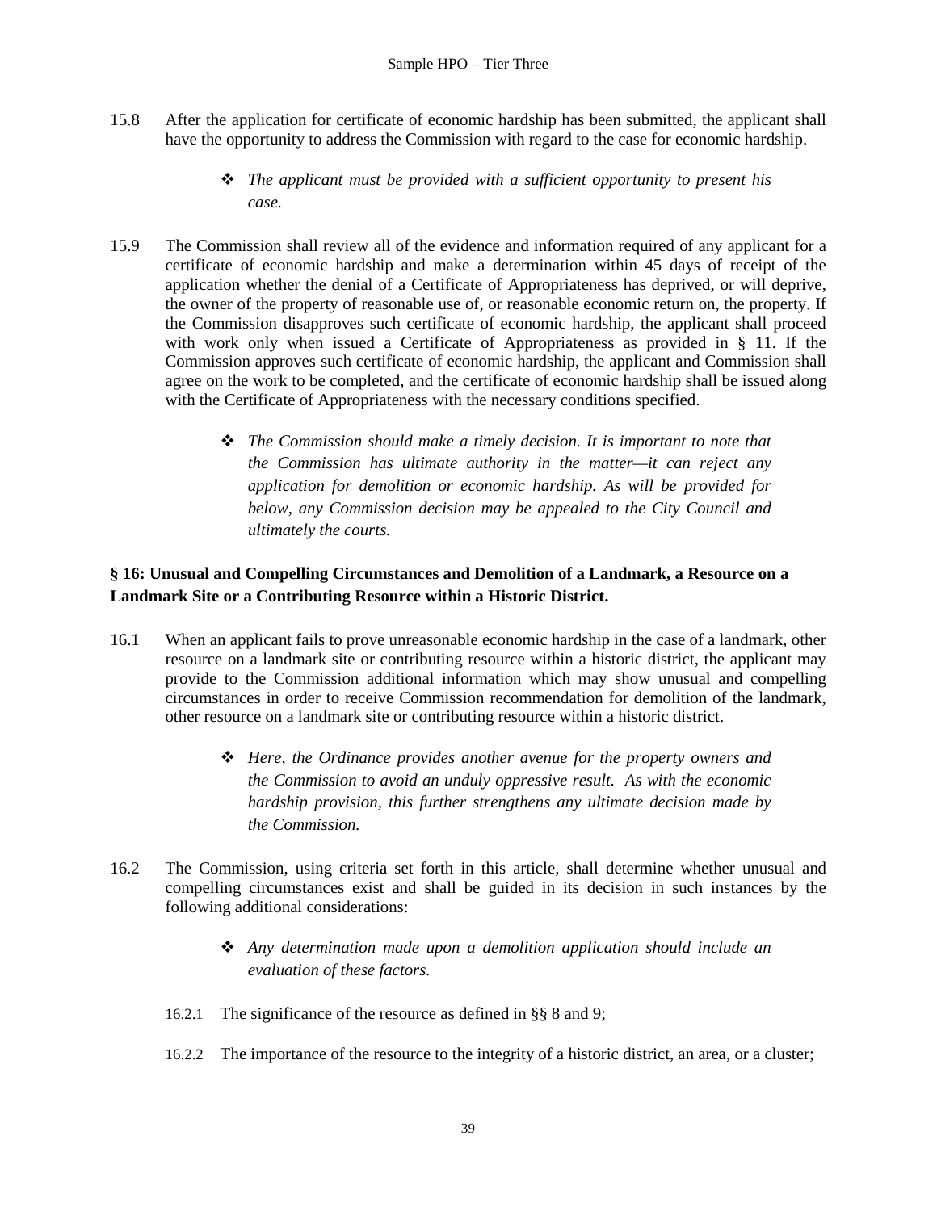15.8 After the application for certificate of economic hardship has been submitted, the applicant shall have the opportunity to address the Commission with regard to the case for economic hardship.

> ❖ *The applicant must be provided with a sufficient opportunity to present his case.*

15.9 The Commission shall review all of the evidence and information required of any applicant for a certificate of economic hardship and make a determination within 45 days of receipt of the application whether the denial of a Certificate of Appropriateness has deprived, or will deprive, the owner of the property of reasonable use of, or reasonable economic return on, the property. If the Commission disapproves such certificate of economic hardship, the applicant shall proceed with work only when issued a Certificate of Appropriateness as provided in § 11. If the Commission approves such certificate of economic hardship, the applicant and Commission shall agree on the work to be completed, and the certificate of economic hardship shall be issued along with the Certificate of Appropriateness with the necessary conditions specified.

> ❖ *The Commission should make a timely decision. It is important to note that the Commission has ultimate authority in the matter—it can reject any application for demolition or economic hardship. As will be provided for below, any Commission decision may be appealed to the City Council and ultimately the courts.*

**§ 16: Unusual and Compelling Circumstances and Demolition of a Landmark, a Resource on a Landmark Site or a Contributing Resource within a Historic District.**

16.1 When an applicant fails to prove unreasonable economic hardship in the case of a landmark, other resource on a landmark site or contributing resource within a historic district, the applicant may provide to the Commission additional information which may show unusual and compelling circumstances in order to receive Commission recommendation for demolition of the landmark, other resource on a landmark site or contributing resource within a historic district.

> ❖ *Here, the Ordinance provides another avenue for the property owners and the Commission to avoid an unduly oppressive result. As with the economic hardship provision, this further strengthens any ultimate decision made by the Commission.*

16.2 The Commission, using criteria set forth in this article, shall determine whether unusual and compelling circumstances exist and shall be guided in its decision in such instances by the following additional considerations:

> ❖ *Any determination made upon a demolition application should include an evaluation of these factors.*

16.2.1 The significance of the resource as defined in §§ 8 and 9;

16.2.2 The importance of the resource to the integrity of a historic district, an area, or a cluster;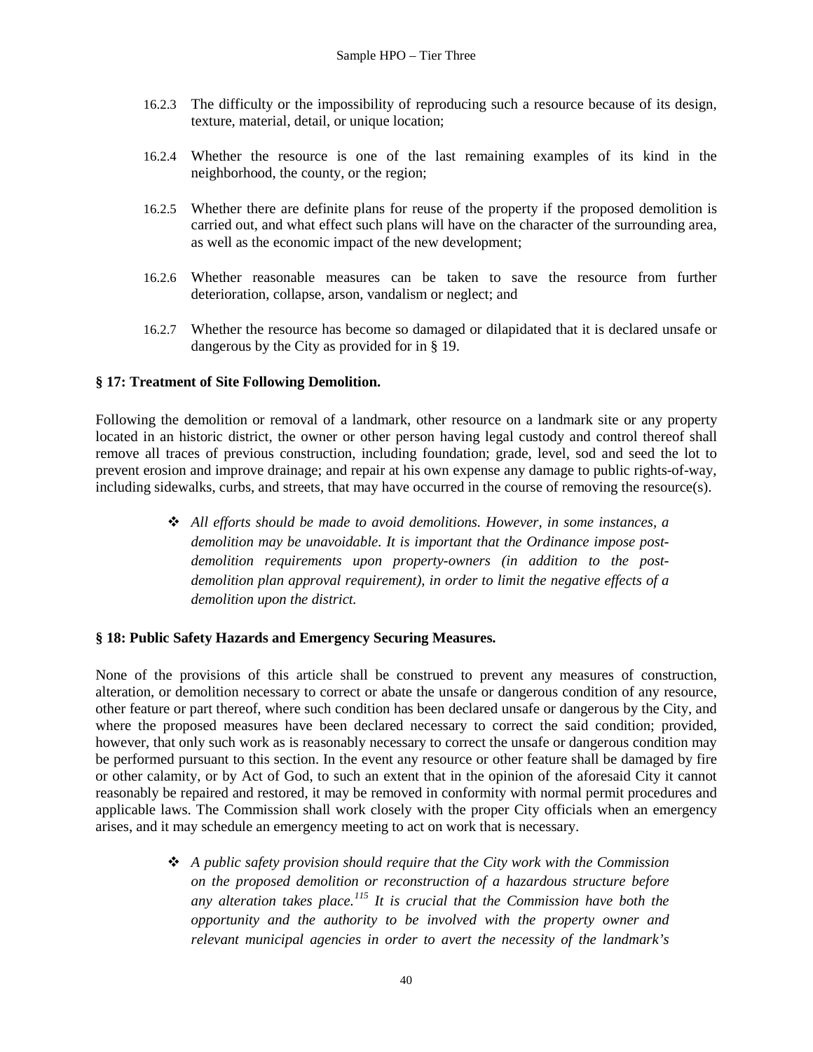16.2.3 The difficulty or the impossibility of reproducing such a resource because of its design, texture, material, detail, or unique location;

16.2.4 Whether the resource is one of the last remaining examples of its kind in the neighborhood, the county, or the region;

16.2.5 Whether there are definite plans for reuse of the property if the proposed demolition is carried out, and what effect such plans will have on the character of the surrounding area, as well as the economic impact of the new development;

16.2.6 Whether reasonable measures can be taken to save the resource from further deterioration, collapse, arson, vandalism or neglect; and

16.2.7 Whether the resource has become so damaged or dilapidated that it is declared unsafe or dangerous by the City as provided for in § 19.

**§ 17: Treatment of Site Following Demolition.**

Following the demolition or removal of a landmark, other resource on a landmark site or any property located in an historic district, the owner or other person having legal custody and control thereof shall remove all traces of previous construction, including foundation; grade, level, sod and seed the lot to prevent erosion and improve drainage; and repair at his own expense any damage to public rights-of-way, including sidewalks, curbs, and streets, that may have occurred in the course of removing the resource(s).

- *All efforts should be made to avoid demolitions. However, in some instances, a demolition may be unavoidable. It is important that the Ordinance impose post-demolition requirements upon property-owners (in addition to the post-demolition plan approval requirement), in order to limit the negative effects of a demolition upon the district.*

**§ 18: Public Safety Hazards and Emergency Securing Measures.**

None of the provisions of this article shall be construed to prevent any measures of construction, alteration, or demolition necessary to correct or abate the unsafe or dangerous condition of any resource, other feature or part thereof, where such condition has been declared unsafe or dangerous by the City, and where the proposed measures have been declared necessary to correct the said condition; provided, however, that only such work as is reasonably necessary to correct the unsafe or dangerous condition may be performed pursuant to this section. In the event any resource or other feature shall be damaged by fire or other calamity, or by Act of God, to such an extent that in the opinion of the aforesaid City it cannot reasonably be repaired and restored, it may be removed in conformity with normal permit procedures and applicable laws. The Commission shall work closely with the proper City officials when an emergency arises, and it may schedule an emergency meeting to act on work that is necessary.

- *A public safety provision should require that the City work with the Commission on the proposed demolition or reconstruction of a hazardous structure before any alteration takes place.[115] It is crucial that the Commission have both the opportunity and the authority to be involved with the property owner and relevant municipal agencies in order to avert the necessity of the landmark's*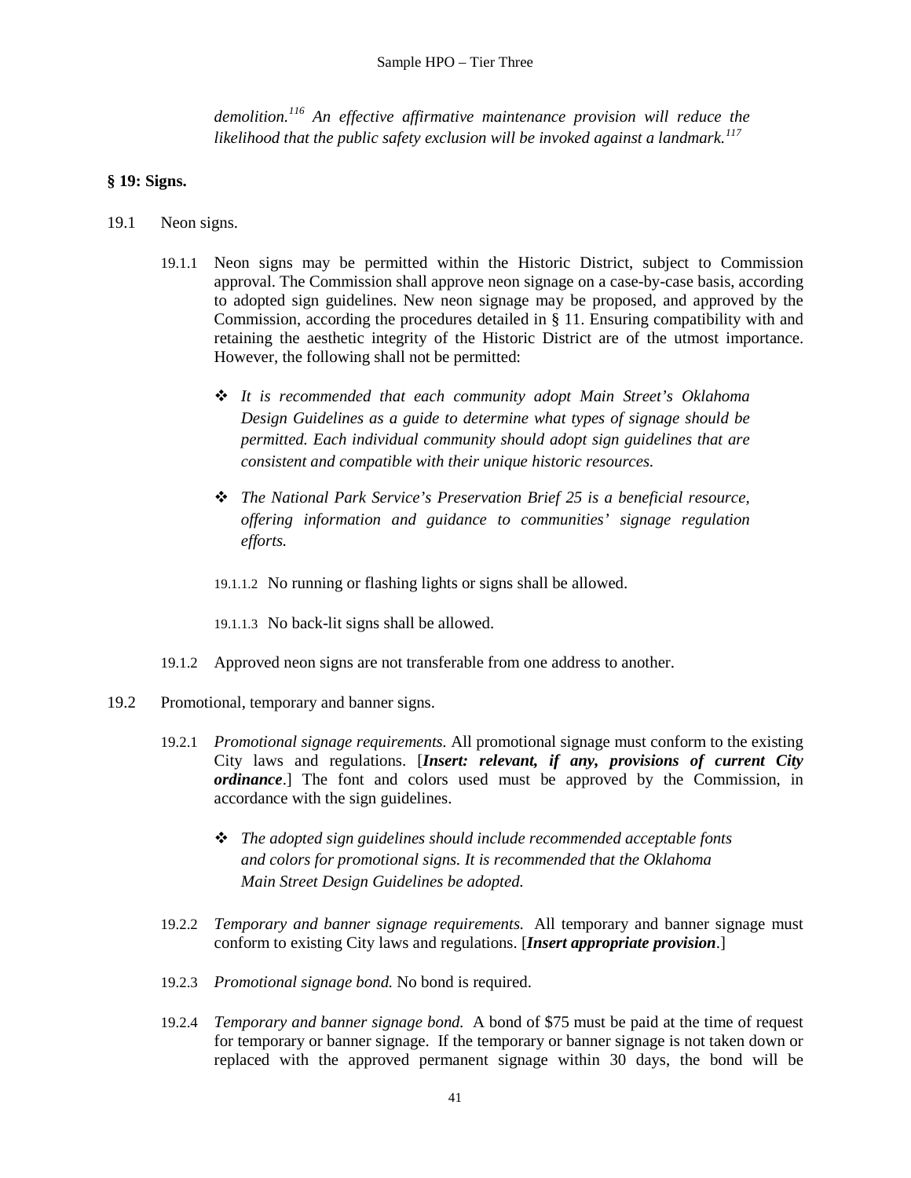*demolition.[116] An effective affirmative maintenance provision will reduce the likelihood that the public safety exclusion will be invoked against a landmark.[117]*

**§ 19: Signs.**

19.1 Neon signs.

19.1.1 Neon signs may be permitted within the Historic District, subject to Commission approval. The Commission shall approve neon signage on a case-by-case basis, according to adopted sign guidelines. New neon signage may be proposed, and approved by the Commission, according the procedures detailed in § 11. Ensuring compatibility with and retaining the aesthetic integrity of the Historic District are of the utmost importance. However, the following shall not be permitted:

- ❖ *It is recommended that each community adopt Main Street's Oklahoma Design Guidelines as a guide to determine what types of signage should be permitted. Each individual community should adopt sign guidelines that are consistent and compatible with their unique historic resources.*

- ❖ *The National Park Service's Preservation Brief 25 is a beneficial resource, offering information and guidance to communities' signage regulation efforts.*

19.1.1.2 No running or flashing lights or signs shall be allowed.

19.1.1.3 No back-lit signs shall be allowed.

19.1.2 Approved neon signs are not transferable from one address to another.

19.2 Promotional, temporary and banner signs.

19.2.1 *Promotional signage requirements.* All promotional signage must conform to the existing City laws and regulations. [***Insert: relevant, if any, provisions of current City ordinance***.] The font and colors used must be approved by the Commission, in accordance with the sign guidelines.

- ❖ *The adopted sign guidelines should include recommended acceptable fonts and colors for promotional signs. It is recommended that the Oklahoma Main Street Design Guidelines be adopted.*

19.2.2 *Temporary and banner signage requirements.* All temporary and banner signage must conform to existing City laws and regulations. [***Insert appropriate provision***.]

19.2.3 *Promotional signage bond.* No bond is required.

19.2.4 *Temporary and banner signage bond.* A bond of $75 must be paid at the time of request for temporary or banner signage. If the temporary or banner signage is not taken down or replaced with the approved permanent signage within 30 days, the bond will be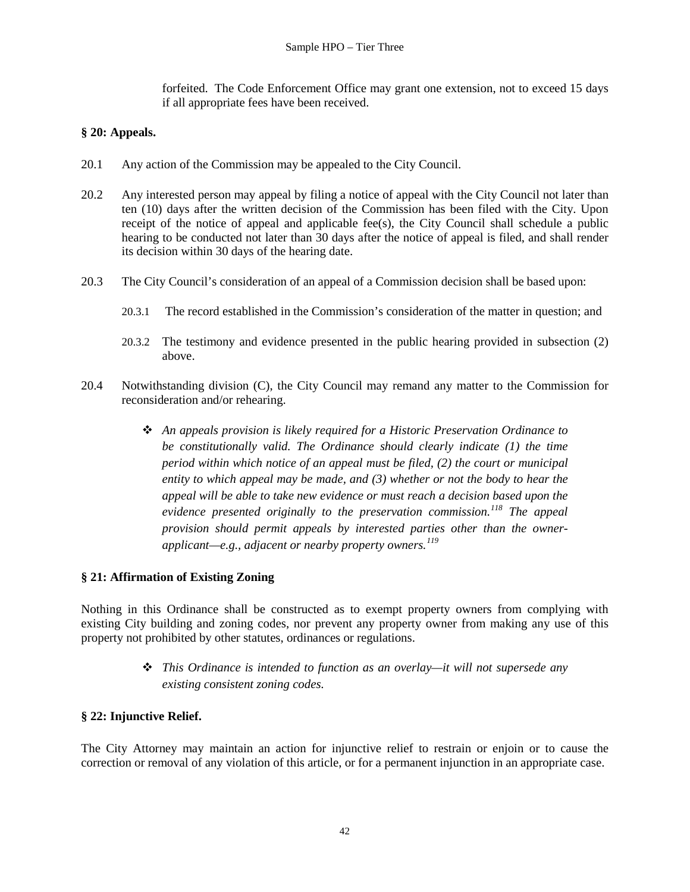forfeited. The Code Enforcement Office may grant one extension, not to exceed 15 days if all appropriate fees have been received.

**§ 20: Appeals.**

20.1 Any action of the Commission may be appealed to the City Council.

20.2 Any interested person may appeal by filing a notice of appeal with the City Council not later than ten (10) days after the written decision of the Commission has been filed with the City. Upon receipt of the notice of appeal and applicable fee(s), the City Council shall schedule a public hearing to be conducted not later than 30 days after the notice of appeal is filed, and shall render its decision within 30 days of the hearing date.

20.3 The City Council's consideration of an appeal of a Commission decision shall be based upon:

20.3.1 The record established in the Commission's consideration of the matter in question; and

20.3.2 The testimony and evidence presented in the public hearing provided in subsection (2) above.

20.4 Notwithstanding division (C), the City Council may remand any matter to the Commission for reconsideration and/or rehearing.

- *An appeals provision is likely required for a Historic Preservation Ordinance to be constitutionally valid. The Ordinance should clearly indicate (1) the time period within which notice of an appeal must be filed, (2) the court or municipal entity to which appeal may be made, and (3) whether or not the body to hear the appeal will be able to take new evidence or must reach a decision based upon the evidence presented originally to the preservation commission.[118] The appeal provision should permit appeals by interested parties other than the owner-applicant—e.g., adjacent or nearby property owners.[119]*

**§ 21: Affirmation of Existing Zoning**

Nothing in this Ordinance shall be constructed as to exempt property owners from complying with existing City building and zoning codes, nor prevent any property owner from making any use of this property not prohibited by other statutes, ordinances or regulations.

- *This Ordinance is intended to function as an overlay—it will not supersede any existing consistent zoning codes.*

**§ 22: Injunctive Relief.**

The City Attorney may maintain an action for injunctive relief to restrain or enjoin or to cause the correction or removal of any violation of this article, or for a permanent injunction in an appropriate case.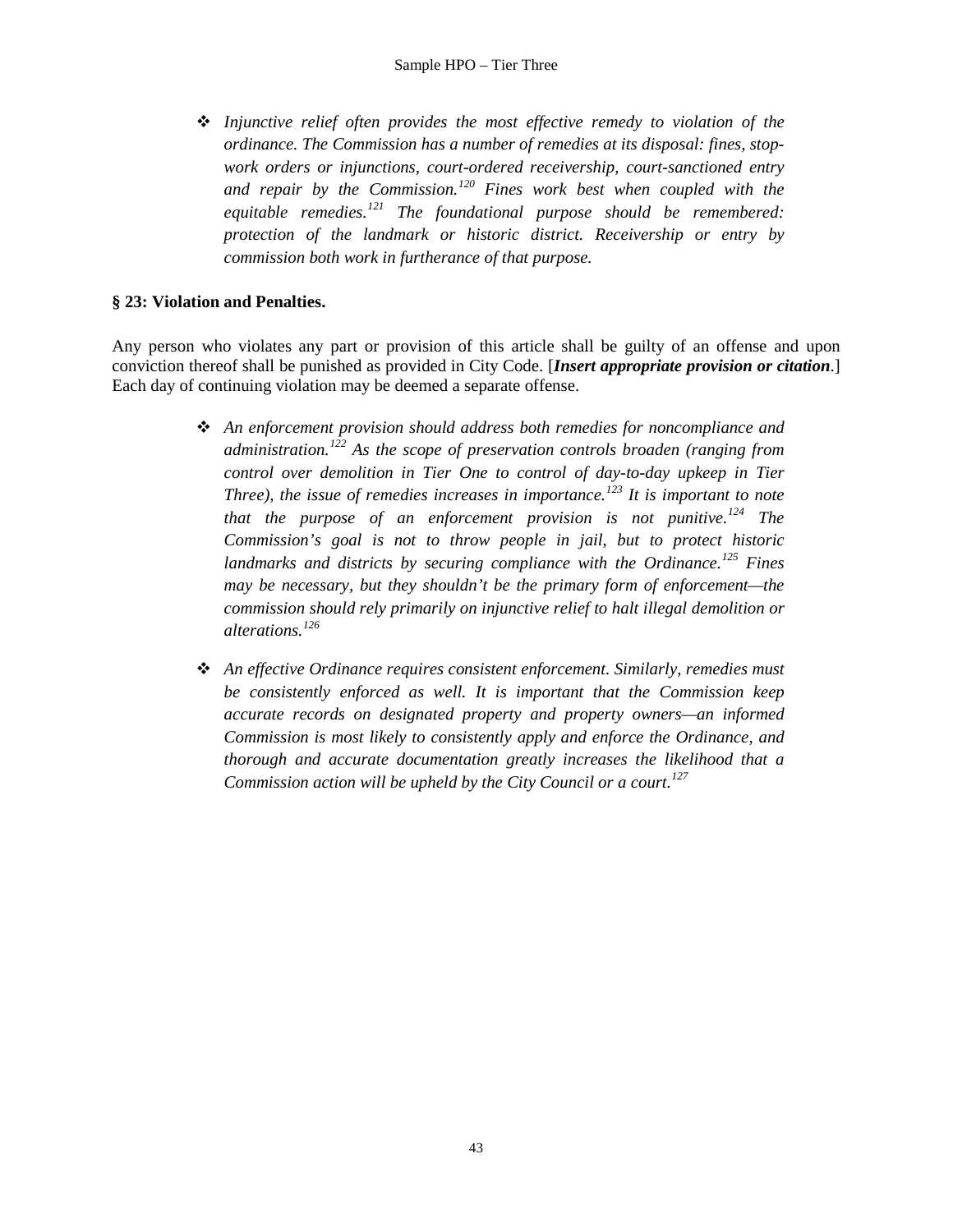- *Injunctive relief often provides the most effective remedy to violation of the ordinance. The Commission has a number of remedies at its disposal: fines, stop-work orders or injunctions, court-ordered receivership, court-sanctioned entry and repair by the Commission.[120] Fines work best when coupled with the equitable remedies.[121] The foundational purpose should be remembered: protection of the landmark or historic district. Receivership or entry by commission both work in furtherance of that purpose.*

**§ 23: Violation and Penalties.**

Any person who violates any part or provision of this article shall be guilty of an offense and upon conviction thereof shall be punished as provided in City Code. [***Insert appropriate provision or citation***.] Each day of continuing violation may be deemed a separate offense.

- *An enforcement provision should address both remedies for noncompliance and administration.[122] As the scope of preservation controls broaden (ranging from control over demolition in Tier One to control of day-to-day upkeep in Tier Three), the issue of remedies increases in importance.[123] It is important to note that the purpose of an enforcement provision is not punitive.[124] The Commission's goal is not to throw people in jail, but to protect historic landmarks and districts by securing compliance with the Ordinance.[125] Fines may be necessary, but they shouldn't be the primary form of enforcement—the commission should rely primarily on injunctive relief to halt illegal demolition or alterations.[126]*

- *An effective Ordinance requires consistent enforcement. Similarly, remedies must be consistently enforced as well. It is important that the Commission keep accurate records on designated property and property owners—an informed Commission is most likely to consistently apply and enforce the Ordinance, and thorough and accurate documentation greatly increases the likelihood that a Commission action will be upheld by the City Council or a court.[127]*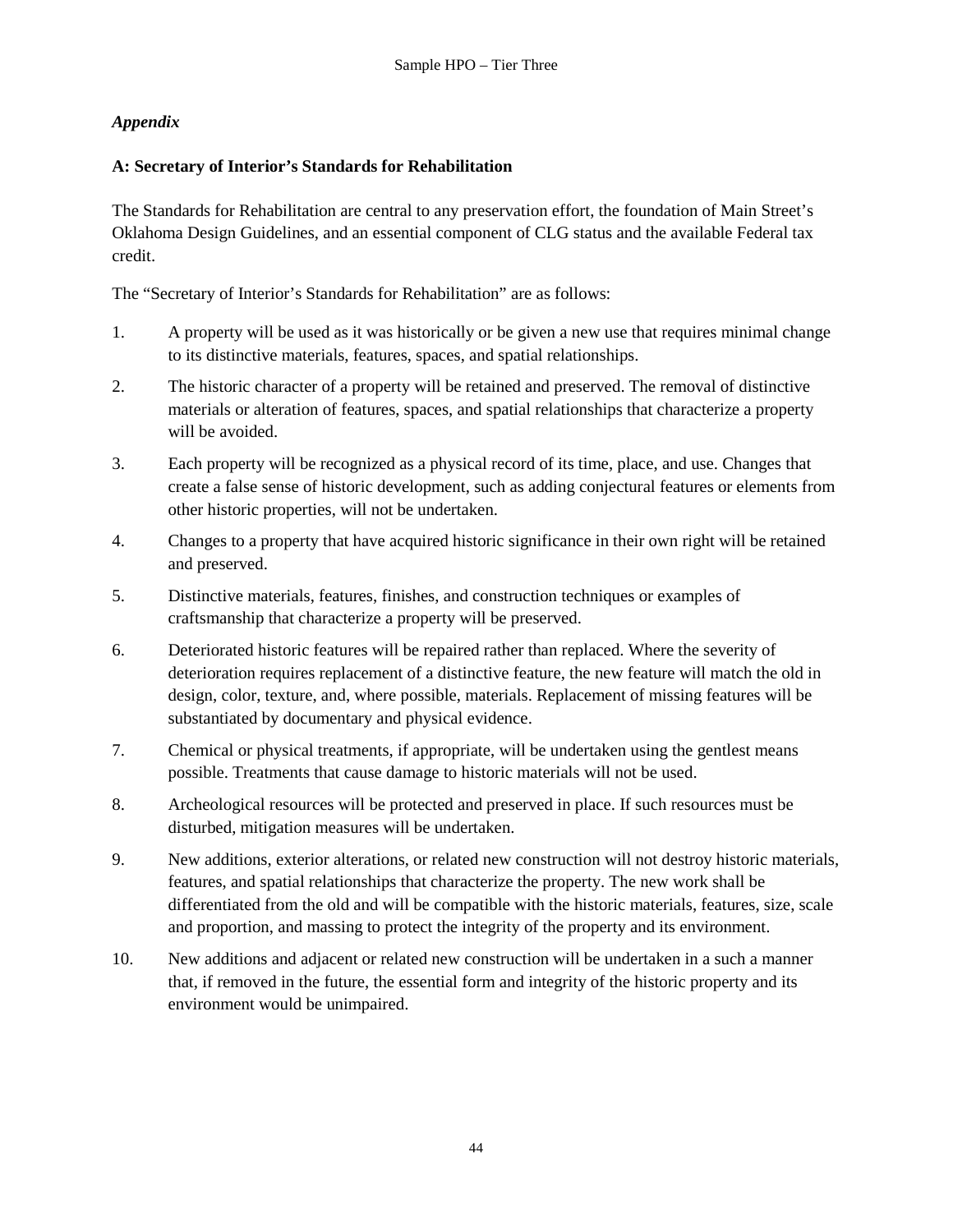*Appendix*

**A: Secretary of Interior's Standards for Rehabilitation**

The Standards for Rehabilitation are central to any preservation effort, the foundation of Main Street's Oklahoma Design Guidelines, and an essential component of CLG status and the available Federal tax credit.

The "Secretary of Interior's Standards for Rehabilitation" are as follows:

1. A property will be used as it was historically or be given a new use that requires minimal change to its distinctive materials, features, spaces, and spatial relationships.
2. The historic character of a property will be retained and preserved. The removal of distinctive materials or alteration of features, spaces, and spatial relationships that characterize a property will be avoided.
3. Each property will be recognized as a physical record of its time, place, and use. Changes that create a false sense of historic development, such as adding conjectural features or elements from other historic properties, will not be undertaken.
4. Changes to a property that have acquired historic significance in their own right will be retained and preserved.
5. Distinctive materials, features, finishes, and construction techniques or examples of craftsmanship that characterize a property will be preserved.
6. Deteriorated historic features will be repaired rather than replaced. Where the severity of deterioration requires replacement of a distinctive feature, the new feature will match the old in design, color, texture, and, where possible, materials. Replacement of missing features will be substantiated by documentary and physical evidence.
7. Chemical or physical treatments, if appropriate, will be undertaken using the gentlest means possible. Treatments that cause damage to historic materials will not be used.
8. Archeological resources will be protected and preserved in place. If such resources must be disturbed, mitigation measures will be undertaken.
9. New additions, exterior alterations, or related new construction will not destroy historic materials, features, and spatial relationships that characterize the property. The new work shall be differentiated from the old and will be compatible with the historic materials, features, size, scale and proportion, and massing to protect the integrity of the property and its environment.
10. New additions and adjacent or related new construction will be undertaken in a such a manner that, if removed in the future, the essential form and integrity of the historic property and its environment would be unimpaired.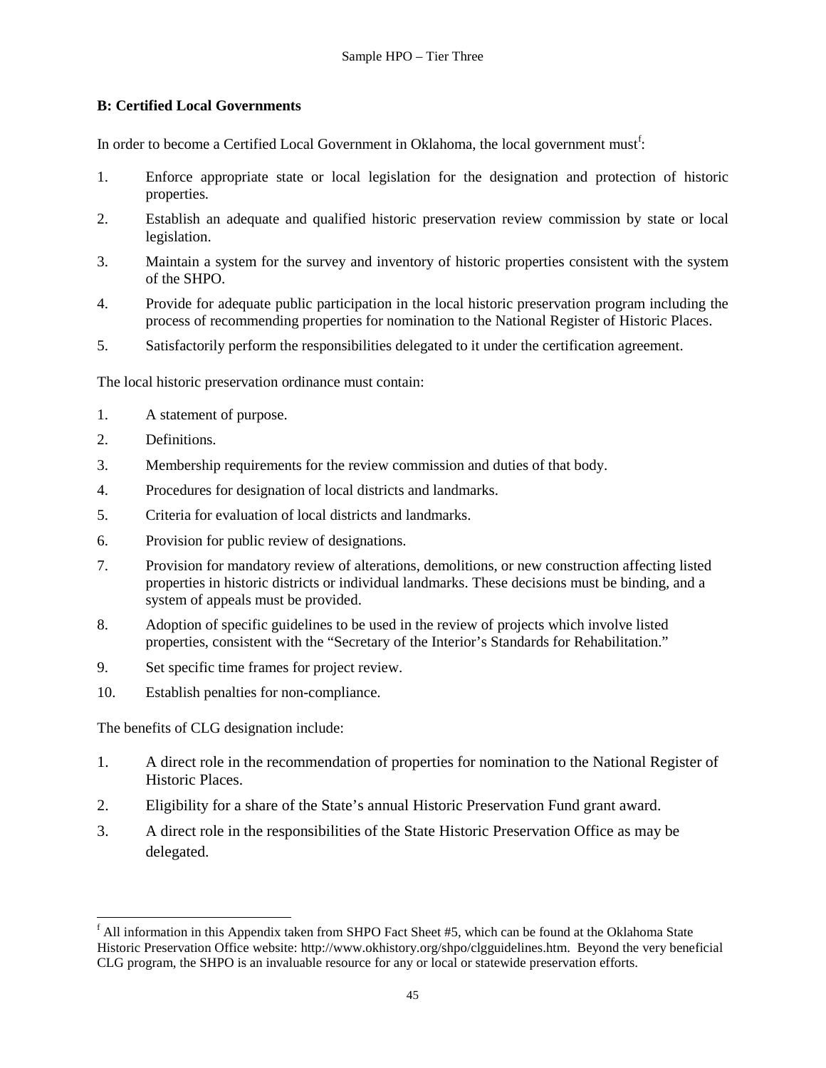**B: Certified Local Governments**

In order to become a Certified Local Government in Oklahoma, the local government must[f]:

1. Enforce appropriate state or local legislation for the designation and protection of historic properties.
2. Establish an adequate and qualified historic preservation review commission by state or local legislation.
3. Maintain a system for the survey and inventory of historic properties consistent with the system of the SHPO.
4. Provide for adequate public participation in the local historic preservation program including the process of recommending properties for nomination to the National Register of Historic Places.
5. Satisfactorily perform the responsibilities delegated to it under the certification agreement.

The local historic preservation ordinance must contain:

1. A statement of purpose.
2. Definitions.
3. Membership requirements for the review commission and duties of that body.
4. Procedures for designation of local districts and landmarks.
5. Criteria for evaluation of local districts and landmarks.
6. Provision for public review of designations.
7. Provision for mandatory review of alterations, demolitions, or new construction affecting listed properties in historic districts or individual landmarks. These decisions must be binding, and a system of appeals must be provided.
8. Adoption of specific guidelines to be used in the review of projects which involve listed properties, consistent with the "Secretary of the Interior's Standards for Rehabilitation."
9. Set specific time frames for project review.
10. Establish penalties for non-compliance.

The benefits of CLG designation include:

1. A direct role in the recommendation of properties for nomination to the National Register of Historic Places.
2. Eligibility for a share of the State's annual Historic Preservation Fund grant award.
3. A direct role in the responsibilities of the State Historic Preservation Office as may be delegated.

---

[f] All information in this Appendix taken from SHPO Fact Sheet #5, which can be found at the Oklahoma State Historic Preservation Office website: http://www.okhistory.org/shpo/clgguidelines.htm. Beyond the very beneficial CLG program, the SHPO is an invaluable resource for any or local or statewide preservation efforts.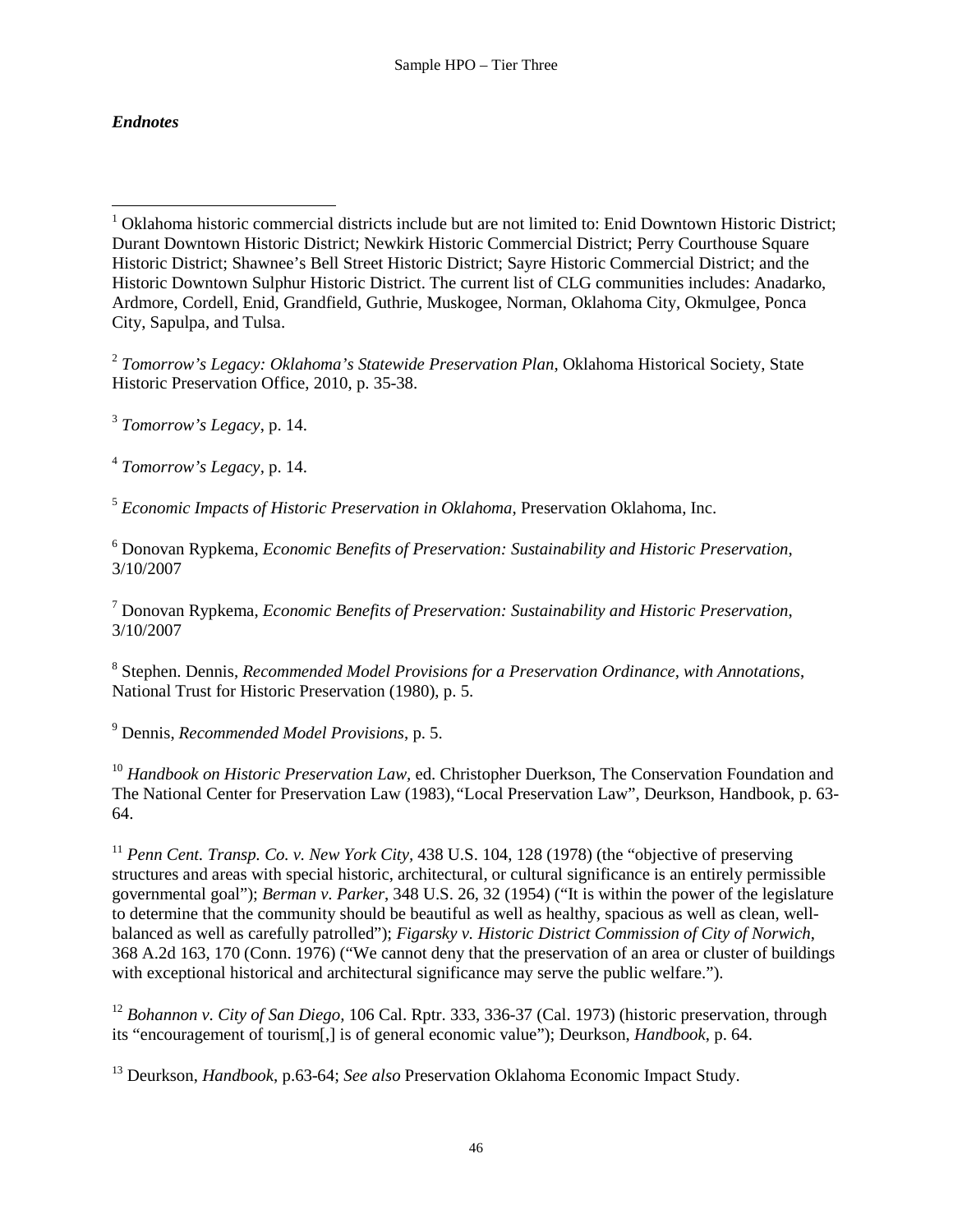***Endnotes***

[1] Oklahoma historic commercial districts include but are not limited to: Enid Downtown Historic District; Durant Downtown Historic District; Newkirk Historic Commercial District; Perry Courthouse Square Historic District; Shawnee's Bell Street Historic District; Sayre Historic Commercial District; and the Historic Downtown Sulphur Historic District. The current list of CLG communities includes: Anadarko, Ardmore, Cordell, Enid, Grandfield, Guthrie, Muskogee, Norman, Oklahoma City, Okmulgee, Ponca City, Sapulpa, and Tulsa.

[2] *Tomorrow's Legacy: Oklahoma's Statewide Preservation Plan*, Oklahoma Historical Society, State Historic Preservation Office, 2010, p. 35-38.

[3] *Tomorrow's Legacy*, p. 14.

[4] *Tomorrow's Legacy*, p. 14.

[5] *Economic Impacts of Historic Preservation in Oklahoma*, Preservation Oklahoma, Inc.

[6] Donovan Rypkema, *Economic Benefits of Preservation: Sustainability and Historic Preservation*, 3/10/2007

[7] Donovan Rypkema, *Economic Benefits of Preservation: Sustainability and Historic Preservation*, 3/10/2007

[8] Stephen. Dennis, *Recommended Model Provisions for a Preservation Ordinance, with Annotations*, National Trust for Historic Preservation (1980), p. 5.

[9] Dennis, *Recommended Model Provisions*, p. 5.

[10] *Handbook on Historic Preservation Law,* ed. Christopher Duerkson, The Conservation Foundation and The National Center for Preservation Law (1983), "Local Preservation Law", Deurkson, Handbook, p. 63-64.

[11] *Penn Cent. Transp. Co. v. New York City*, 438 U.S. 104, 128 (1978) (the "objective of preserving structures and areas with special historic, architectural, or cultural significance is an entirely permissible governmental goal"); *Berman v. Parker*, 348 U.S. 26, 32 (1954) ("It is within the power of the legislature to determine that the community should be beautiful as well as healthy, spacious as well as clean, well-balanced as well as carefully patrolled"); *Figarsky v. Historic District Commission of City of Norwich*, 368 A.2d 163, 170 (Conn. 1976) ("We cannot deny that the preservation of an area or cluster of buildings with exceptional historical and architectural significance may serve the public welfare.").

[12] *Bohannon v. City of San Diego*, 106 Cal. Rptr. 333, 336-37 (Cal. 1973) (historic preservation, through its "encouragement of tourism[,] is of general economic value"); Deurkson, *Handbook*, p. 64.

[13] Deurkson, *Handbook*, p.63-64; *See also* Preservation Oklahoma Economic Impact Study.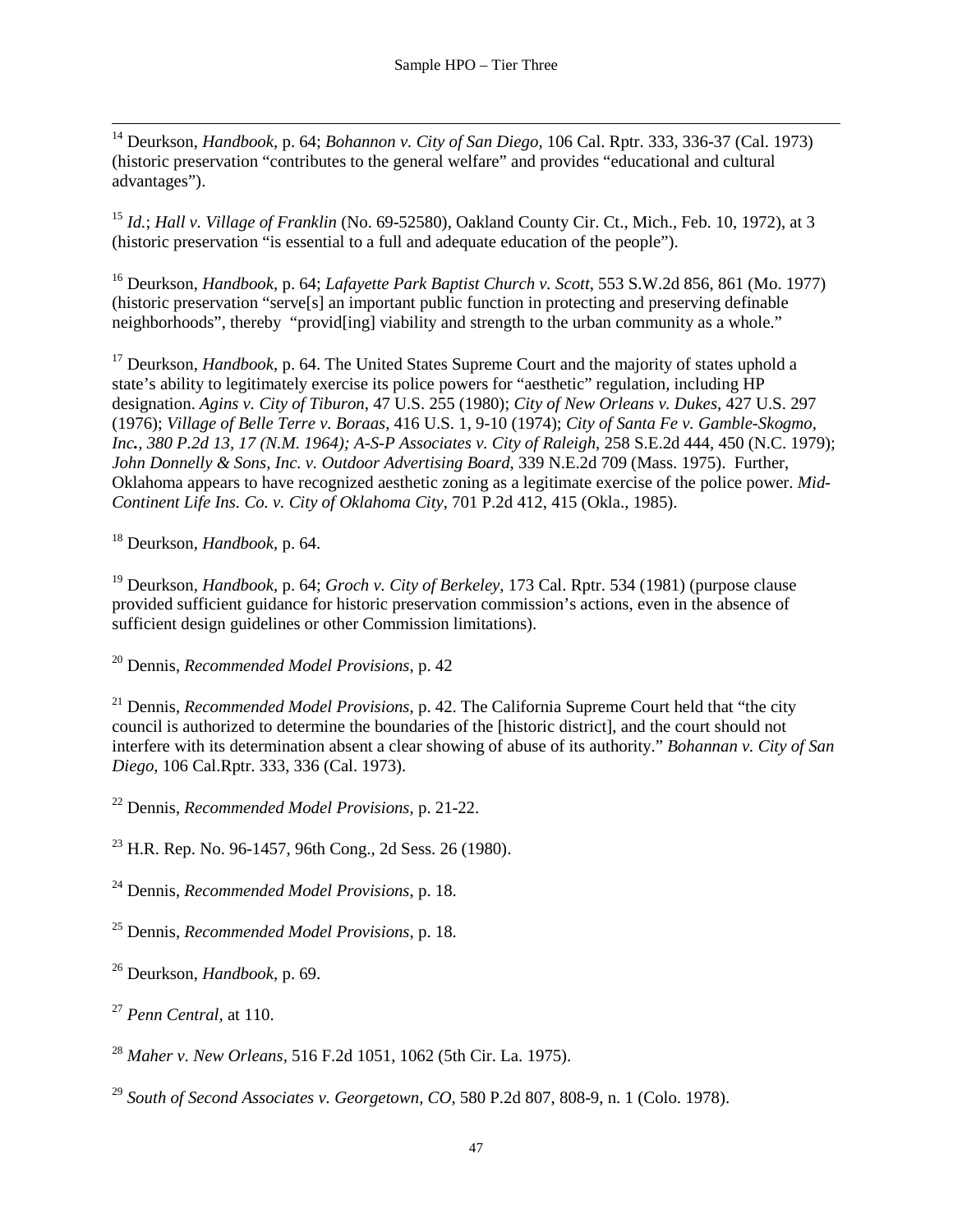[14] Deurkson, *Handbook*, p. 64; *Bohannon v. City of San Diego*, 106 Cal. Rptr. 333, 336-37 (Cal. 1973) (historic preservation "contributes to the general welfare" and provides "educational and cultural advantages").

[15] *Id.*; *Hall v. Village of Franklin* (No. 69-52580), Oakland County Cir. Ct., Mich., Feb. 10, 1972), at 3 (historic preservation "is essential to a full and adequate education of the people").

[16] Deurkson, *Handbook*, p. 64; *Lafayette Park Baptist Church v. Scott*, 553 S.W.2d 856, 861 (Mo. 1977) (historic preservation "serve[s] an important public function in protecting and preserving definable neighborhoods", thereby "provid[ing] viability and strength to the urban community as a whole."

[17] Deurkson, *Handbook*, p. 64. The United States Supreme Court and the majority of states uphold a state's ability to legitimately exercise its police powers for "aesthetic" regulation, including HP designation. *Agins v. City of Tiburon*, 47 U.S. 255 (1980); *City of New Orleans v. Dukes*, 427 U.S. 297 (1976); *Village of Belle Terre v. Boraas*, 416 U.S. 1, 9-10 (1974); *City of Santa Fe v. Gamble-Skogmo, Inc., 380 P.2d 13, 17 (N.M. 1964); A-S-P Associates v. City of Raleigh*, 258 S.E.2d 444, 450 (N.C. 1979); *John Donnelly & Sons, Inc. v. Outdoor Advertising Board*, 339 N.E.2d 709 (Mass. 1975). Further, Oklahoma appears to have recognized aesthetic zoning as a legitimate exercise of the police power. *Mid-Continent Life Ins. Co. v. City of Oklahoma City*, 701 P.2d 412, 415 (Okla., 1985).

[18] Deurkson, *Handbook*, p. 64.

[19] Deurkson, *Handbook*, p. 64; *Groch v. City of Berkeley*, 173 Cal. Rptr. 534 (1981) (purpose clause provided sufficient guidance for historic preservation commission's actions, even in the absence of sufficient design guidelines or other Commission limitations).

[20] Dennis, *Recommended Model Provisions*, p. 42

[21] Dennis, *Recommended Model Provisions*, p. 42. The California Supreme Court held that "the city council is authorized to determine the boundaries of the [historic district], and the court should not interfere with its determination absent a clear showing of abuse of its authority." *Bohannan v. City of San Diego*, 106 Cal.Rptr. 333, 336 (Cal. 1973).

[22] Dennis, *Recommended Model Provisions*, p. 21-22.

[23] H.R. Rep. No. 96-1457, 96th Cong., 2d Sess. 26 (1980).

[24] Dennis, *Recommended Model Provisions*, p. 18.

[25] Dennis, *Recommended Model Provisions*, p. 18.

[26] Deurkson, *Handbook*, p. 69.

[27] *Penn Central*, at 110.

[28] *Maher v. New Orleans*, 516 F.2d 1051, 1062 (5th Cir. La. 1975).

[29] *South of Second Associates v. Georgetown, CO*, 580 P.2d 807, 808-9, n. 1 (Colo. 1978).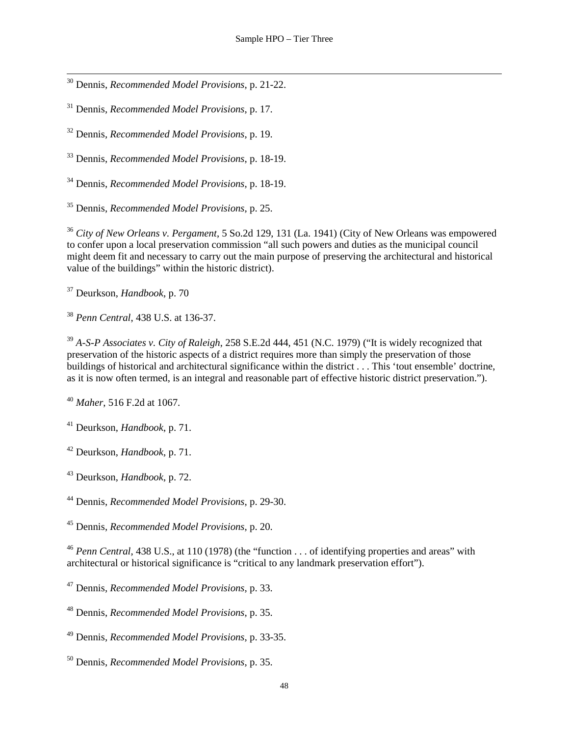[30] Dennis, *Recommended Model Provisions*, p. 21-22.

[31] Dennis, *Recommended Model Provisions*, p. 17.

[32] Dennis, *Recommended Model Provisions*, p. 19.

[33] Dennis, *Recommended Model Provisions*, p. 18-19.

[34] Dennis, *Recommended Model Provisions*, p. 18-19.

[35] Dennis, *Recommended Model Provisions*, p. 25.

[36] *City of New Orleans v. Pergament*, 5 So.2d 129, 131 (La. 1941) (City of New Orleans was empowered to confer upon a local preservation commission "all such powers and duties as the municipal council might deem fit and necessary to carry out the main purpose of preserving the architectural and historical value of the buildings" within the historic district).

[37] Deurkson, *Handbook*, p. 70

[38] *Penn Central*, 438 U.S. at 136-37.

[39] *A-S-P Associates v. City of Raleigh*, 258 S.E.2d 444, 451 (N.C. 1979) ("It is widely recognized that preservation of the historic aspects of a district requires more than simply the preservation of those buildings of historical and architectural significance within the district . . . This 'tout ensemble' doctrine, as it is now often termed, is an integral and reasonable part of effective historic district preservation.").

[40] *Maher*, 516 F.2d at 1067.

[41] Deurkson, *Handbook*, p. 71.

[42] Deurkson, *Handbook*, p. 71.

[43] Deurkson, *Handbook*, p. 72.

[44] Dennis, *Recommended Model Provisions*, p. 29-30.

[45] Dennis, *Recommended Model Provisions*, p. 20.

[46] *Penn Central*, 438 U.S., at 110 (1978) (the "function . . . of identifying properties and areas" with architectural or historical significance is "critical to any landmark preservation effort").

[47] Dennis, *Recommended Model Provisions*, p. 33.

[48] Dennis, *Recommended Model Provisions*, p. 35.

[49] Dennis, *Recommended Model Provisions*, p. 33-35.

[50] Dennis, *Recommended Model Provisions*, p. 35.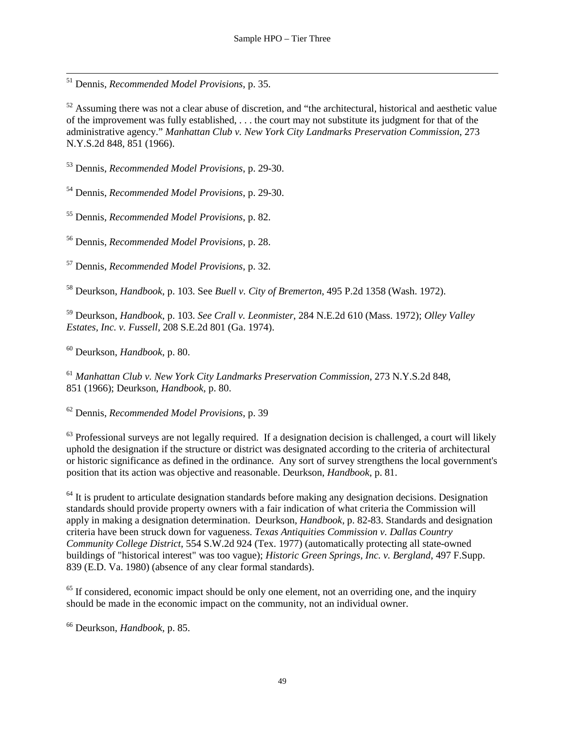[51] Dennis, *Recommended Model Provisions*, p. 35.

[52] Assuming there was not a clear abuse of discretion, and "the architectural, historical and aesthetic value of the improvement was fully established, . . . the court may not substitute its judgment for that of the administrative agency." *Manhattan Club v. New York City Landmarks Preservation Commission*, 273 N.Y.S.2d 848, 851 (1966).

[53] Dennis, *Recommended Model Provisions*, p. 29-30.

[54] Dennis, *Recommended Model Provisions*, p. 29-30.

[55] Dennis, *Recommended Model Provisions*, p. 82.

[56] Dennis, *Recommended Model Provisions*, p. 28.

[57] Dennis, *Recommended Model Provisions*, p. 32.

[58] Deurkson, *Handbook*, p. 103. See *Buell v. City of Bremerton*, 495 P.2d 1358 (Wash. 1972).

[59] Deurkson, *Handbook*, p. 103. *See Crall v. Leonmister*, 284 N.E.2d 610 (Mass. 1972); *Olley Valley Estates, Inc. v. Fussell*, 208 S.E.2d 801 (Ga. 1974).

[60] Deurkson, *Handbook*, p. 80.

[61] *Manhattan Club v. New York City Landmarks Preservation Commission*, 273 N.Y.S.2d 848, 851 (1966); Deurkson, *Handbook*, p. 80.

[62] Dennis, *Recommended Model Provisions*, p. 39

[63] Professional surveys are not legally required. If a designation decision is challenged, a court will likely uphold the designation if the structure or district was designated according to the criteria of architectural or historic significance as defined in the ordinance. Any sort of survey strengthens the local government's position that its action was objective and reasonable. Deurkson, *Handbook*, p. 81.

[64] It is prudent to articulate designation standards before making any designation decisions. Designation standards should provide property owners with a fair indication of what criteria the Commission will apply in making a designation determination. Deurkson, *Handbook*, p. 82-83. Standards and designation criteria have been struck down for vagueness. *Texas Antiquities Commission v. Dallas Country Community College District*, 554 S.W.2d 924 (Tex. 1977) (automatically protecting all state-owned buildings of "historical interest" was too vague); *Historic Green Springs, Inc. v. Bergland*, 497 F.Supp. 839 (E.D. Va. 1980) (absence of any clear formal standards).

[65] If considered, economic impact should be only one element, not an overriding one, and the inquiry should be made in the economic impact on the community, not an individual owner.

[66] Deurkson, *Handbook*, p. 85.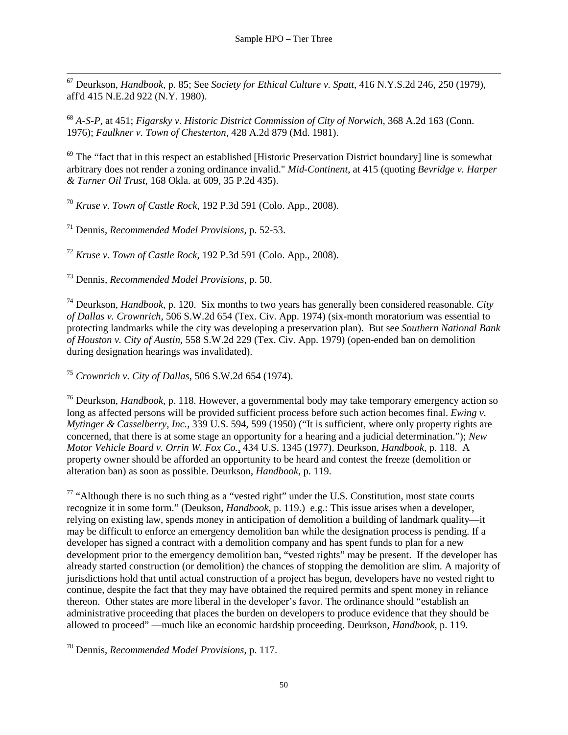[67] Deurkson, *Handbook*, p. 85; See *Society for Ethical Culture v. Spatt*, 416 N.Y.S.2d 246, 250 (1979), aff'd 415 N.E.2d 922 (N.Y. 1980).

[68] *A-S-P*, at 451; *Figarsky v. Historic District Commission of City of Norwich*, 368 A.2d 163 (Conn. 1976); *Faulkner v. Town of Chesterton*, 428 A.2d 879 (Md. 1981).

[69] The "fact that in this respect an established [Historic Preservation District boundary] line is somewhat arbitrary does not render a zoning ordinance invalid." *Mid-Continent*, at 415 (quoting *Bevridge v. Harper & Turner Oil Trust*, 168 Okla. at 609, 35 P.2d 435).

[70] *Kruse v. Town of Castle Rock*, 192 P.3d 591 (Colo. App., 2008).

[71] Dennis, *Recommended Model Provisions*, p. 52-53.

[72] *Kruse v. Town of Castle Rock*, 192 P.3d 591 (Colo. App., 2008).

[73] Dennis, *Recommended Model Provisions*, p. 50.

[74] Deurkson, *Handbook*, p. 120. Six months to two years has generally been considered reasonable. *City of Dallas v. Crownrich*, 506 S.W.2d 654 (Tex. Civ. App. 1974) (six-month moratorium was essential to protecting landmarks while the city was developing a preservation plan). But see *Southern National Bank of Houston v. City of Austin*, 558 S.W.2d 229 (Tex. Civ. App. 1979) (open-ended ban on demolition during designation hearings was invalidated).

[75] *Crownrich v. City of Dallas*, 506 S.W.2d 654 (1974).

[76] Deurkson, *Handbook*, p. 118. However, a governmental body may take temporary emergency action so long as affected persons will be provided sufficient process before such action becomes final. *Ewing v. Mytinger & Casselberry, Inc.*, 339 U.S. 594, 599 (1950) ("It is sufficient, where only property rights are concerned, that there is at some stage an opportunity for a hearing and a judicial determination."); *New Motor Vehicle Board v. Orrin W. Fox Co.*, 434 U.S. 1345 (1977). Deurkson, *Handbook*, p. 118. A property owner should be afforded an opportunity to be heard and contest the freeze (demolition or alteration ban) as soon as possible. Deurkson, *Handbook*, p. 119.

[77] "Although there is no such thing as a "vested right" under the U.S. Constitution, most state courts recognize it in some form." (Deukson, *Handbook*, p. 119.) e.g.: This issue arises when a developer, relying on existing law, spends money in anticipation of demolition a building of landmark quality—it may be difficult to enforce an emergency demolition ban while the designation process is pending. If a developer has signed a contract with a demolition company and has spent funds to plan for a new development prior to the emergency demolition ban, "vested rights" may be present. If the developer has already started construction (or demolition) the chances of stopping the demolition are slim. A majority of jurisdictions hold that until actual construction of a project has begun, developers have no vested right to continue, despite the fact that they may have obtained the required permits and spent money in reliance thereon. Other states are more liberal in the developer's favor. The ordinance should "establish an administrative proceeding that places the burden on developers to produce evidence that they should be allowed to proceed" —much like an economic hardship proceeding. Deurkson, *Handbook*, p. 119.

[78] Dennis, *Recommended Model Provisions*, p. 117.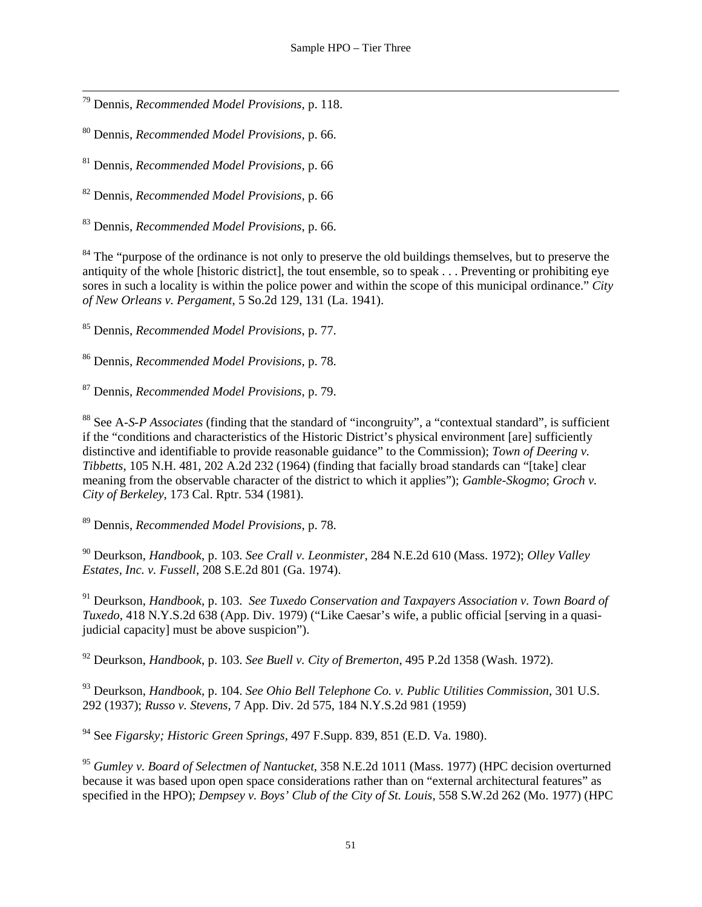[79] Dennis, *Recommended Model Provisions*, p. 118.

[80] Dennis, *Recommended Model Provisions*, p. 66.

[81] Dennis, *Recommended Model Provisions*, p. 66

[82] Dennis, *Recommended Model Provisions*, p. 66

[83] Dennis, *Recommended Model Provisions*, p. 66.

[84] The "purpose of the ordinance is not only to preserve the old buildings themselves, but to preserve the antiquity of the whole [historic district], the tout ensemble, so to speak . . . Preventing or prohibiting eye sores in such a locality is within the police power and within the scope of this municipal ordinance." *City of New Orleans v. Pergament*, 5 So.2d 129, 131 (La. 1941).

[85] Dennis, *Recommended Model Provisions*, p. 77.

[86] Dennis, *Recommended Model Provisions*, p. 78.

[87] Dennis, *Recommended Model Provisions*, p. 79.

[88] See A-*S-P Associates* (finding that the standard of "incongruity", a "contextual standard", is sufficient if the "conditions and characteristics of the Historic District's physical environment [are] sufficiently distinctive and identifiable to provide reasonable guidance" to the Commission); *Town of Deering v. Tibbetts*, 105 N.H. 481, 202 A.2d 232 (1964) (finding that facially broad standards can "[take] clear meaning from the observable character of the district to which it applies"); *Gamble-Skogmo*; *Groch v. City of Berkeley*, 173 Cal. Rptr. 534 (1981).

[89] Dennis, *Recommended Model Provisions*, p. 78.

[90] Deurkson, *Handbook*, p. 103. *See Crall v. Leonmister*, 284 N.E.2d 610 (Mass. 1972); *Olley Valley Estates, Inc. v. Fussell*, 208 S.E.2d 801 (Ga. 1974).

[91] Deurkson, *Handbook*, p. 103. *See Tuxedo Conservation and Taxpayers Association v. Town Board of Tuxedo*, 418 N.Y.S.2d 638 (App. Div. 1979) ("Like Caesar's wife, a public official [serving in a quasi-judicial capacity] must be above suspicion").

[92] Deurkson, *Handbook*, p. 103. *See Buell v. City of Bremerton*, 495 P.2d 1358 (Wash. 1972).

[93] Deurkson, *Handbook*, p. 104. *See Ohio Bell Telephone Co. v. Public Utilities Commission*, 301 U.S. 292 (1937); *Russo v. Stevens*, 7 App. Div. 2d 575, 184 N.Y.S.2d 981 (1959)

[94] See *Figarsky; Historic Green Springs*, 497 F.Supp. 839, 851 (E.D. Va. 1980).

[95] *Gumley v. Board of Selectmen of Nantucket*, 358 N.E.2d 1011 (Mass. 1977) (HPC decision overturned because it was based upon open space considerations rather than on "external architectural features" as specified in the HPO); *Dempsey v. Boys' Club of the City of St. Louis*, 558 S.W.2d 262 (Mo. 1977) (HPC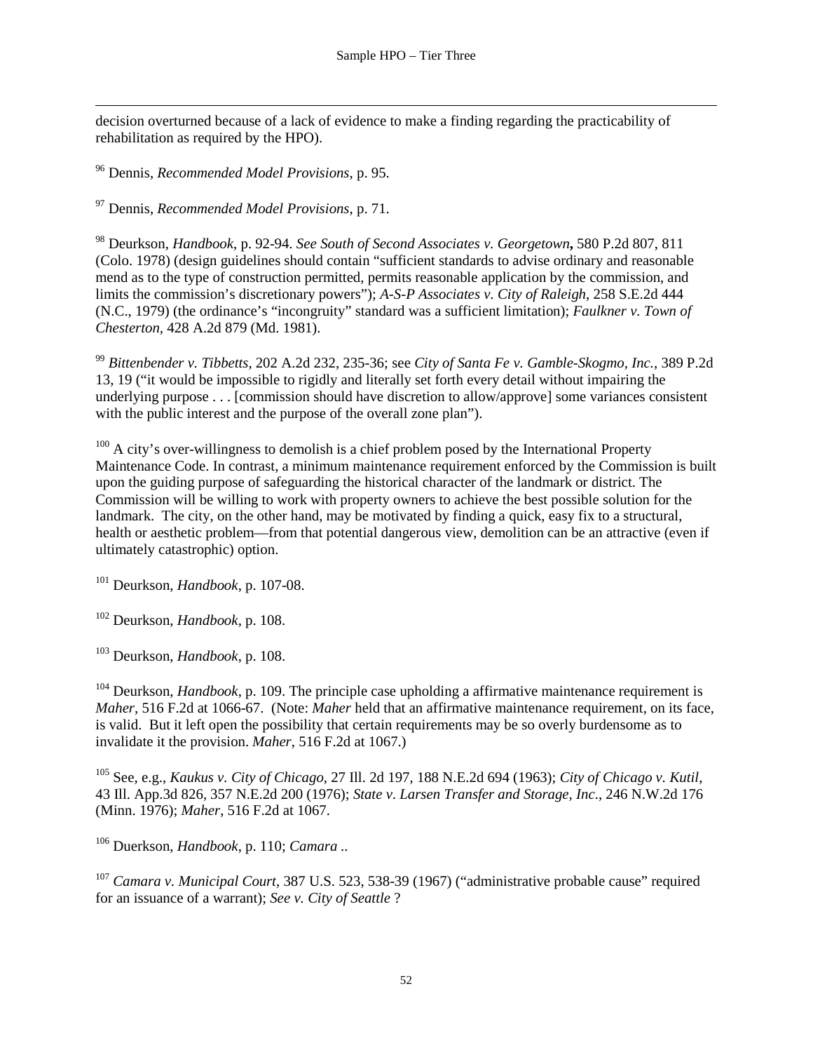decision overturned because of a lack of evidence to make a finding regarding the practicability of rehabilitation as required by the HPO).

[96] Dennis, *Recommended Model Provisions*, p. 95.

[97] Dennis, *Recommended Model Provisions*, p. 71.

[98] Deurkson, *Handbook*, p. 92-94. *See South of Second Associates v. Georgetown***,** 580 P.2d 807, 811 (Colo. 1978) (design guidelines should contain "sufficient standards to advise ordinary and reasonable mend as to the type of construction permitted, permits reasonable application by the commission, and limits the commission's discretionary powers"); *A-S-P Associates v. City of Raleigh*, 258 S.E.2d 444 (N.C., 1979) (the ordinance's "incongruity" standard was a sufficient limitation); *Faulkner v. Town of Chesterton*, 428 A.2d 879 (Md. 1981).

[99] *Bittenbender v. Tibbetts*, 202 A.2d 232, 235-36; see *City of Santa Fe v. Gamble-Skogmo, Inc.*, 389 P.2d 13, 19 ("it would be impossible to rigidly and literally set forth every detail without impairing the underlying purpose . . . [commission should have discretion to allow/approve] some variances consistent with the public interest and the purpose of the overall zone plan").

[100] A city's over-willingness to demolish is a chief problem posed by the International Property Maintenance Code. In contrast, a minimum maintenance requirement enforced by the Commission is built upon the guiding purpose of safeguarding the historical character of the landmark or district. The Commission will be willing to work with property owners to achieve the best possible solution for the landmark. The city, on the other hand, may be motivated by finding a quick, easy fix to a structural, health or aesthetic problem—from that potential dangerous view, demolition can be an attractive (even if ultimately catastrophic) option.

[101] Deurkson, *Handbook*, p. 107-08.

[102] Deurkson, *Handbook*, p. 108.

[103] Deurkson, *Handbook*, p. 108.

[104] Deurkson, *Handbook*, p. 109. The principle case upholding a affirmative maintenance requirement is *Maher*, 516 F.2d at 1066-67. (Note: *Maher* held that an affirmative maintenance requirement, on its face, is valid. But it left open the possibility that certain requirements may be so overly burdensome as to invalidate it the provision. *Maher*, 516 F.2d at 1067.)

[105] See, e.g., *Kaukus v. City of Chicago*, 27 Ill. 2d 197, 188 N.E.2d 694 (1963); *City of Chicago v. Kutil*, 43 Ill. App.3d 826, 357 N.E.2d 200 (1976); *State v. Larsen Transfer and Storage, Inc*., 246 N.W.2d 176 (Minn. 1976); *Maher*, 516 F.2d at 1067.

[106] Duerkson, *Handbook*, p. 110; *Camara* ..

[107] *Camara v. Municipal Court*, 387 U.S. 523, 538-39 (1967) ("administrative probable cause" required for an issuance of a warrant); *See v. City of Seattle* ?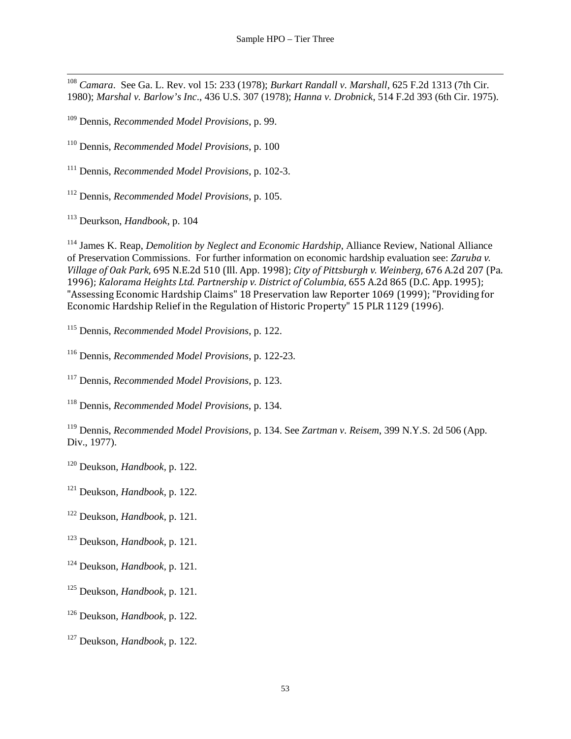[108] *Camara*. See Ga. L. Rev. vol 15: 233 (1978); *Burkart Randall v. Marshall*, 625 F.2d 1313 (7th Cir. 1980); *Marshal v. Barlow's Inc*., 436 U.S. 307 (1978); *Hanna v. Drobnick*, 514 F.2d 393 (6th Cir. 1975).

[109] Dennis, *Recommended Model Provisions*, p. 99.

[110] Dennis, *Recommended Model Provisions*, p. 100

[111] Dennis, *Recommended Model Provisions*, p. 102-3.

[112] Dennis, *Recommended Model Provisions*, p. 105.

[113] Deurkson, *Handbook*, p. 104

[114] James K. Reap, *Demolition by Neglect and Economic Hardship*, Alliance Review, National Alliance of Preservation Commissions. For further information on economic hardship evaluation see: *Zaruba v. Village of Oak Park,* 695 N.E.2d 510 (Ill. App. 1998); *City of Pittsburgh v. Weinberg,* 676 A.2d 207 (Pa. 1996); *Kalorama Heights Ltd. Partnership v. District of Columbia,* 655 A.2d 865 (D.C. App. 1995); "Assessing Economic Hardship Claims" 18 Preservation law Reporter 1069 (1999); "Providing for Economic Hardship Relief in the Regulation of Historic Property" 15 PLR 1129 (1996).

[115] Dennis, *Recommended Model Provisions*, p. 122.

[116] Dennis, *Recommended Model Provisions*, p. 122-23.

[117] Dennis, *Recommended Model Provisions*, p. 123.

[118] Dennis, *Recommended Model Provisions*, p. 134.

[119] Dennis, *Recommended Model Provisions*, p. 134. See *Zartman v. Reisem*, 399 N.Y.S. 2d 506 (App. Div., 1977).

[120] Deukson, *Handbook*, p. 122.

[121] Deukson, *Handbook*, p. 122.

[122] Deukson, *Handbook*, p. 121.

[123] Deukson, *Handbook*, p. 121.

[124] Deukson, *Handbook*, p. 121.

[125] Deukson, *Handbook*, p. 121.

[126] Deukson, *Handbook*, p. 122.

[127] Deukson, *Handbook*, p. 122.